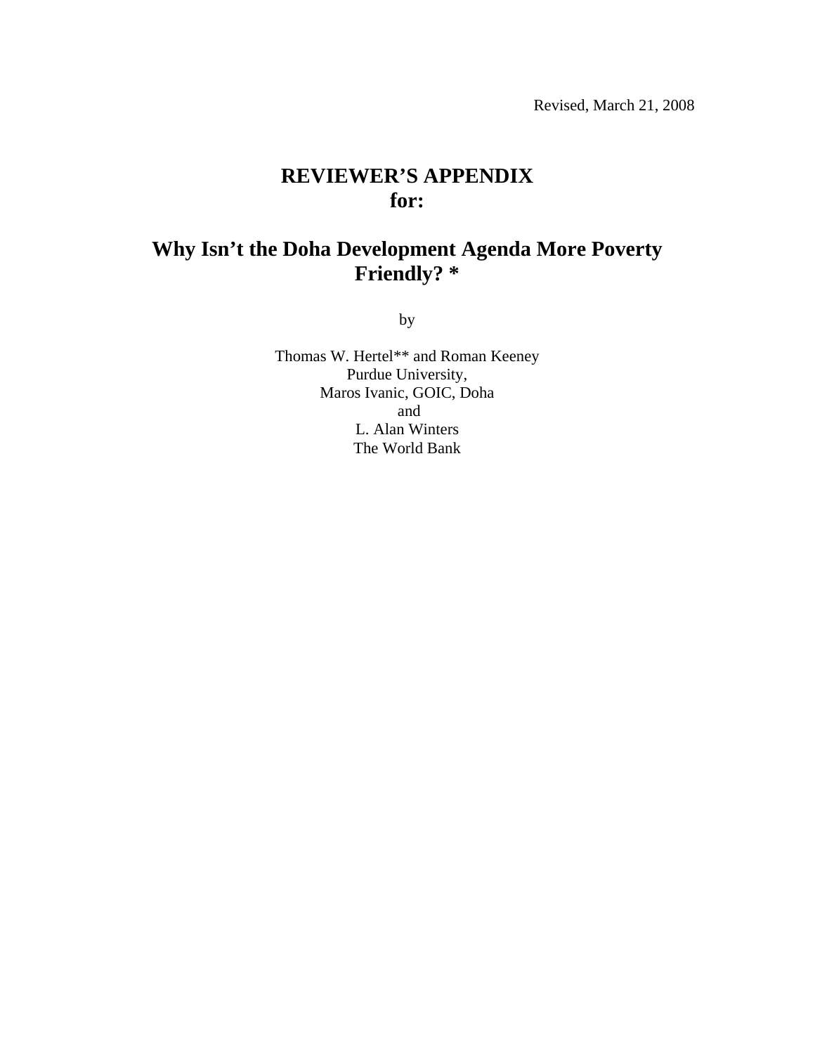Revised, March 21, 2008

# REVIEWER'S APPENDIX
# for:

# Why Isn't the Doha Development Agenda More Poverty Friendly? *

by

Thomas W. Hertel** and Roman Keeney
Purdue University,
Maros Ivanic, GOIC, Doha
and
L. Alan Winters
The World Bank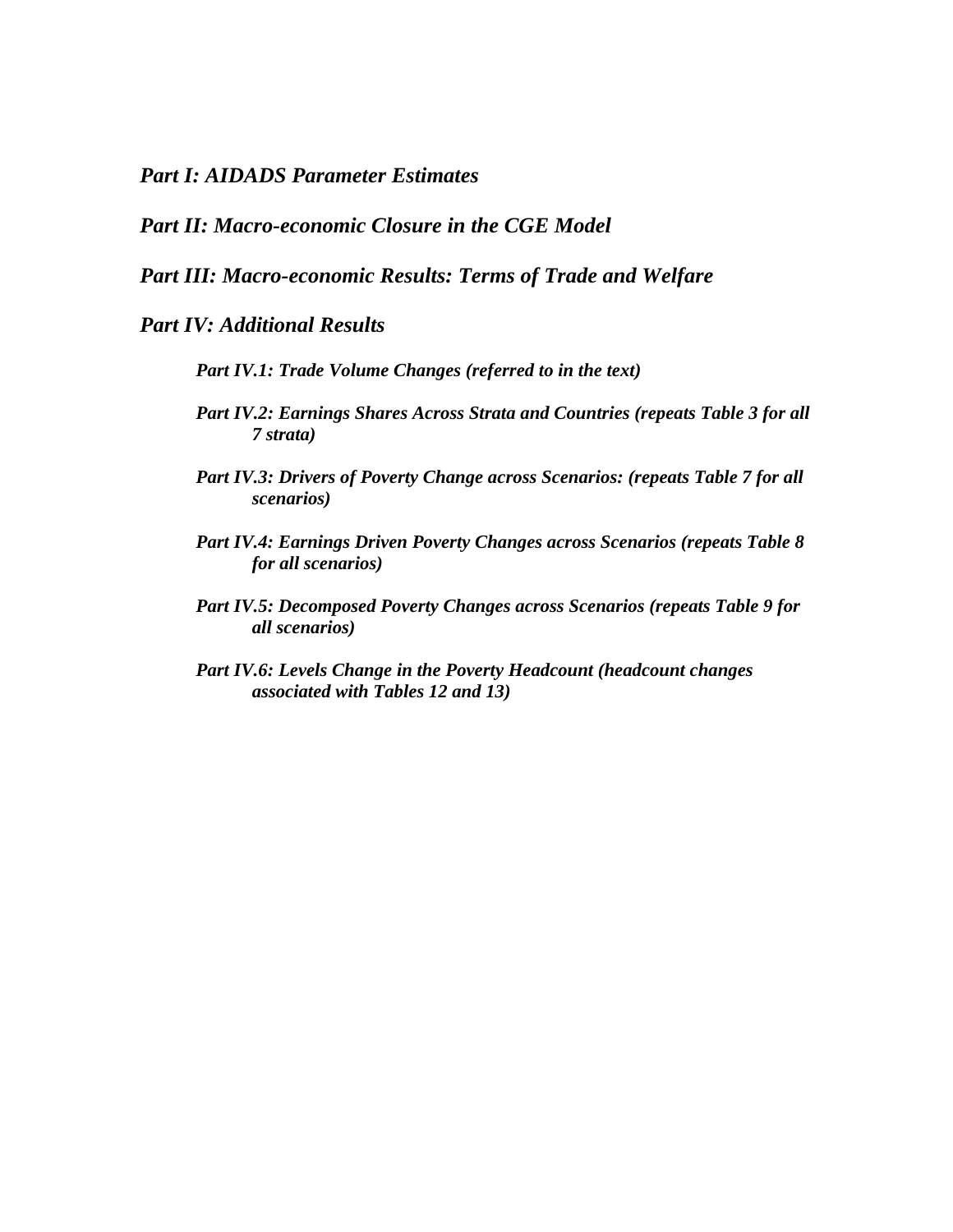***Part I: AIDADS Parameter Estimates***

***Part II: Macro-economic Closure in the CGE Model***

***Part III: Macro-economic Results: Terms of Trade and Welfare***

***Part IV: Additional Results***

- ***Part IV.1: Trade Volume Changes (referred to in the text)***
- ***Part IV.2: Earnings Shares Across Strata and Countries (repeats Table 3 for all 7 strata)***
- ***Part IV.3: Drivers of Poverty Change across Scenarios: (repeats Table 7 for all scenarios)***
- ***Part IV.4: Earnings Driven Poverty Changes across Scenarios (repeats Table 8 for all scenarios)***
- ***Part IV.5: Decomposed Poverty Changes across Scenarios (repeats Table 9 for all scenarios)***
- ***Part IV.6: Levels Change in the Poverty Headcount (headcount changes associated with Tables 12 and 13)***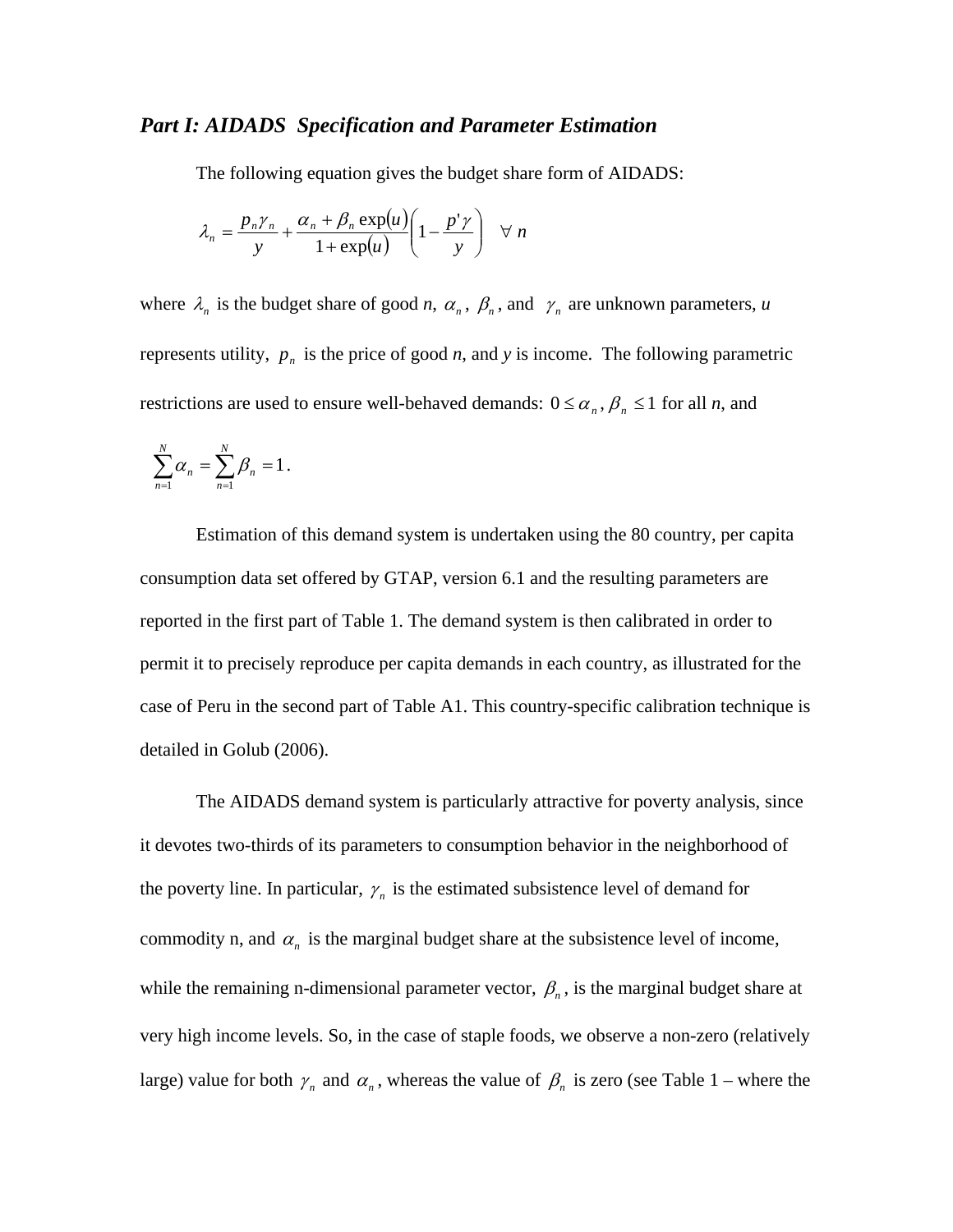### *Part I: AIDADS Specification and Parameter Estimation*

The following equation gives the budget share form of AIDADS:

$$\lambda_n = \frac{p_n \gamma_n}{y} + \frac{\alpha_n + \beta_n \exp(u)}{1 + \exp(u)}\left(1 - \frac{p'\gamma}{y}\right) \quad \forall\ n$$

where $\lambda_n$ is the budget share of good *n*, $\alpha_n$, $\beta_n$, and $\gamma_n$ are unknown parameters, *u* represents utility, $p_n$ is the price of good *n*, and *y* is income. The following parametric restrictions are used to ensure well-behaved demands: $0 \leq \alpha_n, \beta_n \leq 1$ for all *n*, and $\sum_{n=1}^{N} \alpha_n = \sum_{n=1}^{N} \beta_n = 1$.

Estimation of this demand system is undertaken using the 80 country, per capita consumption data set offered by GTAP, version 6.1 and the resulting parameters are reported in the first part of Table 1. The demand system is then calibrated in order to permit it to precisely reproduce per capita demands in each country, as illustrated for the case of Peru in the second part of Table A1. This country-specific calibration technique is detailed in Golub (2006).

The AIDADS demand system is particularly attractive for poverty analysis, since it devotes two-thirds of its parameters to consumption behavior in the neighborhood of the poverty line. In particular, $\gamma_n$ is the estimated subsistence level of demand for commodity n, and $\alpha_n$ is the marginal budget share at the subsistence level of income, while the remaining n-dimensional parameter vector, $\beta_n$, is the marginal budget share at very high income levels. So, in the case of staple foods, we observe a non-zero (relatively large) value for both $\gamma_n$ and $\alpha_n$, whereas the value of $\beta_n$ is zero (see Table 1 – where the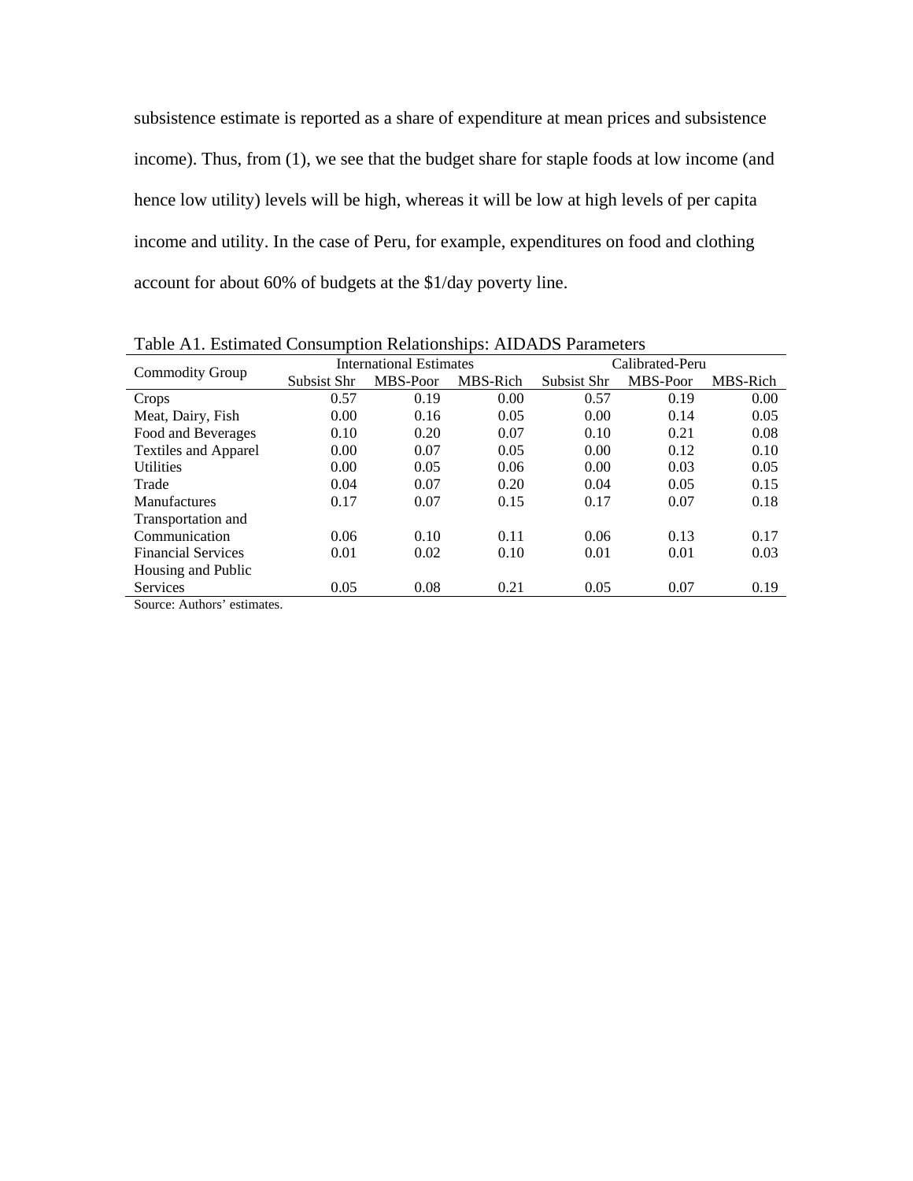subsistence estimate is reported as a share of expenditure at mean prices and subsistence income). Thus, from (1), we see that the budget share for staple foods at low income (and hence low utility) levels will be high, whereas it will be low at high levels of per capita income and utility. In the case of Peru, for example, expenditures on food and clothing account for about 60% of budgets at the $1/day poverty line.

Table A1. Estimated Consumption Relationships: AIDADS Parameters

| Commodity Group | International Estimates | | | Calibrated-Peru | | |
|---|---|---|---|---|---|---|
| | Subsist Shr | MBS-Poor | MBS-Rich | Subsist Shr | MBS-Poor | MBS-Rich |
| Crops | 0.57 | 0.19 | 0.00 | 0.57 | 0.19 | 0.00 |
| Meat, Dairy, Fish | 0.00 | 0.16 | 0.05 | 0.00 | 0.14 | 0.05 |
| Food and Beverages | 0.10 | 0.20 | 0.07 | 0.10 | 0.21 | 0.08 |
| Textiles and Apparel | 0.00 | 0.07 | 0.05 | 0.00 | 0.12 | 0.10 |
| Utilities | 0.00 | 0.05 | 0.06 | 0.00 | 0.03 | 0.05 |
| Trade | 0.04 | 0.07 | 0.20 | 0.04 | 0.05 | 0.15 |
| Manufactures | 0.17 | 0.07 | 0.15 | 0.17 | 0.07 | 0.18 |
| Transportation and Communication | 0.06 | 0.10 | 0.11 | 0.06 | 0.13 | 0.17 |
| Financial Services | 0.01 | 0.02 | 0.10 | 0.01 | 0.01 | 0.03 |
| Housing and Public Services | 0.05 | 0.08 | 0.21 | 0.05 | 0.07 | 0.19 |

Source: Authors' estimates.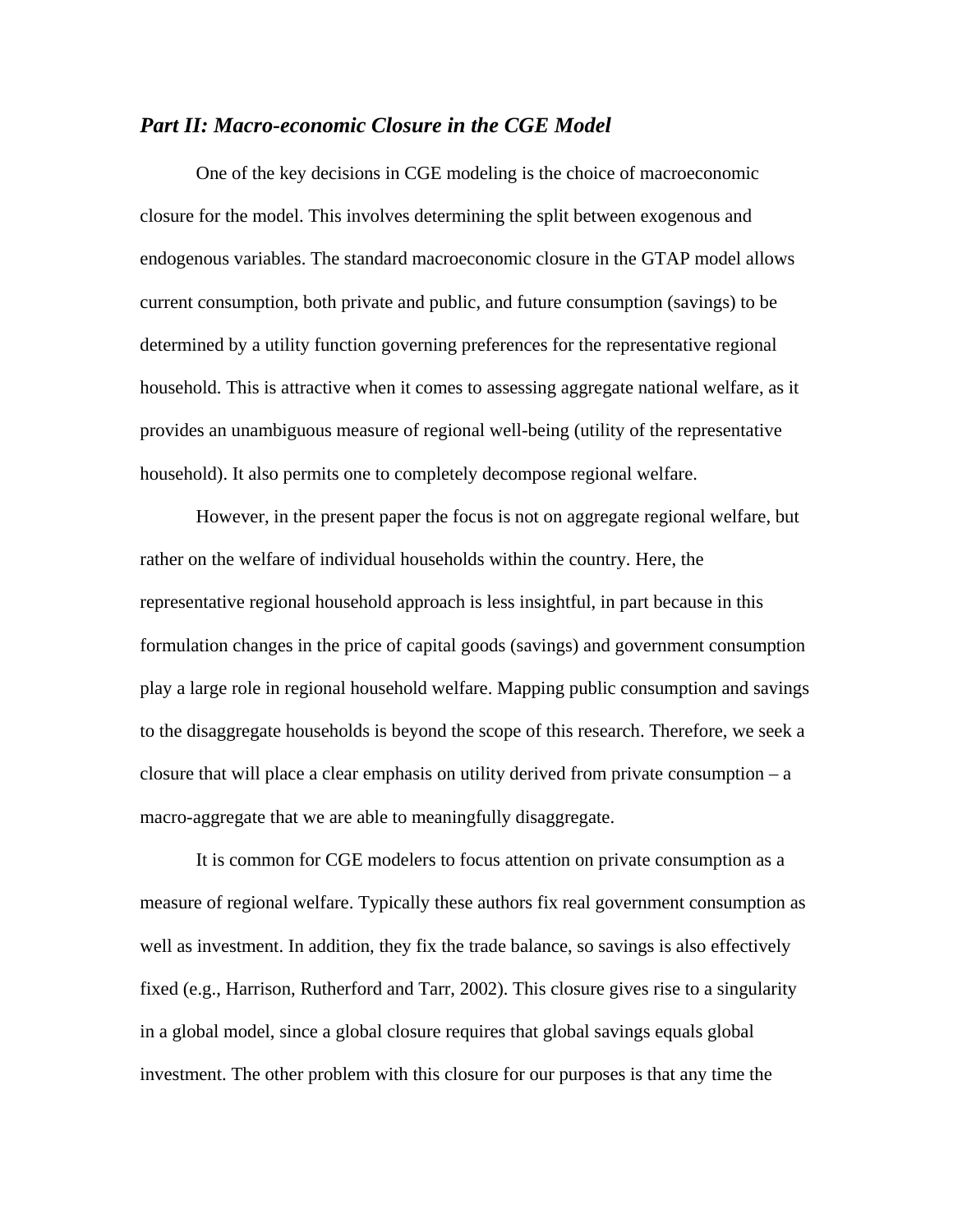## *Part II: Macro-economic Closure in the CGE Model*

One of the key decisions in CGE modeling is the choice of macroeconomic closure for the model. This involves determining the split between exogenous and endogenous variables. The standard macroeconomic closure in the GTAP model allows current consumption, both private and public, and future consumption (savings) to be determined by a utility function governing preferences for the representative regional household. This is attractive when it comes to assessing aggregate national welfare, as it provides an unambiguous measure of regional well-being (utility of the representative household). It also permits one to completely decompose regional welfare.

However, in the present paper the focus is not on aggregate regional welfare, but rather on the welfare of individual households within the country. Here, the representative regional household approach is less insightful, in part because in this formulation changes in the price of capital goods (savings) and government consumption play a large role in regional household welfare. Mapping public consumption and savings to the disaggregate households is beyond the scope of this research. Therefore, we seek a closure that will place a clear emphasis on utility derived from private consumption – a macro-aggregate that we are able to meaningfully disaggregate.

It is common for CGE modelers to focus attention on private consumption as a measure of regional welfare. Typically these authors fix real government consumption as well as investment. In addition, they fix the trade balance, so savings is also effectively fixed (e.g., Harrison, Rutherford and Tarr, 2002). This closure gives rise to a singularity in a global model, since a global closure requires that global savings equals global investment. The other problem with this closure for our purposes is that any time the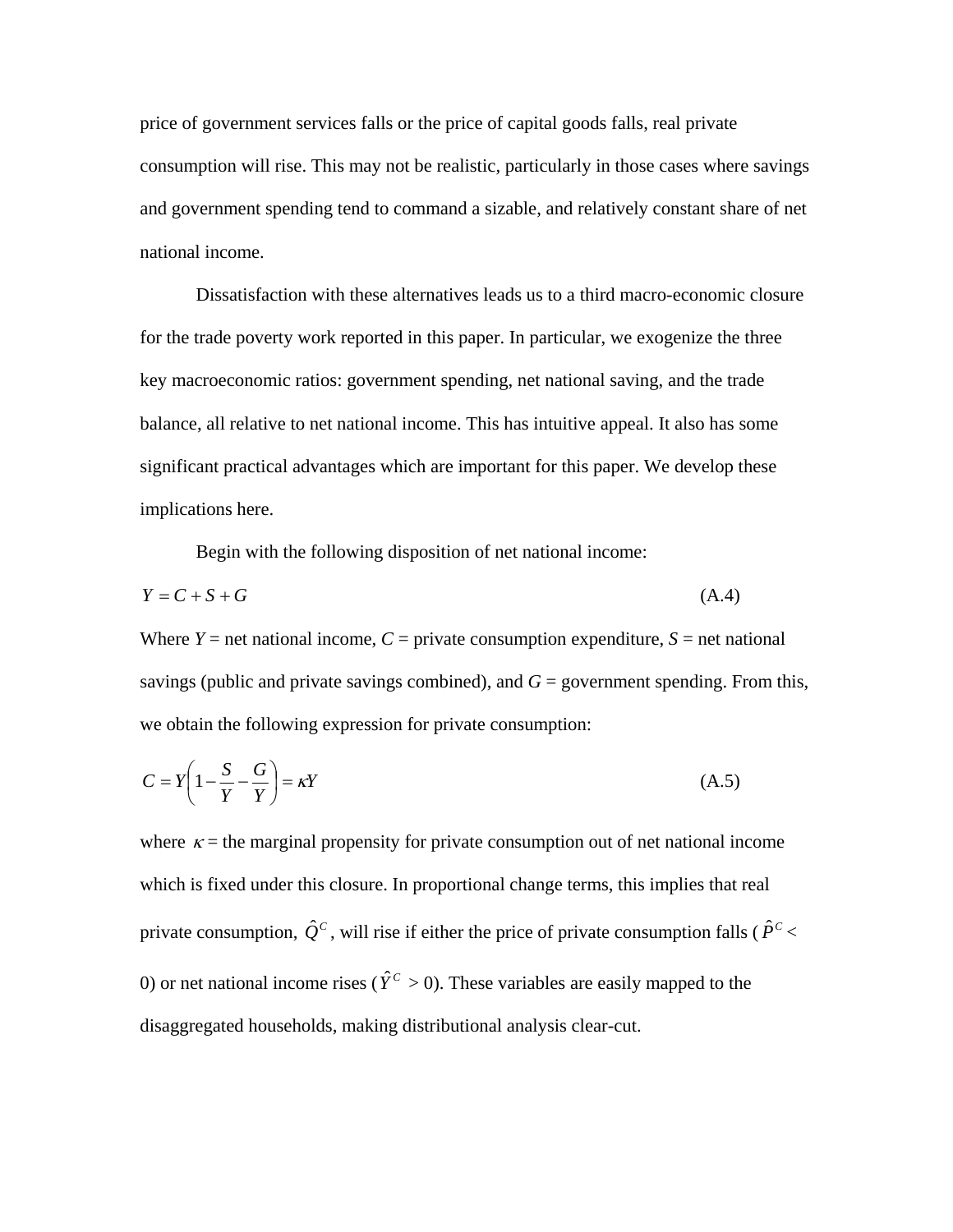price of government services falls or the price of capital goods falls, real private consumption will rise. This may not be realistic, particularly in those cases where savings and government spending tend to command a sizable, and relatively constant share of net national income.

Dissatisfaction with these alternatives leads us to a third macro-economic closure for the trade poverty work reported in this paper. In particular, we exogenize the three key macroeconomic ratios: government spending, net national saving, and the trade balance, all relative to net national income. This has intuitive appeal. It also has some significant practical advantages which are important for this paper. We develop these implications here.

Begin with the following disposition of net national income:

$$Y = C + S + G \tag{A.4}$$

Where $Y$ = net national income, $C$ = private consumption expenditure, $S$ = net national savings (public and private savings combined), and $G$ = government spending. From this, we obtain the following expression for private consumption:

$$C = Y\left(1 - \frac{S}{Y} - \frac{G}{Y}\right) = \kappa Y \tag{A.5}$$

where $\kappa$ = the marginal propensity for private consumption out of net national income which is fixed under this closure. In proportional change terms, this implies that real private consumption, $\hat{Q}^C$, will rise if either the price of private consumption falls ($\hat{P}^C <$ 0) or net national income rises ($\hat{Y}^C > 0$). These variables are easily mapped to the disaggregated households, making distributional analysis clear-cut.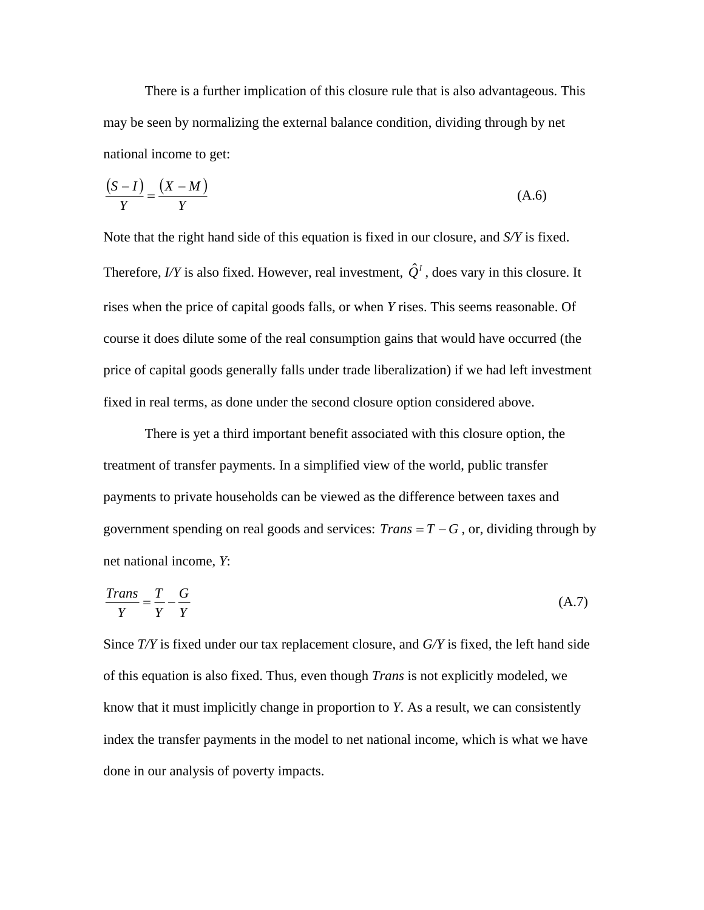There is a further implication of this closure rule that is also advantageous. This may be seen by normalizing the external balance condition, dividing through by net national income to get:

$$\frac{(S-I)}{Y} = \frac{(X-M)}{Y} \tag{A.6}$$

Note that the right hand side of this equation is fixed in our closure, and *S/Y* is fixed. Therefore, *I/Y* is also fixed. However, real investment, $\hat{Q}^I$, does vary in this closure. It rises when the price of capital goods falls, or when *Y* rises. This seems reasonable. Of course it does dilute some of the real consumption gains that would have occurred (the price of capital goods generally falls under trade liberalization) if we had left investment fixed in real terms, as done under the second closure option considered above.

There is yet a third important benefit associated with this closure option, the treatment of transfer payments. In a simplified view of the world, public transfer payments to private households can be viewed as the difference between taxes and government spending on real goods and services: $Trans = T - G$, or, dividing through by net national income, *Y*:

$$\frac{Trans}{Y} = \frac{T}{Y} - \frac{G}{Y} \tag{A.7}$$

Since *T/Y* is fixed under our tax replacement closure, and *G/Y* is fixed, the left hand side of this equation is also fixed. Thus, even though *Trans* is not explicitly modeled, we know that it must implicitly change in proportion to *Y*. As a result, we can consistently index the transfer payments in the model to net national income, which is what we have done in our analysis of poverty impacts.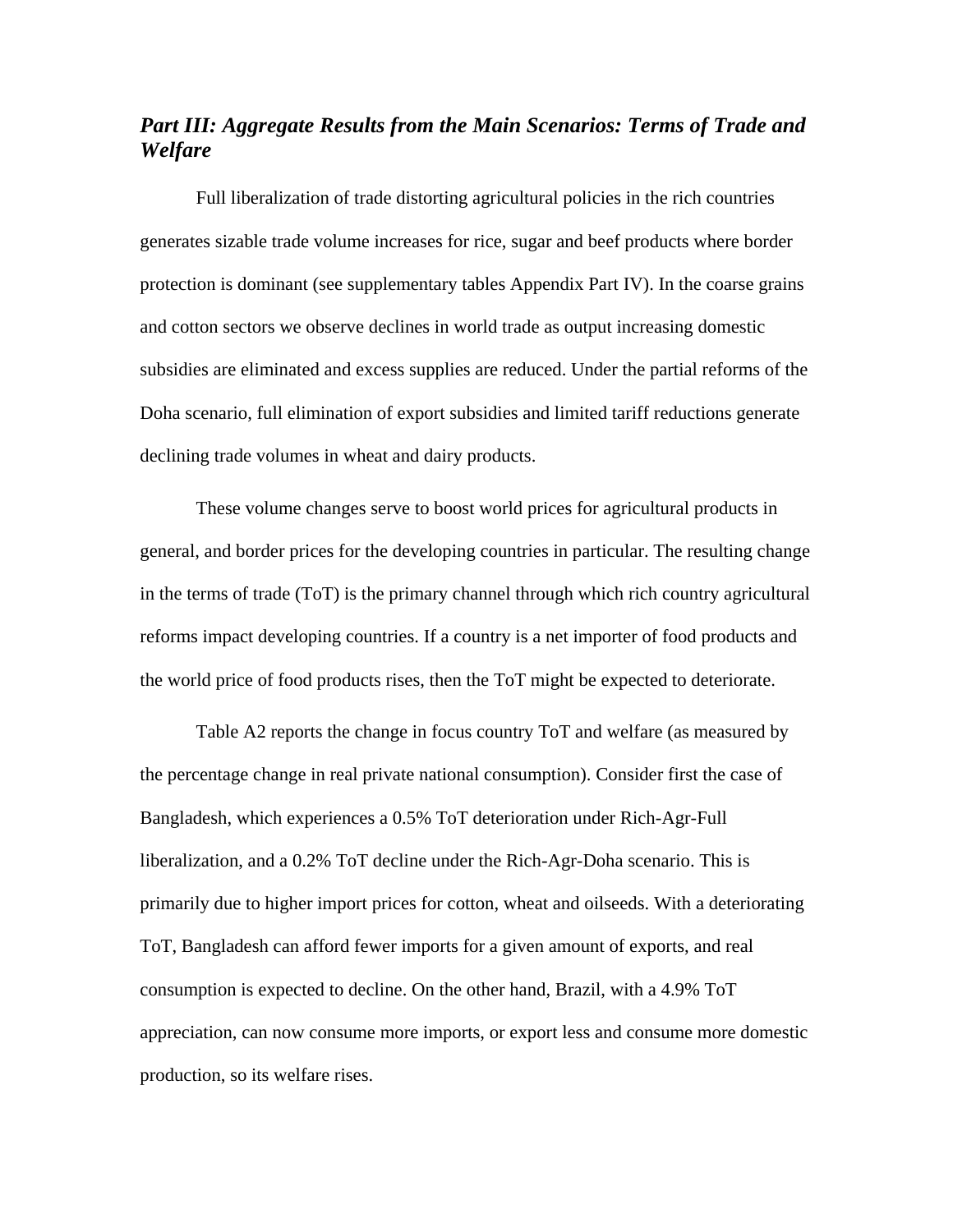## *Part III: Aggregate Results from the Main Scenarios: Terms of Trade and Welfare*

Full liberalization of trade distorting agricultural policies in the rich countries generates sizable trade volume increases for rice, sugar and beef products where border protection is dominant (see supplementary tables Appendix Part IV). In the coarse grains and cotton sectors we observe declines in world trade as output increasing domestic subsidies are eliminated and excess supplies are reduced. Under the partial reforms of the Doha scenario, full elimination of export subsidies and limited tariff reductions generate declining trade volumes in wheat and dairy products.

These volume changes serve to boost world prices for agricultural products in general, and border prices for the developing countries in particular. The resulting change in the terms of trade (ToT) is the primary channel through which rich country agricultural reforms impact developing countries. If a country is a net importer of food products and the world price of food products rises, then the ToT might be expected to deteriorate.

Table A2 reports the change in focus country ToT and welfare (as measured by the percentage change in real private national consumption). Consider first the case of Bangladesh, which experiences a 0.5% ToT deterioration under Rich-Agr-Full liberalization, and a 0.2% ToT decline under the Rich-Agr-Doha scenario. This is primarily due to higher import prices for cotton, wheat and oilseeds. With a deteriorating ToT, Bangladesh can afford fewer imports for a given amount of exports, and real consumption is expected to decline. On the other hand, Brazil, with a 4.9% ToT appreciation, can now consume more imports, or export less and consume more domestic production, so its welfare rises.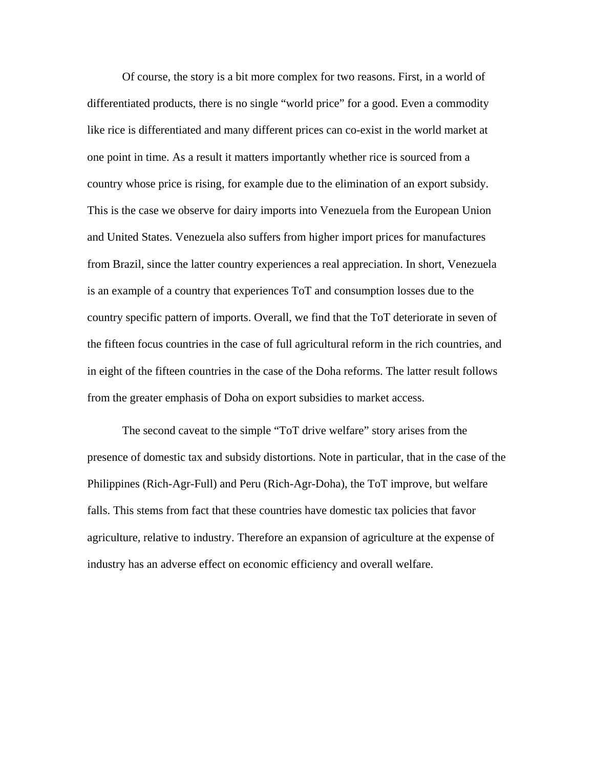Of course, the story is a bit more complex for two reasons. First, in a world of differentiated products, there is no single "world price" for a good. Even a commodity like rice is differentiated and many different prices can co-exist in the world market at one point in time. As a result it matters importantly whether rice is sourced from a country whose price is rising, for example due to the elimination of an export subsidy. This is the case we observe for dairy imports into Venezuela from the European Union and United States. Venezuela also suffers from higher import prices for manufactures from Brazil, since the latter country experiences a real appreciation. In short, Venezuela is an example of a country that experiences ToT and consumption losses due to the country specific pattern of imports. Overall, we find that the ToT deteriorate in seven of the fifteen focus countries in the case of full agricultural reform in the rich countries, and in eight of the fifteen countries in the case of the Doha reforms. The latter result follows from the greater emphasis of Doha on export subsidies to market access.

The second caveat to the simple "ToT drive welfare" story arises from the presence of domestic tax and subsidy distortions. Note in particular, that in the case of the Philippines (Rich-Agr-Full) and Peru (Rich-Agr-Doha), the ToT improve, but welfare falls. This stems from fact that these countries have domestic tax policies that favor agriculture, relative to industry. Therefore an expansion of agriculture at the expense of industry has an adverse effect on economic efficiency and overall welfare.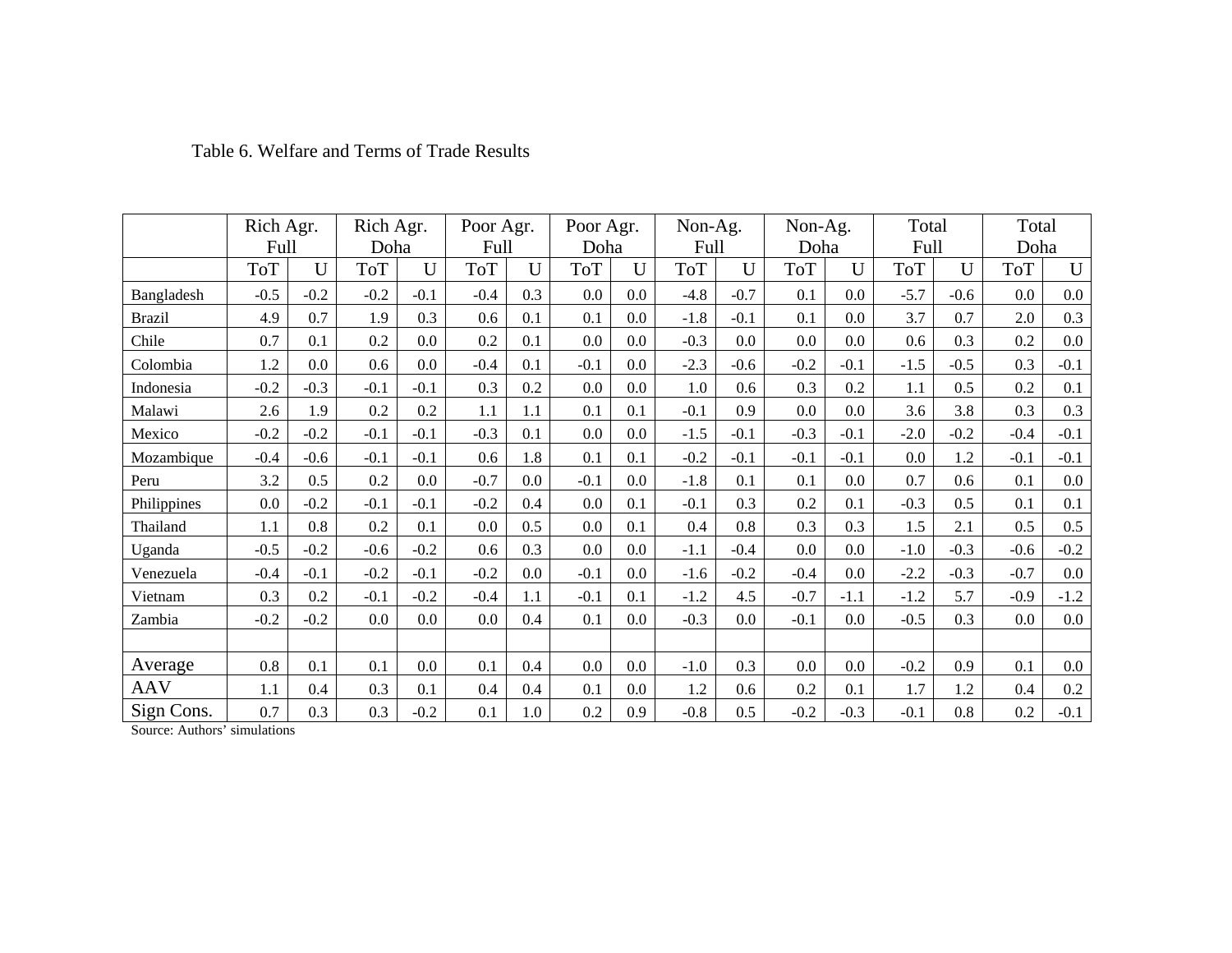Table 6. Welfare and Terms of Trade Results

| | Rich Agr. Full | | Rich Agr. Doha | | Poor Agr. Full | | Poor Agr. Doha | | Non-Ag. Full | | Non-Ag. Doha | | Total Full | | Total Doha | |
|---|---|---|---|---|---|---|---|---|---|---|---|---|---|---|---|---|
| | ToT | U | ToT | U | ToT | U | ToT | U | ToT | U | ToT | U | ToT | U | ToT | U |
| Bangladesh | -0.5 | -0.2 | -0.2 | -0.1 | -0.4 | 0.3 | 0.0 | 0.0 | -4.8 | -0.7 | 0.1 | 0.0 | -5.7 | -0.6 | 0.0 | 0.0 |
| Brazil | 4.9 | 0.7 | 1.9 | 0.3 | 0.6 | 0.1 | 0.1 | 0.0 | -1.8 | -0.1 | 0.1 | 0.0 | 3.7 | 0.7 | 2.0 | 0.3 |
| Chile | 0.7 | 0.1 | 0.2 | 0.0 | 0.2 | 0.1 | 0.0 | 0.0 | -0.3 | 0.0 | 0.0 | 0.0 | 0.6 | 0.3 | 0.2 | 0.0 |
| Colombia | 1.2 | 0.0 | 0.6 | 0.0 | -0.4 | 0.1 | -0.1 | 0.0 | -2.3 | -0.6 | -0.2 | -0.1 | -1.5 | -0.5 | 0.3 | -0.1 |
| Indonesia | -0.2 | -0.3 | -0.1 | -0.1 | 0.3 | 0.2 | 0.0 | 0.0 | 1.0 | 0.6 | 0.3 | 0.2 | 1.1 | 0.5 | 0.2 | 0.1 |
| Malawi | 2.6 | 1.9 | 0.2 | 0.2 | 1.1 | 1.1 | 0.1 | 0.1 | -0.1 | 0.9 | 0.0 | 0.0 | 3.6 | 3.8 | 0.3 | 0.3 |
| Mexico | -0.2 | -0.2 | -0.1 | -0.1 | -0.3 | 0.1 | 0.0 | 0.0 | -1.5 | -0.1 | -0.3 | -0.1 | -2.0 | -0.2 | -0.4 | -0.1 |
| Mozambique | -0.4 | -0.6 | -0.1 | -0.1 | 0.6 | 1.8 | 0.1 | 0.1 | -0.2 | -0.1 | -0.1 | -0.1 | 0.0 | 1.2 | -0.1 | -0.1 |
| Peru | 3.2 | 0.5 | 0.2 | 0.0 | -0.7 | 0.0 | -0.1 | 0.0 | -1.8 | 0.1 | 0.1 | 0.0 | 0.7 | 0.6 | 0.1 | 0.0 |
| Philippines | 0.0 | -0.2 | -0.1 | -0.1 | -0.2 | 0.4 | 0.0 | 0.1 | -0.1 | 0.3 | 0.2 | 0.1 | -0.3 | 0.5 | 0.1 | 0.1 |
| Thailand | 1.1 | 0.8 | 0.2 | 0.1 | 0.0 | 0.5 | 0.0 | 0.1 | 0.4 | 0.8 | 0.3 | 0.3 | 1.5 | 2.1 | 0.5 | 0.5 |
| Uganda | -0.5 | -0.2 | -0.6 | -0.2 | 0.6 | 0.3 | 0.0 | 0.0 | -1.1 | -0.4 | 0.0 | 0.0 | -1.0 | -0.3 | -0.6 | -0.2 |
| Venezuela | -0.4 | -0.1 | -0.2 | -0.1 | -0.2 | 0.0 | -0.1 | 0.0 | -1.6 | -0.2 | -0.4 | 0.0 | -2.2 | -0.3 | -0.7 | 0.0 |
| Vietnam | 0.3 | 0.2 | -0.1 | -0.2 | -0.4 | 1.1 | -0.1 | 0.1 | -1.2 | 4.5 | -0.7 | -1.1 | -1.2 | 5.7 | -0.9 | -1.2 |
| Zambia | -0.2 | -0.2 | 0.0 | 0.0 | 0.0 | 0.4 | 0.1 | 0.0 | -0.3 | 0.0 | -0.1 | 0.0 | -0.5 | 0.3 | 0.0 | 0.0 |
| | | | | | | | | | | | | | | | | |
| Average | 0.8 | 0.1 | 0.1 | 0.0 | 0.1 | 0.4 | 0.0 | 0.0 | -1.0 | 0.3 | 0.0 | 0.0 | -0.2 | 0.9 | 0.1 | 0.0 |
| AAV | 1.1 | 0.4 | 0.3 | 0.1 | 0.4 | 0.4 | 0.1 | 0.0 | 1.2 | 0.6 | 0.2 | 0.1 | 1.7 | 1.2 | 0.4 | 0.2 |
| Sign Cons. | 0.7 | 0.3 | 0.3 | -0.2 | 0.1 | 1.0 | 0.2 | 0.9 | -0.8 | 0.5 | -0.2 | -0.3 | -0.1 | 0.8 | 0.2 | -0.1 |

Source: Authors' simulations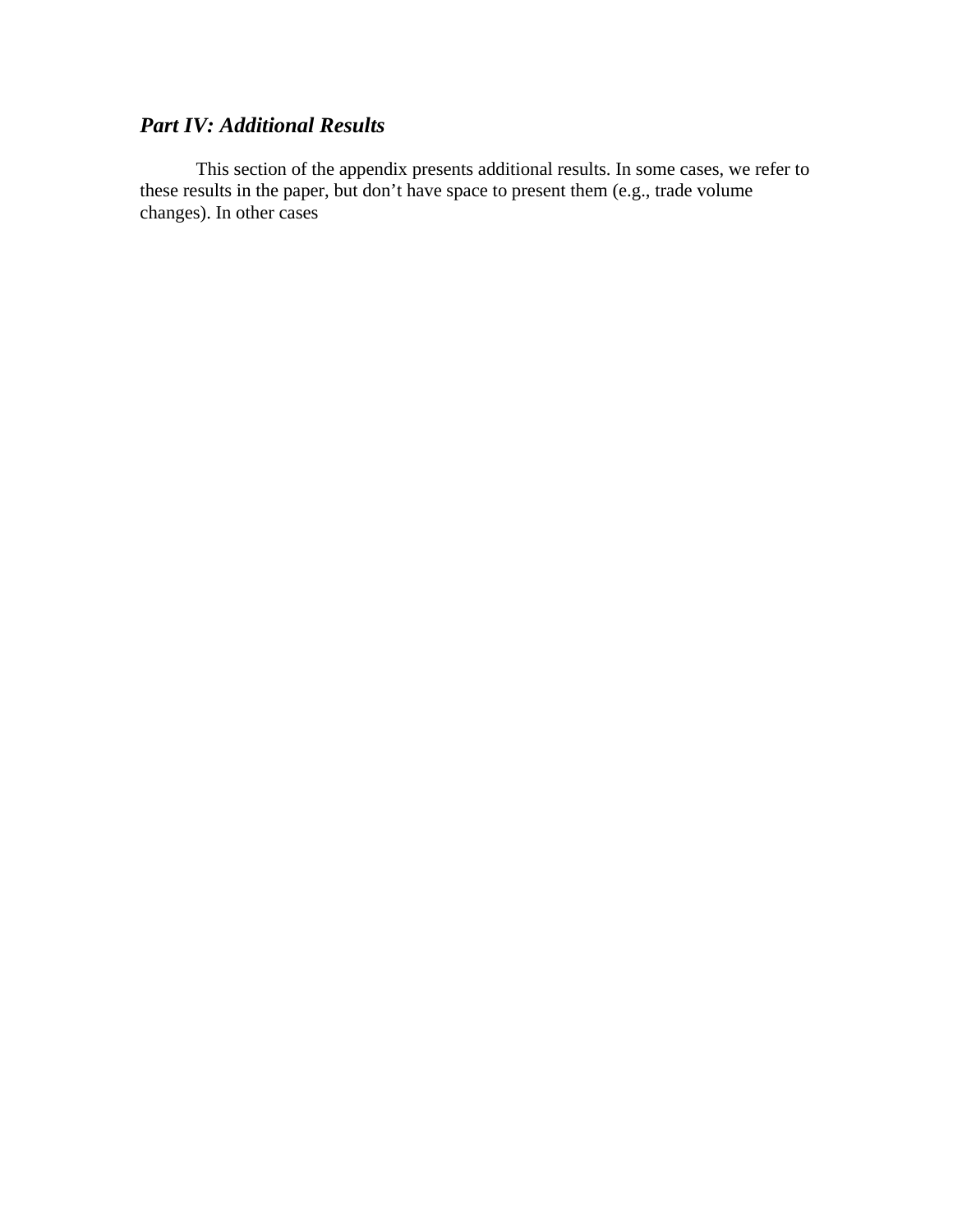## *Part IV: Additional Results*

This section of the appendix presents additional results. In some cases, we refer to these results in the paper, but don't have space to present them (e.g., trade volume changes). In other cases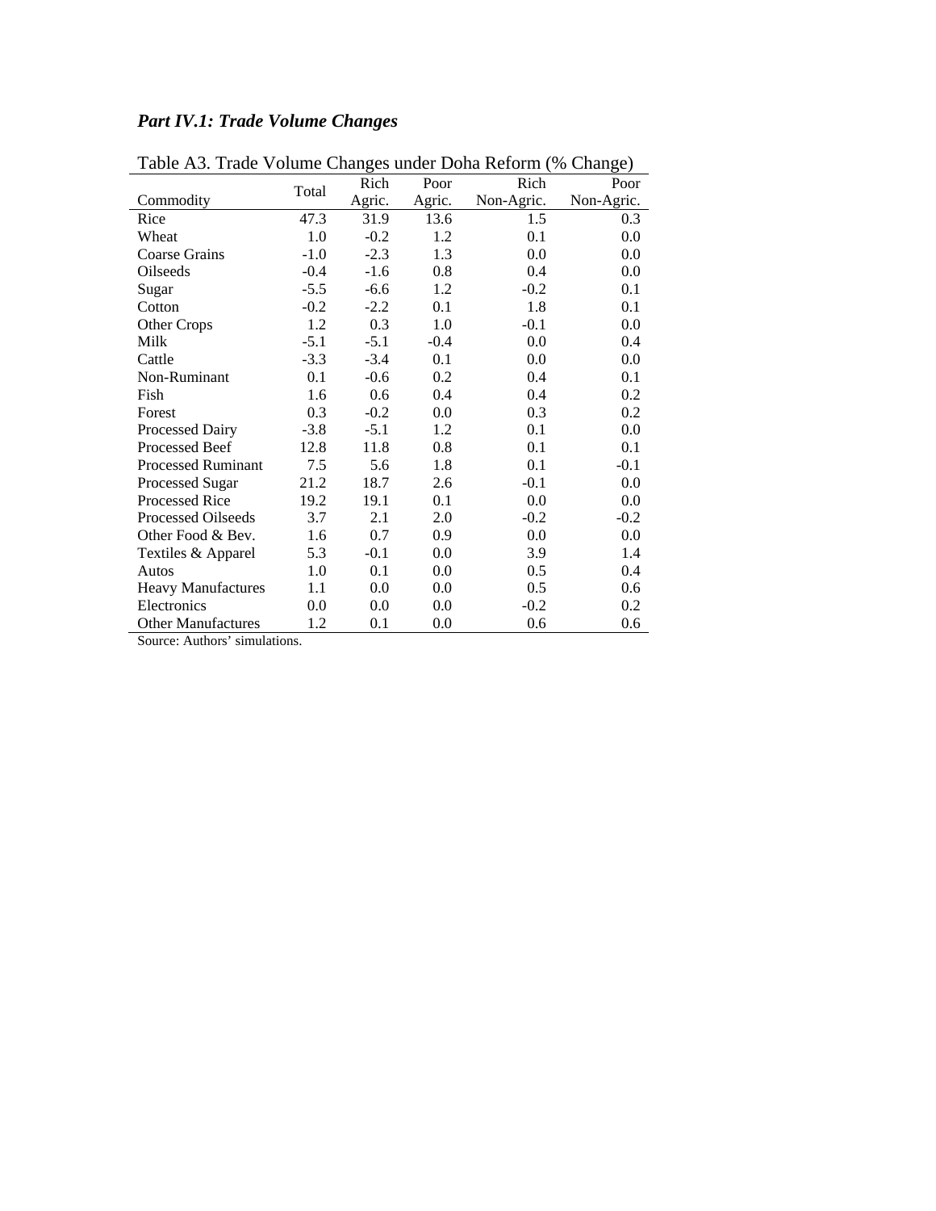## *Part IV.1: Trade Volume Changes*

Table A3. Trade Volume Changes under Doha Reform (% Change)

| Commodity | Total | Rich Agric. | Poor Agric. | Rich Non-Agric. | Poor Non-Agric. |
|---|---|---|---|---|---|
| Rice | 47.3 | 31.9 | 13.6 | 1.5 | 0.3 |
| Wheat | 1.0 | -0.2 | 1.2 | 0.1 | 0.0 |
| Coarse Grains | -1.0 | -2.3 | 1.3 | 0.0 | 0.0 |
| Oilseeds | -0.4 | -1.6 | 0.8 | 0.4 | 0.0 |
| Sugar | -5.5 | -6.6 | 1.2 | -0.2 | 0.1 |
| Cotton | -0.2 | -2.2 | 0.1 | 1.8 | 0.1 |
| Other Crops | 1.2 | 0.3 | 1.0 | -0.1 | 0.0 |
| Milk | -5.1 | -5.1 | -0.4 | 0.0 | 0.4 |
| Cattle | -3.3 | -3.4 | 0.1 | 0.0 | 0.0 |
| Non-Ruminant | 0.1 | -0.6 | 0.2 | 0.4 | 0.1 |
| Fish | 1.6 | 0.6 | 0.4 | 0.4 | 0.2 |
| Forest | 0.3 | -0.2 | 0.0 | 0.3 | 0.2 |
| Processed Dairy | -3.8 | -5.1 | 1.2 | 0.1 | 0.0 |
| Processed Beef | 12.8 | 11.8 | 0.8 | 0.1 | 0.1 |
| Processed Ruminant | 7.5 | 5.6 | 1.8 | 0.1 | -0.1 |
| Processed Sugar | 21.2 | 18.7 | 2.6 | -0.1 | 0.0 |
| Processed Rice | 19.2 | 19.1 | 0.1 | 0.0 | 0.0 |
| Processed Oilseeds | 3.7 | 2.1 | 2.0 | -0.2 | -0.2 |
| Other Food & Bev. | 1.6 | 0.7 | 0.9 | 0.0 | 0.0 |
| Textiles & Apparel | 5.3 | -0.1 | 0.0 | 3.9 | 1.4 |
| Autos | 1.0 | 0.1 | 0.0 | 0.5 | 0.4 |
| Heavy Manufactures | 1.1 | 0.0 | 0.0 | 0.5 | 0.6 |
| Electronics | 0.0 | 0.0 | 0.0 | -0.2 | 0.2 |
| Other Manufactures | 1.2 | 0.1 | 0.0 | 0.6 | 0.6 |

Source: Authors' simulations.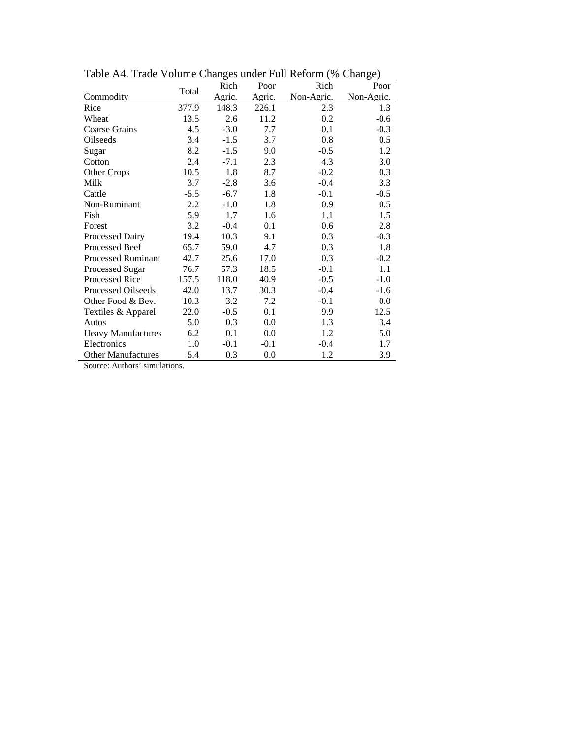Table A4. Trade Volume Changes under Full Reform (% Change)

| Commodity | Total | Rich Agric. | Poor Agric. | Rich Non-Agric. | Poor Non-Agric. |
|---|---|---|---|---|---|
| Rice | 377.9 | 148.3 | 226.1 | 2.3 | 1.3 |
| Wheat | 13.5 | 2.6 | 11.2 | 0.2 | -0.6 |
| Coarse Grains | 4.5 | -3.0 | 7.7 | 0.1 | -0.3 |
| Oilseeds | 3.4 | -1.5 | 3.7 | 0.8 | 0.5 |
| Sugar | 8.2 | -1.5 | 9.0 | -0.5 | 1.2 |
| Cotton | 2.4 | -7.1 | 2.3 | 4.3 | 3.0 |
| Other Crops | 10.5 | 1.8 | 8.7 | -0.2 | 0.3 |
| Milk | 3.7 | -2.8 | 3.6 | -0.4 | 3.3 |
| Cattle | -5.5 | -6.7 | 1.8 | -0.1 | -0.5 |
| Non-Ruminant | 2.2 | -1.0 | 1.8 | 0.9 | 0.5 |
| Fish | 5.9 | 1.7 | 1.6 | 1.1 | 1.5 |
| Forest | 3.2 | -0.4 | 0.1 | 0.6 | 2.8 |
| Processed Dairy | 19.4 | 10.3 | 9.1 | 0.3 | -0.3 |
| Processed Beef | 65.7 | 59.0 | 4.7 | 0.3 | 1.8 |
| Processed Ruminant | 42.7 | 25.6 | 17.0 | 0.3 | -0.2 |
| Processed Sugar | 76.7 | 57.3 | 18.5 | -0.1 | 1.1 |
| Processed Rice | 157.5 | 118.0 | 40.9 | -0.5 | -1.0 |
| Processed Oilseeds | 42.0 | 13.7 | 30.3 | -0.4 | -1.6 |
| Other Food & Bev. | 10.3 | 3.2 | 7.2 | -0.1 | 0.0 |
| Textiles & Apparel | 22.0 | -0.5 | 0.1 | 9.9 | 12.5 |
| Autos | 5.0 | 0.3 | 0.0 | 1.3 | 3.4 |
| Heavy Manufactures | 6.2 | 0.1 | 0.0 | 1.2 | 5.0 |
| Electronics | 1.0 | -0.1 | -0.1 | -0.4 | 1.7 |
| Other Manufactures | 5.4 | 0.3 | 0.0 | 1.2 | 3.9 |

Source: Authors' simulations.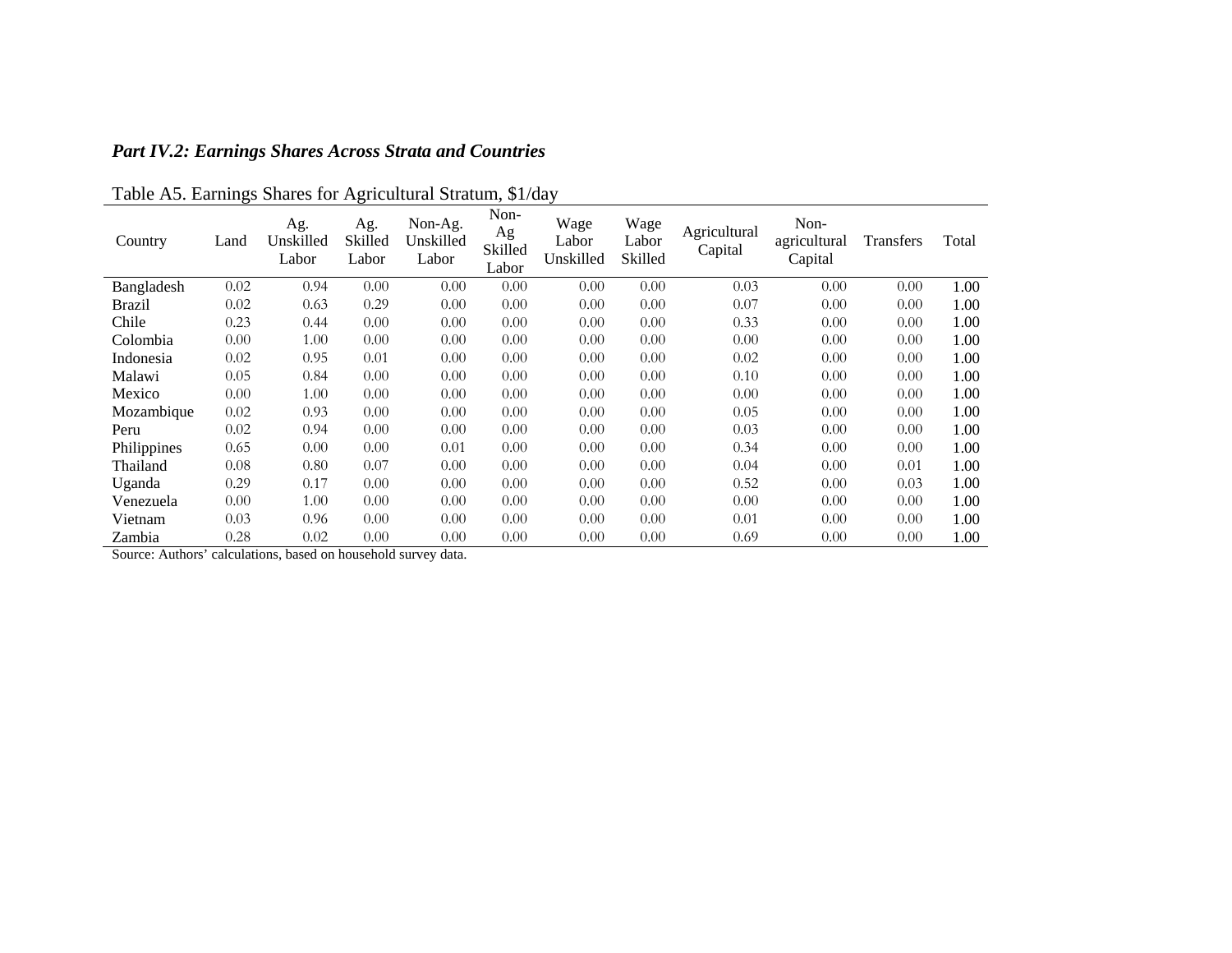### *Part IV.2: Earnings Shares Across Strata and Countries*

Table A5. Earnings Shares for Agricultural Stratum, $1/day

| Country | Land | Ag. Unskilled Labor | Ag. Skilled Labor | Non-Ag. Unskilled Labor | Non-Ag Skilled Labor | Wage Labor Unskilled | Wage Labor Skilled | Agricultural Capital | Non-agricultural Capital | Transfers | Total |
|---|---|---|---|---|---|---|---|---|---|---|---|
| Bangladesh | 0.02 | 0.94 | 0.00 | 0.00 | 0.00 | 0.00 | 0.00 | 0.03 | 0.00 | 0.00 | 1.00 |
| Brazil | 0.02 | 0.63 | 0.29 | 0.00 | 0.00 | 0.00 | 0.00 | 0.07 | 0.00 | 0.00 | 1.00 |
| Chile | 0.23 | 0.44 | 0.00 | 0.00 | 0.00 | 0.00 | 0.00 | 0.33 | 0.00 | 0.00 | 1.00 |
| Colombia | 0.00 | 1.00 | 0.00 | 0.00 | 0.00 | 0.00 | 0.00 | 0.00 | 0.00 | 0.00 | 1.00 |
| Indonesia | 0.02 | 0.95 | 0.01 | 0.00 | 0.00 | 0.00 | 0.00 | 0.02 | 0.00 | 0.00 | 1.00 |
| Malawi | 0.05 | 0.84 | 0.00 | 0.00 | 0.00 | 0.00 | 0.00 | 0.10 | 0.00 | 0.00 | 1.00 |
| Mexico | 0.00 | 1.00 | 0.00 | 0.00 | 0.00 | 0.00 | 0.00 | 0.00 | 0.00 | 0.00 | 1.00 |
| Mozambique | 0.02 | 0.93 | 0.00 | 0.00 | 0.00 | 0.00 | 0.00 | 0.05 | 0.00 | 0.00 | 1.00 |
| Peru | 0.02 | 0.94 | 0.00 | 0.00 | 0.00 | 0.00 | 0.00 | 0.03 | 0.00 | 0.00 | 1.00 |
| Philippines | 0.65 | 0.00 | 0.00 | 0.01 | 0.00 | 0.00 | 0.00 | 0.34 | 0.00 | 0.00 | 1.00 |
| Thailand | 0.08 | 0.80 | 0.07 | 0.00 | 0.00 | 0.00 | 0.00 | 0.04 | 0.00 | 0.01 | 1.00 |
| Uganda | 0.29 | 0.17 | 0.00 | 0.00 | 0.00 | 0.00 | 0.00 | 0.52 | 0.00 | 0.03 | 1.00 |
| Venezuela | 0.00 | 1.00 | 0.00 | 0.00 | 0.00 | 0.00 | 0.00 | 0.00 | 0.00 | 0.00 | 1.00 |
| Vietnam | 0.03 | 0.96 | 0.00 | 0.00 | 0.00 | 0.00 | 0.00 | 0.01 | 0.00 | 0.00 | 1.00 |
| Zambia | 0.28 | 0.02 | 0.00 | 0.00 | 0.00 | 0.00 | 0.00 | 0.69 | 0.00 | 0.00 | 1.00 |

Source: Authors' calculations, based on household survey data.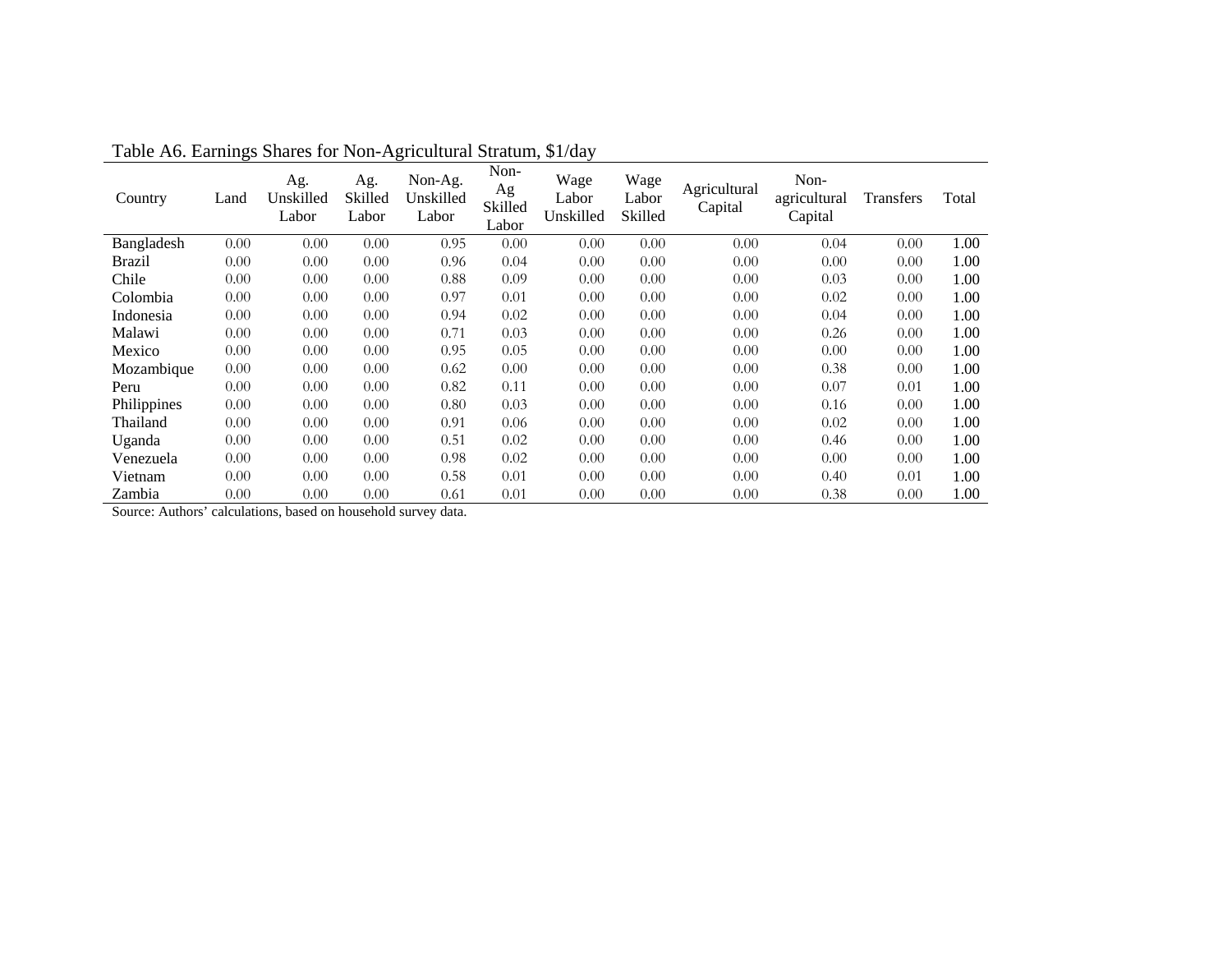Table A6. Earnings Shares for Non-Agricultural Stratum, $1/day

| Country | Land | Ag. Unskilled Labor | Ag. Skilled Labor | Non-Ag. Unskilled Labor | Non-Ag Skilled Labor | Wage Labor Unskilled | Wage Labor Skilled | Agricultural Capital | Non-agricultural Capital | Transfers | Total |
|---|---|---|---|---|---|---|---|---|---|---|---|
| Bangladesh | 0.00 | 0.00 | 0.00 | 0.95 | 0.00 | 0.00 | 0.00 | 0.00 | 0.04 | 0.00 | 1.00 |
| Brazil | 0.00 | 0.00 | 0.00 | 0.96 | 0.04 | 0.00 | 0.00 | 0.00 | 0.00 | 0.00 | 1.00 |
| Chile | 0.00 | 0.00 | 0.00 | 0.88 | 0.09 | 0.00 | 0.00 | 0.00 | 0.03 | 0.00 | 1.00 |
| Colombia | 0.00 | 0.00 | 0.00 | 0.97 | 0.01 | 0.00 | 0.00 | 0.00 | 0.02 | 0.00 | 1.00 |
| Indonesia | 0.00 | 0.00 | 0.00 | 0.94 | 0.02 | 0.00 | 0.00 | 0.00 | 0.04 | 0.00 | 1.00 |
| Malawi | 0.00 | 0.00 | 0.00 | 0.71 | 0.03 | 0.00 | 0.00 | 0.00 | 0.26 | 0.00 | 1.00 |
| Mexico | 0.00 | 0.00 | 0.00 | 0.95 | 0.05 | 0.00 | 0.00 | 0.00 | 0.00 | 0.00 | 1.00 |
| Mozambique | 0.00 | 0.00 | 0.00 | 0.62 | 0.00 | 0.00 | 0.00 | 0.00 | 0.38 | 0.00 | 1.00 |
| Peru | 0.00 | 0.00 | 0.00 | 0.82 | 0.11 | 0.00 | 0.00 | 0.00 | 0.07 | 0.01 | 1.00 |
| Philippines | 0.00 | 0.00 | 0.00 | 0.80 | 0.03 | 0.00 | 0.00 | 0.00 | 0.16 | 0.00 | 1.00 |
| Thailand | 0.00 | 0.00 | 0.00 | 0.91 | 0.06 | 0.00 | 0.00 | 0.00 | 0.02 | 0.00 | 1.00 |
| Uganda | 0.00 | 0.00 | 0.00 | 0.51 | 0.02 | 0.00 | 0.00 | 0.00 | 0.46 | 0.00 | 1.00 |
| Venezuela | 0.00 | 0.00 | 0.00 | 0.98 | 0.02 | 0.00 | 0.00 | 0.00 | 0.00 | 0.00 | 1.00 |
| Vietnam | 0.00 | 0.00 | 0.00 | 0.58 | 0.01 | 0.00 | 0.00 | 0.00 | 0.40 | 0.01 | 1.00 |
| Zambia | 0.00 | 0.00 | 0.00 | 0.61 | 0.01 | 0.00 | 0.00 | 0.00 | 0.38 | 0.00 | 1.00 |

Source: Authors' calculations, based on household survey data.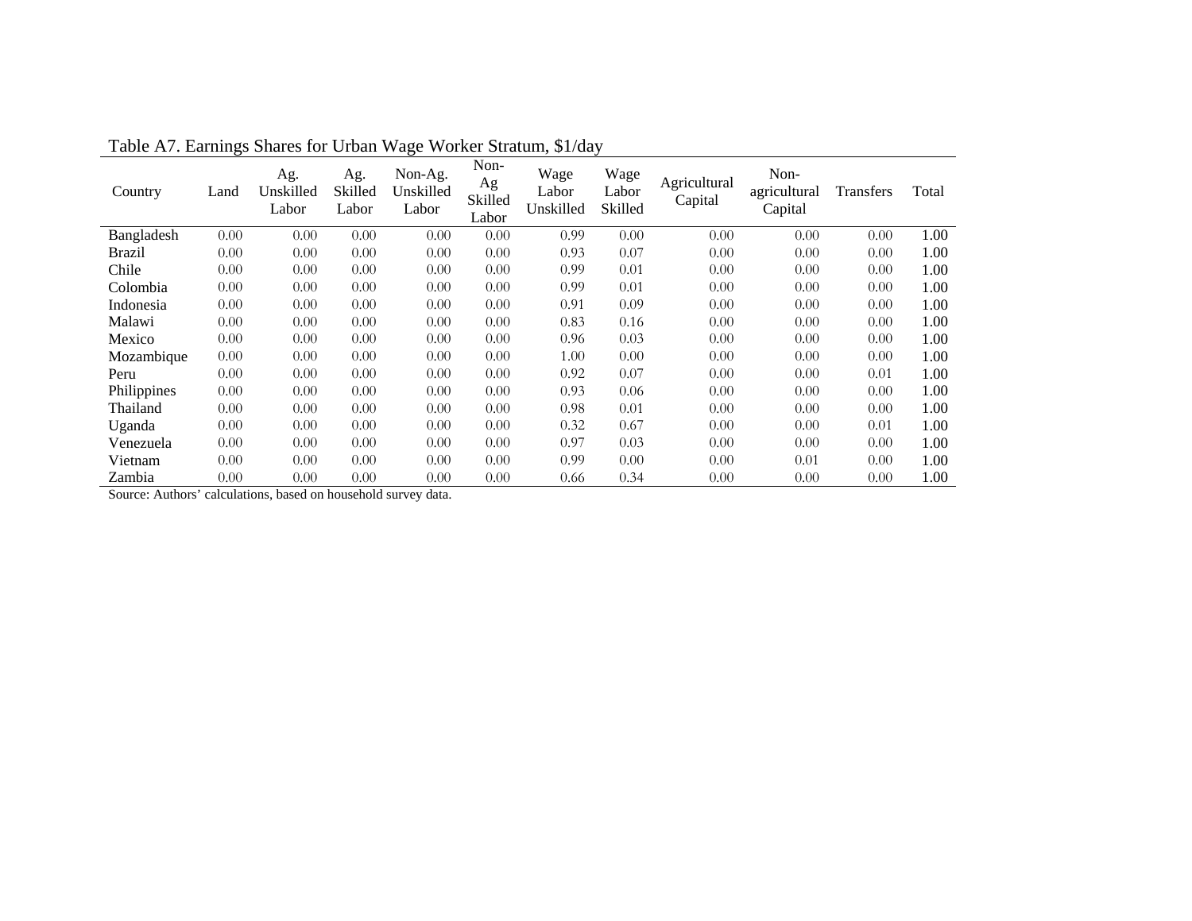Table A7. Earnings Shares for Urban Wage Worker Stratum, $1/day

| Country | Land | Ag. Unskilled Labor | Ag. Skilled Labor | Non-Ag. Unskilled Labor | Non-Ag Skilled Labor | Wage Labor Unskilled | Wage Labor Skilled | Agricultural Capital | Non-agricultural Capital | Transfers | Total |
|---|---|---|---|---|---|---|---|---|---|---|---|
| Bangladesh | 0.00 | 0.00 | 0.00 | 0.00 | 0.00 | 0.99 | 0.00 | 0.00 | 0.00 | 0.00 | 1.00 |
| Brazil | 0.00 | 0.00 | 0.00 | 0.00 | 0.00 | 0.93 | 0.07 | 0.00 | 0.00 | 0.00 | 1.00 |
| Chile | 0.00 | 0.00 | 0.00 | 0.00 | 0.00 | 0.99 | 0.01 | 0.00 | 0.00 | 0.00 | 1.00 |
| Colombia | 0.00 | 0.00 | 0.00 | 0.00 | 0.00 | 0.99 | 0.01 | 0.00 | 0.00 | 0.00 | 1.00 |
| Indonesia | 0.00 | 0.00 | 0.00 | 0.00 | 0.00 | 0.91 | 0.09 | 0.00 | 0.00 | 0.00 | 1.00 |
| Malawi | 0.00 | 0.00 | 0.00 | 0.00 | 0.00 | 0.83 | 0.16 | 0.00 | 0.00 | 0.00 | 1.00 |
| Mexico | 0.00 | 0.00 | 0.00 | 0.00 | 0.00 | 0.96 | 0.03 | 0.00 | 0.00 | 0.00 | 1.00 |
| Mozambique | 0.00 | 0.00 | 0.00 | 0.00 | 0.00 | 1.00 | 0.00 | 0.00 | 0.00 | 0.00 | 1.00 |
| Peru | 0.00 | 0.00 | 0.00 | 0.00 | 0.00 | 0.92 | 0.07 | 0.00 | 0.00 | 0.01 | 1.00 |
| Philippines | 0.00 | 0.00 | 0.00 | 0.00 | 0.00 | 0.93 | 0.06 | 0.00 | 0.00 | 0.00 | 1.00 |
| Thailand | 0.00 | 0.00 | 0.00 | 0.00 | 0.00 | 0.98 | 0.01 | 0.00 | 0.00 | 0.00 | 1.00 |
| Uganda | 0.00 | 0.00 | 0.00 | 0.00 | 0.00 | 0.32 | 0.67 | 0.00 | 0.00 | 0.01 | 1.00 |
| Venezuela | 0.00 | 0.00 | 0.00 | 0.00 | 0.00 | 0.97 | 0.03 | 0.00 | 0.00 | 0.00 | 1.00 |
| Vietnam | 0.00 | 0.00 | 0.00 | 0.00 | 0.00 | 0.99 | 0.00 | 0.00 | 0.01 | 0.00 | 1.00 |
| Zambia | 0.00 | 0.00 | 0.00 | 0.00 | 0.00 | 0.66 | 0.34 | 0.00 | 0.00 | 0.00 | 1.00 |

Source: Authors' calculations, based on household survey data.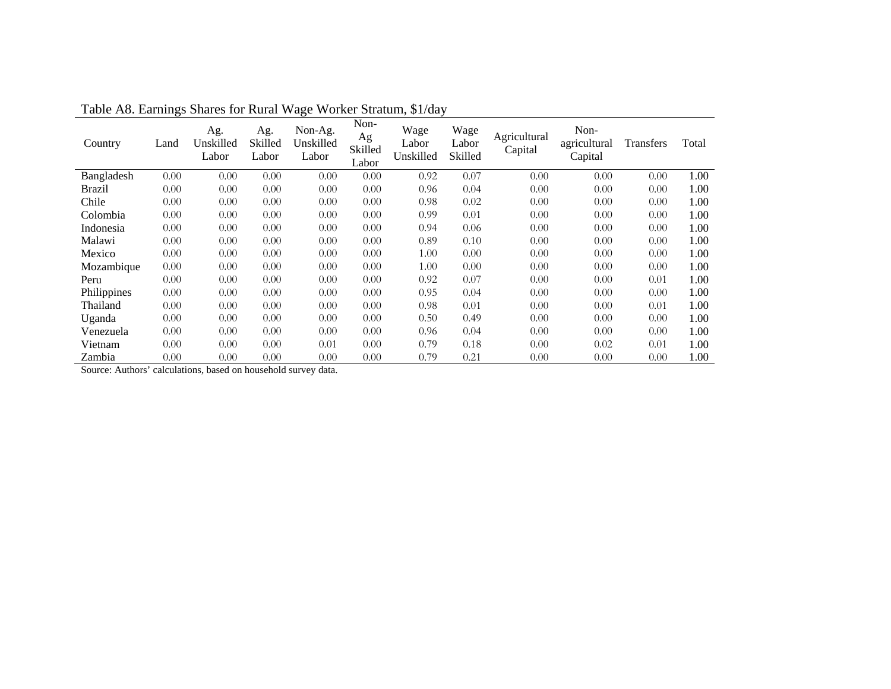Table A8. Earnings Shares for Rural Wage Worker Stratum, $1/day

| Country | Land | Ag. Unskilled Labor | Ag. Skilled Labor | Non-Ag. Unskilled Labor | Non-Ag Skilled Labor | Wage Labor Unskilled | Wage Labor Skilled | Agricultural Capital | Non-agricultural Capital | Transfers | Total |
|---|---|---|---|---|---|---|---|---|---|---|---|
| Bangladesh | 0.00 | 0.00 | 0.00 | 0.00 | 0.00 | 0.92 | 0.07 | 0.00 | 0.00 | 0.00 | 1.00 |
| Brazil | 0.00 | 0.00 | 0.00 | 0.00 | 0.00 | 0.96 | 0.04 | 0.00 | 0.00 | 0.00 | 1.00 |
| Chile | 0.00 | 0.00 | 0.00 | 0.00 | 0.00 | 0.98 | 0.02 | 0.00 | 0.00 | 0.00 | 1.00 |
| Colombia | 0.00 | 0.00 | 0.00 | 0.00 | 0.00 | 0.99 | 0.01 | 0.00 | 0.00 | 0.00 | 1.00 |
| Indonesia | 0.00 | 0.00 | 0.00 | 0.00 | 0.00 | 0.94 | 0.06 | 0.00 | 0.00 | 0.00 | 1.00 |
| Malawi | 0.00 | 0.00 | 0.00 | 0.00 | 0.00 | 0.89 | 0.10 | 0.00 | 0.00 | 0.00 | 1.00 |
| Mexico | 0.00 | 0.00 | 0.00 | 0.00 | 0.00 | 1.00 | 0.00 | 0.00 | 0.00 | 0.00 | 1.00 |
| Mozambique | 0.00 | 0.00 | 0.00 | 0.00 | 0.00 | 1.00 | 0.00 | 0.00 | 0.00 | 0.00 | 1.00 |
| Peru | 0.00 | 0.00 | 0.00 | 0.00 | 0.00 | 0.92 | 0.07 | 0.00 | 0.00 | 0.01 | 1.00 |
| Philippines | 0.00 | 0.00 | 0.00 | 0.00 | 0.00 | 0.95 | 0.04 | 0.00 | 0.00 | 0.00 | 1.00 |
| Thailand | 0.00 | 0.00 | 0.00 | 0.00 | 0.00 | 0.98 | 0.01 | 0.00 | 0.00 | 0.01 | 1.00 |
| Uganda | 0.00 | 0.00 | 0.00 | 0.00 | 0.00 | 0.50 | 0.49 | 0.00 | 0.00 | 0.00 | 1.00 |
| Venezuela | 0.00 | 0.00 | 0.00 | 0.00 | 0.00 | 0.96 | 0.04 | 0.00 | 0.00 | 0.00 | 1.00 |
| Vietnam | 0.00 | 0.00 | 0.00 | 0.01 | 0.00 | 0.79 | 0.18 | 0.00 | 0.02 | 0.01 | 1.00 |
| Zambia | 0.00 | 0.00 | 0.00 | 0.00 | 0.00 | 0.79 | 0.21 | 0.00 | 0.00 | 0.00 | 1.00 |

Source: Authors' calculations, based on household survey data.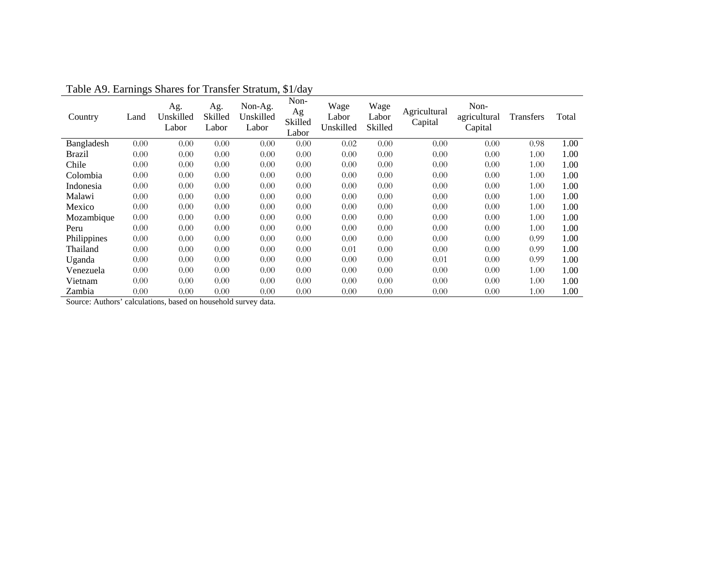Table A9. Earnings Shares for Transfer Stratum, $1/day

| Country | Land | Ag. Unskilled Labor | Ag. Skilled Labor | Non-Ag. Unskilled Labor | Non-Ag Skilled Labor | Wage Labor Unskilled | Wage Labor Skilled | Agricultural Capital | Non-agricultural Capital | Transfers | Total |
|---|---|---|---|---|---|---|---|---|---|---|---|
| Bangladesh | 0.00 | 0.00 | 0.00 | 0.00 | 0.00 | 0.02 | 0.00 | 0.00 | 0.00 | 0.98 | 1.00 |
| Brazil | 0.00 | 0.00 | 0.00 | 0.00 | 0.00 | 0.00 | 0.00 | 0.00 | 0.00 | 1.00 | 1.00 |
| Chile | 0.00 | 0.00 | 0.00 | 0.00 | 0.00 | 0.00 | 0.00 | 0.00 | 0.00 | 1.00 | 1.00 |
| Colombia | 0.00 | 0.00 | 0.00 | 0.00 | 0.00 | 0.00 | 0.00 | 0.00 | 0.00 | 1.00 | 1.00 |
| Indonesia | 0.00 | 0.00 | 0.00 | 0.00 | 0.00 | 0.00 | 0.00 | 0.00 | 0.00 | 1.00 | 1.00 |
| Malawi | 0.00 | 0.00 | 0.00 | 0.00 | 0.00 | 0.00 | 0.00 | 0.00 | 0.00 | 1.00 | 1.00 |
| Mexico | 0.00 | 0.00 | 0.00 | 0.00 | 0.00 | 0.00 | 0.00 | 0.00 | 0.00 | 1.00 | 1.00 |
| Mozambique | 0.00 | 0.00 | 0.00 | 0.00 | 0.00 | 0.00 | 0.00 | 0.00 | 0.00 | 1.00 | 1.00 |
| Peru | 0.00 | 0.00 | 0.00 | 0.00 | 0.00 | 0.00 | 0.00 | 0.00 | 0.00 | 1.00 | 1.00 |
| Philippines | 0.00 | 0.00 | 0.00 | 0.00 | 0.00 | 0.00 | 0.00 | 0.00 | 0.00 | 0.99 | 1.00 |
| Thailand | 0.00 | 0.00 | 0.00 | 0.00 | 0.00 | 0.01 | 0.00 | 0.00 | 0.00 | 0.99 | 1.00 |
| Uganda | 0.00 | 0.00 | 0.00 | 0.00 | 0.00 | 0.00 | 0.00 | 0.01 | 0.00 | 0.99 | 1.00 |
| Venezuela | 0.00 | 0.00 | 0.00 | 0.00 | 0.00 | 0.00 | 0.00 | 0.00 | 0.00 | 1.00 | 1.00 |
| Vietnam | 0.00 | 0.00 | 0.00 | 0.00 | 0.00 | 0.00 | 0.00 | 0.00 | 0.00 | 1.00 | 1.00 |
| Zambia | 0.00 | 0.00 | 0.00 | 0.00 | 0.00 | 0.00 | 0.00 | 0.00 | 0.00 | 1.00 | 1.00 |

Source: Authors' calculations, based on household survey data.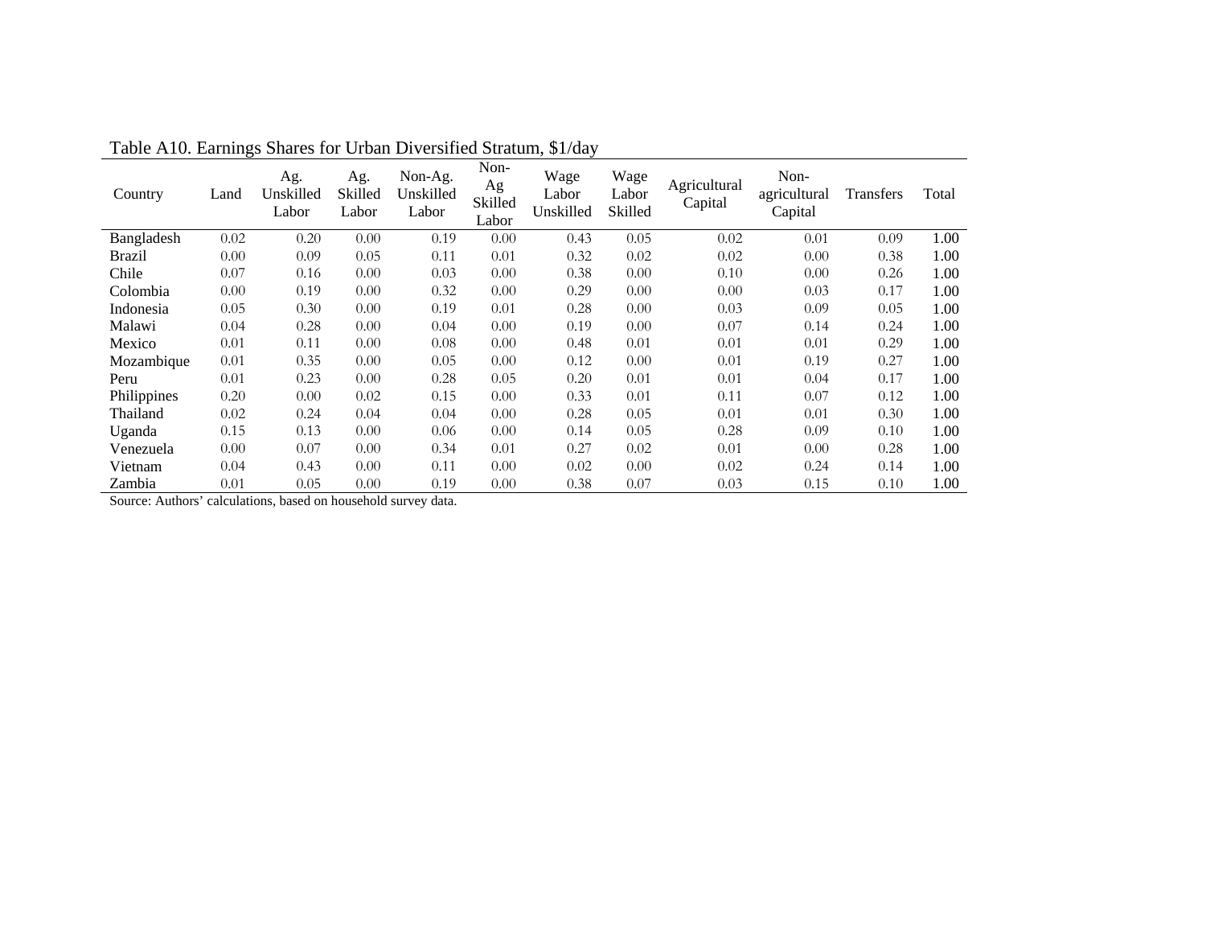Table A10. Earnings Shares for Urban Diversified Stratum, $1/day

| Country | Land | Ag. Unskilled Labor | Ag. Skilled Labor | Non-Ag. Unskilled Labor | Non-Ag Skilled Labor | Wage Labor Unskilled | Wage Labor Skilled | Agricultural Capital | Non-agricultural Capital | Transfers | Total |
|---|---|---|---|---|---|---|---|---|---|---|---|
| Bangladesh | 0.02 | 0.20 | 0.00 | 0.19 | 0.00 | 0.43 | 0.05 | 0.02 | 0.01 | 0.09 | 1.00 |
| Brazil | 0.00 | 0.09 | 0.05 | 0.11 | 0.01 | 0.32 | 0.02 | 0.02 | 0.00 | 0.38 | 1.00 |
| Chile | 0.07 | 0.16 | 0.00 | 0.03 | 0.00 | 0.38 | 0.00 | 0.10 | 0.00 | 0.26 | 1.00 |
| Colombia | 0.00 | 0.19 | 0.00 | 0.32 | 0.00 | 0.29 | 0.00 | 0.00 | 0.03 | 0.17 | 1.00 |
| Indonesia | 0.05 | 0.30 | 0.00 | 0.19 | 0.01 | 0.28 | 0.00 | 0.03 | 0.09 | 0.05 | 1.00 |
| Malawi | 0.04 | 0.28 | 0.00 | 0.04 | 0.00 | 0.19 | 0.00 | 0.07 | 0.14 | 0.24 | 1.00 |
| Mexico | 0.01 | 0.11 | 0.00 | 0.08 | 0.00 | 0.48 | 0.01 | 0.01 | 0.01 | 0.29 | 1.00 |
| Mozambique | 0.01 | 0.35 | 0.00 | 0.05 | 0.00 | 0.12 | 0.00 | 0.01 | 0.19 | 0.27 | 1.00 |
| Peru | 0.01 | 0.23 | 0.00 | 0.28 | 0.05 | 0.20 | 0.01 | 0.01 | 0.04 | 0.17 | 1.00 |
| Philippines | 0.20 | 0.00 | 0.02 | 0.15 | 0.00 | 0.33 | 0.01 | 0.11 | 0.07 | 0.12 | 1.00 |
| Thailand | 0.02 | 0.24 | 0.04 | 0.04 | 0.00 | 0.28 | 0.05 | 0.01 | 0.01 | 0.30 | 1.00 |
| Uganda | 0.15 | 0.13 | 0.00 | 0.06 | 0.00 | 0.14 | 0.05 | 0.28 | 0.09 | 0.10 | 1.00 |
| Venezuela | 0.00 | 0.07 | 0.00 | 0.34 | 0.01 | 0.27 | 0.02 | 0.01 | 0.00 | 0.28 | 1.00 |
| Vietnam | 0.04 | 0.43 | 0.00 | 0.11 | 0.00 | 0.02 | 0.00 | 0.02 | 0.24 | 0.14 | 1.00 |
| Zambia | 0.01 | 0.05 | 0.00 | 0.19 | 0.00 | 0.38 | 0.07 | 0.03 | 0.15 | 0.10 | 1.00 |

Source: Authors' calculations, based on household survey data.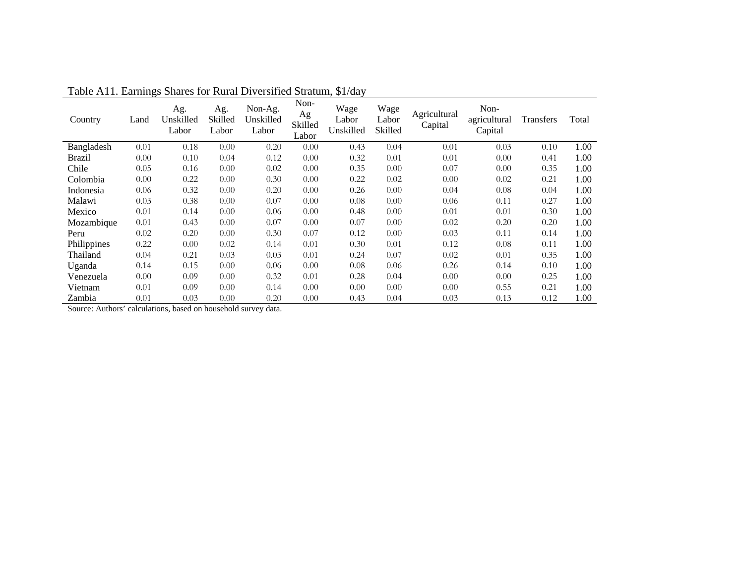Table A11. Earnings Shares for Rural Diversified Stratum, $1/day

| Country | Land | Ag. Unskilled Labor | Ag. Skilled Labor | Non-Ag. Unskilled Labor | Non-Ag Skilled Labor | Wage Labor Unskilled | Wage Labor Skilled | Agricultural Capital | Non-agricultural Capital | Transfers | Total |
|---|---|---|---|---|---|---|---|---|---|---|---|
| Bangladesh | 0.01 | 0.18 | 0.00 | 0.20 | 0.00 | 0.43 | 0.04 | 0.01 | 0.03 | 0.10 | 1.00 |
| Brazil | 0.00 | 0.10 | 0.04 | 0.12 | 0.00 | 0.32 | 0.01 | 0.01 | 0.00 | 0.41 | 1.00 |
| Chile | 0.05 | 0.16 | 0.00 | 0.02 | 0.00 | 0.35 | 0.00 | 0.07 | 0.00 | 0.35 | 1.00 |
| Colombia | 0.00 | 0.22 | 0.00 | 0.30 | 0.00 | 0.22 | 0.02 | 0.00 | 0.02 | 0.21 | 1.00 |
| Indonesia | 0.06 | 0.32 | 0.00 | 0.20 | 0.00 | 0.26 | 0.00 | 0.04 | 0.08 | 0.04 | 1.00 |
| Malawi | 0.03 | 0.38 | 0.00 | 0.07 | 0.00 | 0.08 | 0.00 | 0.06 | 0.11 | 0.27 | 1.00 |
| Mexico | 0.01 | 0.14 | 0.00 | 0.06 | 0.00 | 0.48 | 0.00 | 0.01 | 0.01 | 0.30 | 1.00 |
| Mozambique | 0.01 | 0.43 | 0.00 | 0.07 | 0.00 | 0.07 | 0.00 | 0.02 | 0.20 | 0.20 | 1.00 |
| Peru | 0.02 | 0.20 | 0.00 | 0.30 | 0.07 | 0.12 | 0.00 | 0.03 | 0.11 | 0.14 | 1.00 |
| Philippines | 0.22 | 0.00 | 0.02 | 0.14 | 0.01 | 0.30 | 0.01 | 0.12 | 0.08 | 0.11 | 1.00 |
| Thailand | 0.04 | 0.21 | 0.03 | 0.03 | 0.01 | 0.24 | 0.07 | 0.02 | 0.01 | 0.35 | 1.00 |
| Uganda | 0.14 | 0.15 | 0.00 | 0.06 | 0.00 | 0.08 | 0.06 | 0.26 | 0.14 | 0.10 | 1.00 |
| Venezuela | 0.00 | 0.09 | 0.00 | 0.32 | 0.01 | 0.28 | 0.04 | 0.00 | 0.00 | 0.25 | 1.00 |
| Vietnam | 0.01 | 0.09 | 0.00 | 0.14 | 0.00 | 0.00 | 0.00 | 0.00 | 0.55 | 0.21 | 1.00 |
| Zambia | 0.01 | 0.03 | 0.00 | 0.20 | 0.00 | 0.43 | 0.04 | 0.03 | 0.13 | 0.12 | 1.00 |

Source: Authors' calculations, based on household survey data.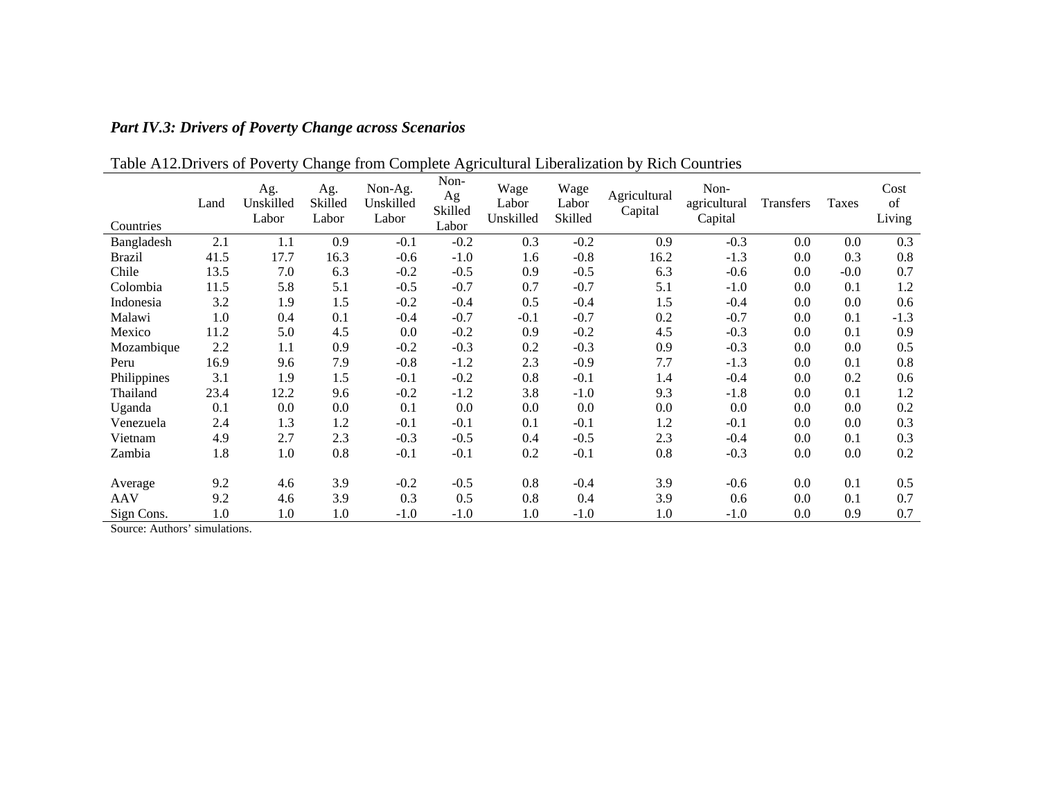### *Part IV.3: Drivers of Poverty Change across Scenarios*

Table A12.Drivers of Poverty Change from Complete Agricultural Liberalization by Rich Countries

| Countries | Land | Ag. Unskilled Labor | Ag. Skilled Labor | Non-Ag. Unskilled Labor | Non-Ag Skilled Labor | Wage Labor Unskilled | Wage Labor Skilled | Agricultural Capital | Non-agricultural Capital | Transfers | Taxes | Cost of Living |
|---|---|---|---|---|---|---|---|---|---|---|---|---|
| Bangladesh | 2.1 | 1.1 | 0.9 | -0.1 | -0.2 | 0.3 | -0.2 | 0.9 | -0.3 | 0.0 | 0.0 | 0.3 |
| Brazil | 41.5 | 17.7 | 16.3 | -0.6 | -1.0 | 1.6 | -0.8 | 16.2 | -1.3 | 0.0 | 0.3 | 0.8 |
| Chile | 13.5 | 7.0 | 6.3 | -0.2 | -0.5 | 0.9 | -0.5 | 6.3 | -0.6 | 0.0 | -0.0 | 0.7 |
| Colombia | 11.5 | 5.8 | 5.1 | -0.5 | -0.7 | 0.7 | -0.7 | 5.1 | -1.0 | 0.0 | 0.1 | 1.2 |
| Indonesia | 3.2 | 1.9 | 1.5 | -0.2 | -0.4 | 0.5 | -0.4 | 1.5 | -0.4 | 0.0 | 0.0 | 0.6 |
| Malawi | 1.0 | 0.4 | 0.1 | -0.4 | -0.7 | -0.1 | -0.7 | 0.2 | -0.7 | 0.0 | 0.1 | -1.3 |
| Mexico | 11.2 | 5.0 | 4.5 | 0.0 | -0.2 | 0.9 | -0.2 | 4.5 | -0.3 | 0.0 | 0.1 | 0.9 |
| Mozambique | 2.2 | 1.1 | 0.9 | -0.2 | -0.3 | 0.2 | -0.3 | 0.9 | -0.3 | 0.0 | 0.0 | 0.5 |
| Peru | 16.9 | 9.6 | 7.9 | -0.8 | -1.2 | 2.3 | -0.9 | 7.7 | -1.3 | 0.0 | 0.1 | 0.8 |
| Philippines | 3.1 | 1.9 | 1.5 | -0.1 | -0.2 | 0.8 | -0.1 | 1.4 | -0.4 | 0.0 | 0.2 | 0.6 |
| Thailand | 23.4 | 12.2 | 9.6 | -0.2 | -1.2 | 3.8 | -1.0 | 9.3 | -1.8 | 0.0 | 0.1 | 1.2 |
| Uganda | 0.1 | 0.0 | 0.0 | 0.1 | 0.0 | 0.0 | 0.0 | 0.0 | 0.0 | 0.0 | 0.0 | 0.2 |
| Venezuela | 2.4 | 1.3 | 1.2 | -0.1 | -0.1 | 0.1 | -0.1 | 1.2 | -0.1 | 0.0 | 0.0 | 0.3 |
| Vietnam | 4.9 | 2.7 | 2.3 | -0.3 | -0.5 | 0.4 | -0.5 | 2.3 | -0.4 | 0.0 | 0.1 | 0.3 |
| Zambia | 1.8 | 1.0 | 0.8 | -0.1 | -0.1 | 0.2 | -0.1 | 0.8 | -0.3 | 0.0 | 0.0 | 0.2 |
| Average | 9.2 | 4.6 | 3.9 | -0.2 | -0.5 | 0.8 | -0.4 | 3.9 | -0.6 | 0.0 | 0.1 | 0.5 |
| AAV | 9.2 | 4.6 | 3.9 | 0.3 | 0.5 | 0.8 | 0.4 | 3.9 | 0.6 | 0.0 | 0.1 | 0.7 |
| Sign Cons. | 1.0 | 1.0 | 1.0 | -1.0 | -1.0 | 1.0 | -1.0 | 1.0 | -1.0 | 0.0 | 0.9 | 0.7 |

Source: Authors' simulations.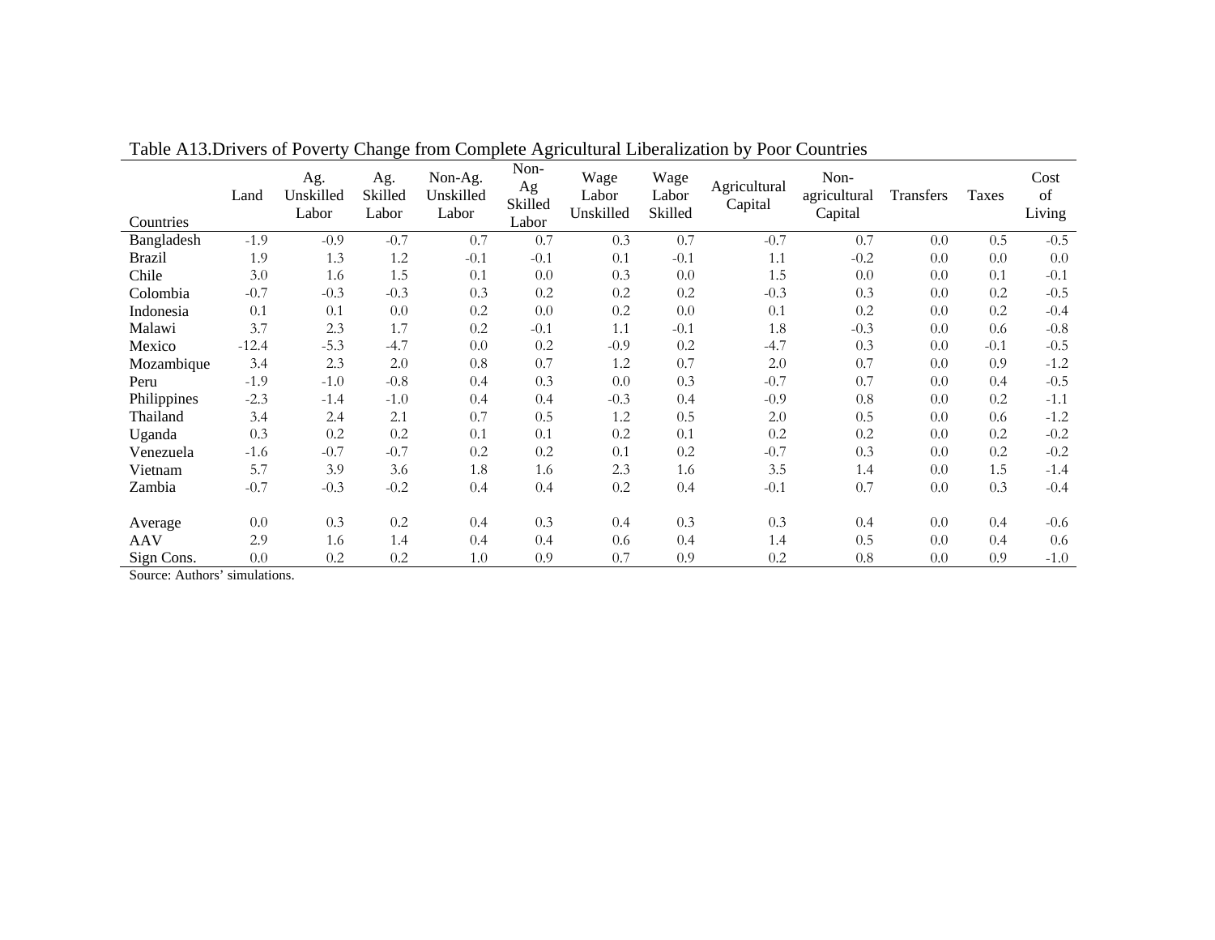Table A13.Drivers of Poverty Change from Complete Agricultural Liberalization by Poor Countries

| Countries | Land | Ag. Unskilled Labor | Ag. Skilled Labor | Non-Ag. Unskilled Labor | Non-Ag Skilled Labor | Wage Labor Unskilled | Wage Labor Skilled | Agricultural Capital | Non-agricultural Capital | Transfers | Taxes | Cost of Living |
|---|---|---|---|---|---|---|---|---|---|---|---|---|
| Bangladesh | -1.9 | -0.9 | -0.7 | 0.7 | 0.7 | 0.3 | 0.7 | -0.7 | 0.7 | 0.0 | 0.5 | -0.5 |
| Brazil | 1.9 | 1.3 | 1.2 | -0.1 | -0.1 | 0.1 | -0.1 | 1.1 | -0.2 | 0.0 | 0.0 | 0.0 |
| Chile | 3.0 | 1.6 | 1.5 | 0.1 | 0.0 | 0.3 | 0.0 | 1.5 | 0.0 | 0.0 | 0.1 | -0.1 |
| Colombia | -0.7 | -0.3 | -0.3 | 0.3 | 0.2 | 0.2 | 0.2 | -0.3 | 0.3 | 0.0 | 0.2 | -0.5 |
| Indonesia | 0.1 | 0.1 | 0.0 | 0.2 | 0.0 | 0.2 | 0.0 | 0.1 | 0.2 | 0.0 | 0.2 | -0.4 |
| Malawi | 3.7 | 2.3 | 1.7 | 0.2 | -0.1 | 1.1 | -0.1 | 1.8 | -0.3 | 0.0 | 0.6 | -0.8 |
| Mexico | -12.4 | -5.3 | -4.7 | 0.0 | 0.2 | -0.9 | 0.2 | -4.7 | 0.3 | 0.0 | -0.1 | -0.5 |
| Mozambique | 3.4 | 2.3 | 2.0 | 0.8 | 0.7 | 1.2 | 0.7 | 2.0 | 0.7 | 0.0 | 0.9 | -1.2 |
| Peru | -1.9 | -1.0 | -0.8 | 0.4 | 0.3 | 0.0 | 0.3 | -0.7 | 0.7 | 0.0 | 0.4 | -0.5 |
| Philippines | -2.3 | -1.4 | -1.0 | 0.4 | 0.4 | -0.3 | 0.4 | -0.9 | 0.8 | 0.0 | 0.2 | -1.1 |
| Thailand | 3.4 | 2.4 | 2.1 | 0.7 | 0.5 | 1.2 | 0.5 | 2.0 | 0.5 | 0.0 | 0.6 | -1.2 |
| Uganda | 0.3 | 0.2 | 0.2 | 0.1 | 0.1 | 0.2 | 0.1 | 0.2 | 0.2 | 0.0 | 0.2 | -0.2 |
| Venezuela | -1.6 | -0.7 | -0.7 | 0.2 | 0.2 | 0.1 | 0.2 | -0.7 | 0.3 | 0.0 | 0.2 | -0.2 |
| Vietnam | 5.7 | 3.9 | 3.6 | 1.8 | 1.6 | 2.3 | 1.6 | 3.5 | 1.4 | 0.0 | 1.5 | -1.4 |
| Zambia | -0.7 | -0.3 | -0.2 | 0.4 | 0.4 | 0.2 | 0.4 | -0.1 | 0.7 | 0.0 | 0.3 | -0.4 |
| | | | | | | | | | | | | |
| Average | 0.0 | 0.3 | 0.2 | 0.4 | 0.3 | 0.4 | 0.3 | 0.3 | 0.4 | 0.0 | 0.4 | -0.6 |
| AAV | 2.9 | 1.6 | 1.4 | 0.4 | 0.4 | 0.6 | 0.4 | 1.4 | 0.5 | 0.0 | 0.4 | 0.6 |
| Sign Cons. | 0.0 | 0.2 | 0.2 | 1.0 | 0.9 | 0.7 | 0.9 | 0.2 | 0.8 | 0.0 | 0.9 | -1.0 |

Source: Authors' simulations.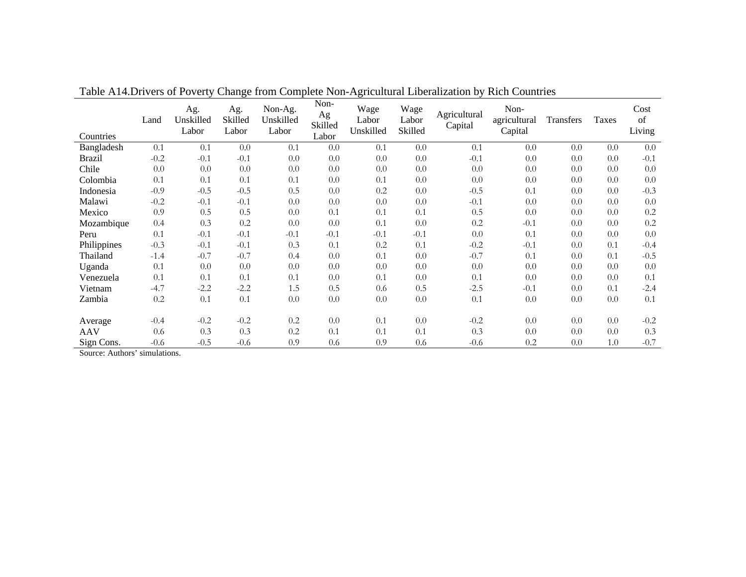Table A14.Drivers of Poverty Change from Complete Non-Agricultural Liberalization by Rich Countries

| Countries | Land | Ag. Unskilled Labor | Ag. Skilled Labor | Non-Ag. Unskilled Labor | Non-Ag Skilled Labor | Wage Labor Unskilled | Wage Labor Skilled | Agricultural Capital | Non-agricultural Capital | Transfers | Taxes | Cost of Living |
|---|---|---|---|---|---|---|---|---|---|---|---|---|
| Bangladesh | 0.1 | 0.1 | 0.0 | 0.1 | 0.0 | 0.1 | 0.0 | 0.1 | 0.0 | 0.0 | 0.0 | 0.0 |
| Brazil | -0.2 | -0.1 | -0.1 | 0.0 | 0.0 | 0.0 | 0.0 | -0.1 | 0.0 | 0.0 | 0.0 | -0.1 |
| Chile | 0.0 | 0.0 | 0.0 | 0.0 | 0.0 | 0.0 | 0.0 | 0.0 | 0.0 | 0.0 | 0.0 | 0.0 |
| Colombia | 0.1 | 0.1 | 0.1 | 0.1 | 0.0 | 0.1 | 0.0 | 0.0 | 0.0 | 0.0 | 0.0 | 0.0 |
| Indonesia | -0.9 | -0.5 | -0.5 | 0.5 | 0.0 | 0.2 | 0.0 | -0.5 | 0.1 | 0.0 | 0.0 | -0.3 |
| Malawi | -0.2 | -0.1 | -0.1 | 0.0 | 0.0 | 0.0 | 0.0 | -0.1 | 0.0 | 0.0 | 0.0 | 0.0 |
| Mexico | 0.9 | 0.5 | 0.5 | 0.0 | 0.1 | 0.1 | 0.1 | 0.5 | 0.0 | 0.0 | 0.0 | 0.2 |
| Mozambique | 0.4 | 0.3 | 0.2 | 0.0 | 0.0 | 0.1 | 0.0 | 0.2 | -0.1 | 0.0 | 0.0 | 0.2 |
| Peru | 0.1 | -0.1 | -0.1 | -0.1 | -0.1 | -0.1 | -0.1 | 0.0 | 0.1 | 0.0 | 0.0 | 0.0 |
| Philippines | -0.3 | -0.1 | -0.1 | 0.3 | 0.1 | 0.2 | 0.1 | -0.2 | -0.1 | 0.0 | 0.1 | -0.4 |
| Thailand | -1.4 | -0.7 | -0.7 | 0.4 | 0.0 | 0.1 | 0.0 | -0.7 | 0.1 | 0.0 | 0.1 | -0.5 |
| Uganda | 0.1 | 0.0 | 0.0 | 0.0 | 0.0 | 0.0 | 0.0 | 0.0 | 0.0 | 0.0 | 0.0 | 0.0 |
| Venezuela | 0.1 | 0.1 | 0.1 | 0.1 | 0.0 | 0.1 | 0.0 | 0.1 | 0.0 | 0.0 | 0.0 | 0.1 |
| Vietnam | -4.7 | -2.2 | -2.2 | 1.5 | 0.5 | 0.6 | 0.5 | -2.5 | -0.1 | 0.0 | 0.1 | -2.4 |
| Zambia | 0.2 | 0.1 | 0.1 | 0.0 | 0.0 | 0.0 | 0.0 | 0.1 | 0.0 | 0.0 | 0.0 | 0.1 |
| | | | | | | | | | | | | |
| Average | -0.4 | -0.2 | -0.2 | 0.2 | 0.0 | 0.1 | 0.0 | -0.2 | 0.0 | 0.0 | 0.0 | -0.2 |
| AAV | 0.6 | 0.3 | 0.3 | 0.2 | 0.1 | 0.1 | 0.1 | 0.3 | 0.0 | 0.0 | 0.0 | 0.3 |
| Sign Cons. | -0.6 | -0.5 | -0.6 | 0.9 | 0.6 | 0.9 | 0.6 | -0.6 | 0.2 | 0.0 | 1.0 | -0.7 |

Source: Authors' simulations.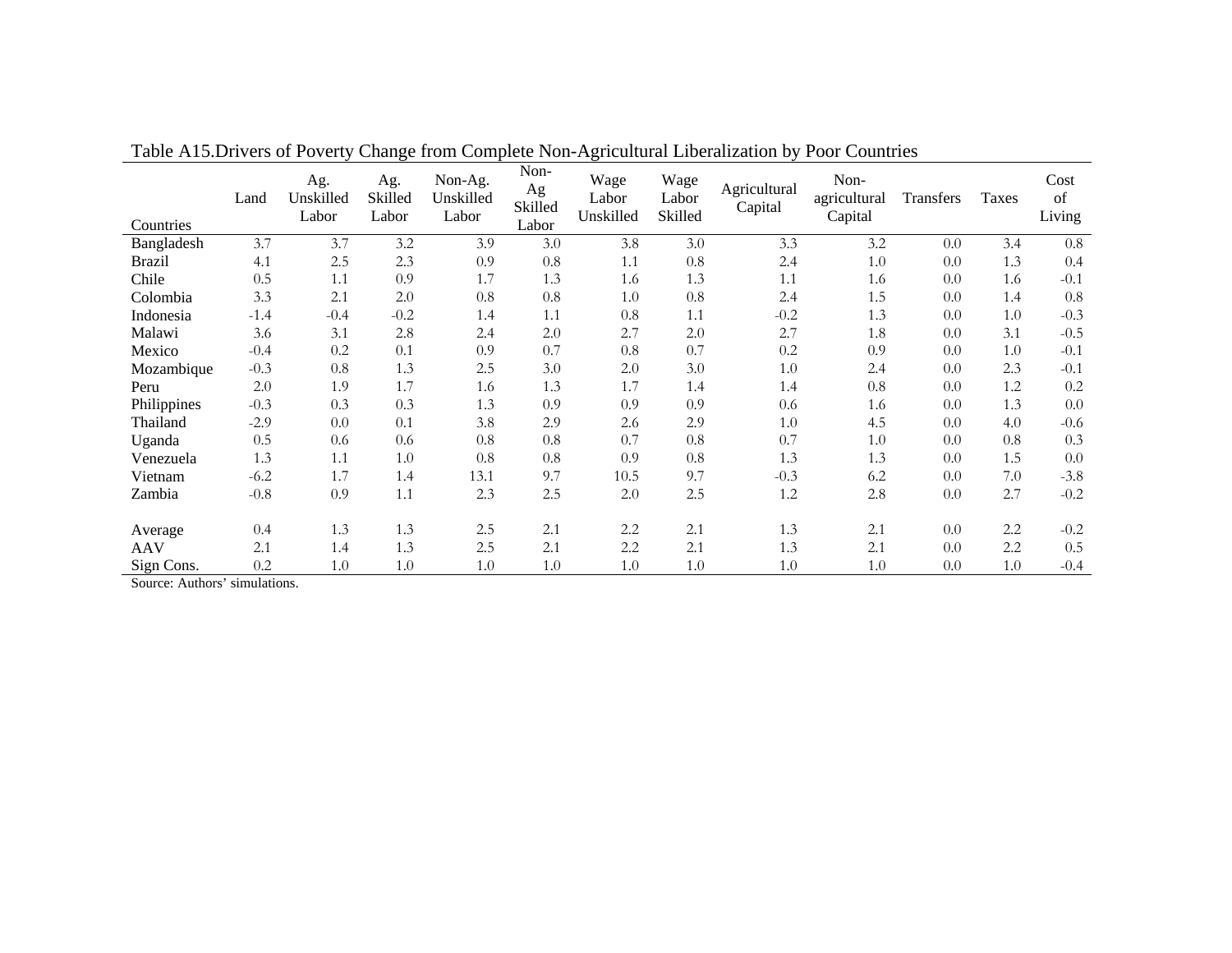Table A15.Drivers of Poverty Change from Complete Non-Agricultural Liberalization by Poor Countries

| Countries | Land | Ag. Unskilled Labor | Ag. Skilled Labor | Non-Ag. Unskilled Labor | Non-Ag Skilled Labor | Wage Labor Unskilled | Wage Labor Skilled | Agricultural Capital | Non-agricultural Capital | Transfers | Taxes | Cost of Living |
|---|---|---|---|---|---|---|---|---|---|---|---|---|
| Bangladesh | 3.7 | 3.7 | 3.2 | 3.9 | 3.0 | 3.8 | 3.0 | 3.3 | 3.2 | 0.0 | 3.4 | 0.8 |
| Brazil | 4.1 | 2.5 | 2.3 | 0.9 | 0.8 | 1.1 | 0.8 | 2.4 | 1.0 | 0.0 | 1.3 | 0.4 |
| Chile | 0.5 | 1.1 | 0.9 | 1.7 | 1.3 | 1.6 | 1.3 | 1.1 | 1.6 | 0.0 | 1.6 | -0.1 |
| Colombia | 3.3 | 2.1 | 2.0 | 0.8 | 0.8 | 1.0 | 0.8 | 2.4 | 1.5 | 0.0 | 1.4 | 0.8 |
| Indonesia | -1.4 | -0.4 | -0.2 | 1.4 | 1.1 | 0.8 | 1.1 | -0.2 | 1.3 | 0.0 | 1.0 | -0.3 |
| Malawi | 3.6 | 3.1 | 2.8 | 2.4 | 2.0 | 2.7 | 2.0 | 2.7 | 1.8 | 0.0 | 3.1 | -0.5 |
| Mexico | -0.4 | 0.2 | 0.1 | 0.9 | 0.7 | 0.8 | 0.7 | 0.2 | 0.9 | 0.0 | 1.0 | -0.1 |
| Mozambique | -0.3 | 0.8 | 1.3 | 2.5 | 3.0 | 2.0 | 3.0 | 1.0 | 2.4 | 0.0 | 2.3 | -0.1 |
| Peru | 2.0 | 1.9 | 1.7 | 1.6 | 1.3 | 1.7 | 1.4 | 1.4 | 0.8 | 0.0 | 1.2 | 0.2 |
| Philippines | -0.3 | 0.3 | 0.3 | 1.3 | 0.9 | 0.9 | 0.9 | 0.6 | 1.6 | 0.0 | 1.3 | 0.0 |
| Thailand | -2.9 | 0.0 | 0.1 | 3.8 | 2.9 | 2.6 | 2.9 | 1.0 | 4.5 | 0.0 | 4.0 | -0.6 |
| Uganda | 0.5 | 0.6 | 0.6 | 0.8 | 0.8 | 0.7 | 0.8 | 0.7 | 1.0 | 0.0 | 0.8 | 0.3 |
| Venezuela | 1.3 | 1.1 | 1.0 | 0.8 | 0.8 | 0.9 | 0.8 | 1.3 | 1.3 | 0.0 | 1.5 | 0.0 |
| Vietnam | -6.2 | 1.7 | 1.4 | 13.1 | 9.7 | 10.5 | 9.7 | -0.3 | 6.2 | 0.0 | 7.0 | -3.8 |
| Zambia | -0.8 | 0.9 | 1.1 | 2.3 | 2.5 | 2.0 | 2.5 | 1.2 | 2.8 | 0.0 | 2.7 | -0.2 |
| | | | | | | | | | | | | |
| Average | 0.4 | 1.3 | 1.3 | 2.5 | 2.1 | 2.2 | 2.1 | 1.3 | 2.1 | 0.0 | 2.2 | -0.2 |
| AAV | 2.1 | 1.4 | 1.3 | 2.5 | 2.1 | 2.2 | 2.1 | 1.3 | 2.1 | 0.0 | 2.2 | 0.5 |
| Sign Cons. | 0.2 | 1.0 | 1.0 | 1.0 | 1.0 | 1.0 | 1.0 | 1.0 | 1.0 | 0.0 | 1.0 | -0.4 |

Source: Authors' simulations.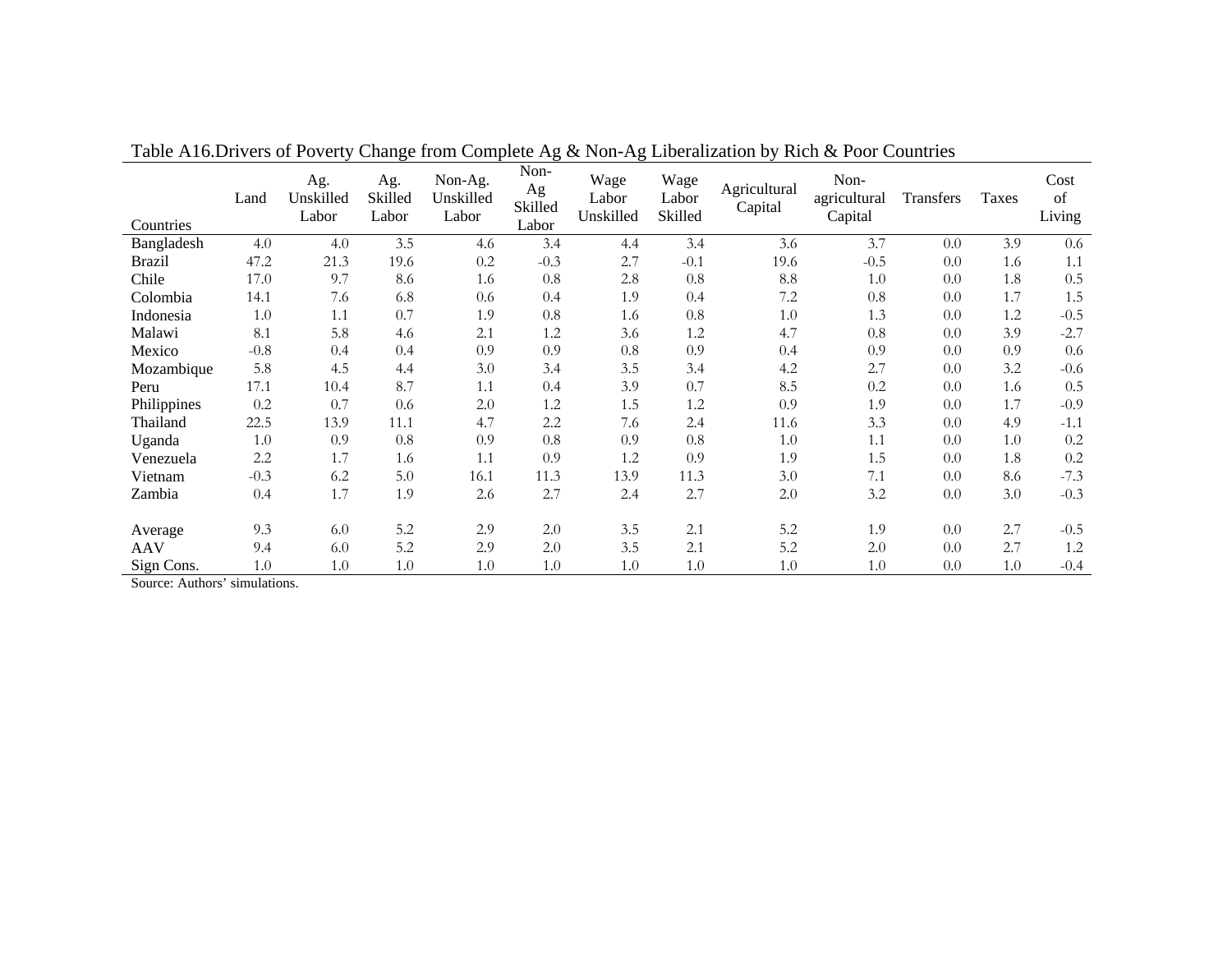Table A16.Drivers of Poverty Change from Complete Ag & Non-Ag Liberalization by Rich & Poor Countries

| Countries | Land | Ag. Unskilled Labor | Ag. Skilled Labor | Non-Ag. Unskilled Labor | Non-Ag Skilled Labor | Wage Labor Unskilled | Wage Labor Skilled | Agricultural Capital | Non-agricultural Capital | Transfers | Taxes | Cost of Living |
|---|---|---|---|---|---|---|---|---|---|---|---|---|
| Bangladesh | 4.0 | 4.0 | 3.5 | 4.6 | 3.4 | 4.4 | 3.4 | 3.6 | 3.7 | 0.0 | 3.9 | 0.6 |
| Brazil | 47.2 | 21.3 | 19.6 | 0.2 | -0.3 | 2.7 | -0.1 | 19.6 | -0.5 | 0.0 | 1.6 | 1.1 |
| Chile | 17.0 | 9.7 | 8.6 | 1.6 | 0.8 | 2.8 | 0.8 | 8.8 | 1.0 | 0.0 | 1.8 | 0.5 |
| Colombia | 14.1 | 7.6 | 6.8 | 0.6 | 0.4 | 1.9 | 0.4 | 7.2 | 0.8 | 0.0 | 1.7 | 1.5 |
| Indonesia | 1.0 | 1.1 | 0.7 | 1.9 | 0.8 | 1.6 | 0.8 | 1.0 | 1.3 | 0.0 | 1.2 | -0.5 |
| Malawi | 8.1 | 5.8 | 4.6 | 2.1 | 1.2 | 3.6 | 1.2 | 4.7 | 0.8 | 0.0 | 3.9 | -2.7 |
| Mexico | -0.8 | 0.4 | 0.4 | 0.9 | 0.9 | 0.8 | 0.9 | 0.4 | 0.9 | 0.0 | 0.9 | 0.6 |
| Mozambique | 5.8 | 4.5 | 4.4 | 3.0 | 3.4 | 3.5 | 3.4 | 4.2 | 2.7 | 0.0 | 3.2 | -0.6 |
| Peru | 17.1 | 10.4 | 8.7 | 1.1 | 0.4 | 3.9 | 0.7 | 8.5 | 0.2 | 0.0 | 1.6 | 0.5 |
| Philippines | 0.2 | 0.7 | 0.6 | 2.0 | 1.2 | 1.5 | 1.2 | 0.9 | 1.9 | 0.0 | 1.7 | -0.9 |
| Thailand | 22.5 | 13.9 | 11.1 | 4.7 | 2.2 | 7.6 | 2.4 | 11.6 | 3.3 | 0.0 | 4.9 | -1.1 |
| Uganda | 1.0 | 0.9 | 0.8 | 0.9 | 0.8 | 0.9 | 0.8 | 1.0 | 1.1 | 0.0 | 1.0 | 0.2 |
| Venezuela | 2.2 | 1.7 | 1.6 | 1.1 | 0.9 | 1.2 | 0.9 | 1.9 | 1.5 | 0.0 | 1.8 | 0.2 |
| Vietnam | -0.3 | 6.2 | 5.0 | 16.1 | 11.3 | 13.9 | 11.3 | 3.0 | 7.1 | 0.0 | 8.6 | -7.3 |
| Zambia | 0.4 | 1.7 | 1.9 | 2.6 | 2.7 | 2.4 | 2.7 | 2.0 | 3.2 | 0.0 | 3.0 | -0.3 |
| | | | | | | | | | | | | |
| Average | 9.3 | 6.0 | 5.2 | 2.9 | 2.0 | 3.5 | 2.1 | 5.2 | 1.9 | 0.0 | 2.7 | -0.5 |
| AAV | 9.4 | 6.0 | 5.2 | 2.9 | 2.0 | 3.5 | 2.1 | 5.2 | 2.0 | 0.0 | 2.7 | 1.2 |
| Sign Cons. | 1.0 | 1.0 | 1.0 | 1.0 | 1.0 | 1.0 | 1.0 | 1.0 | 1.0 | 0.0 | 1.0 | -0.4 |

Source: Authors' simulations.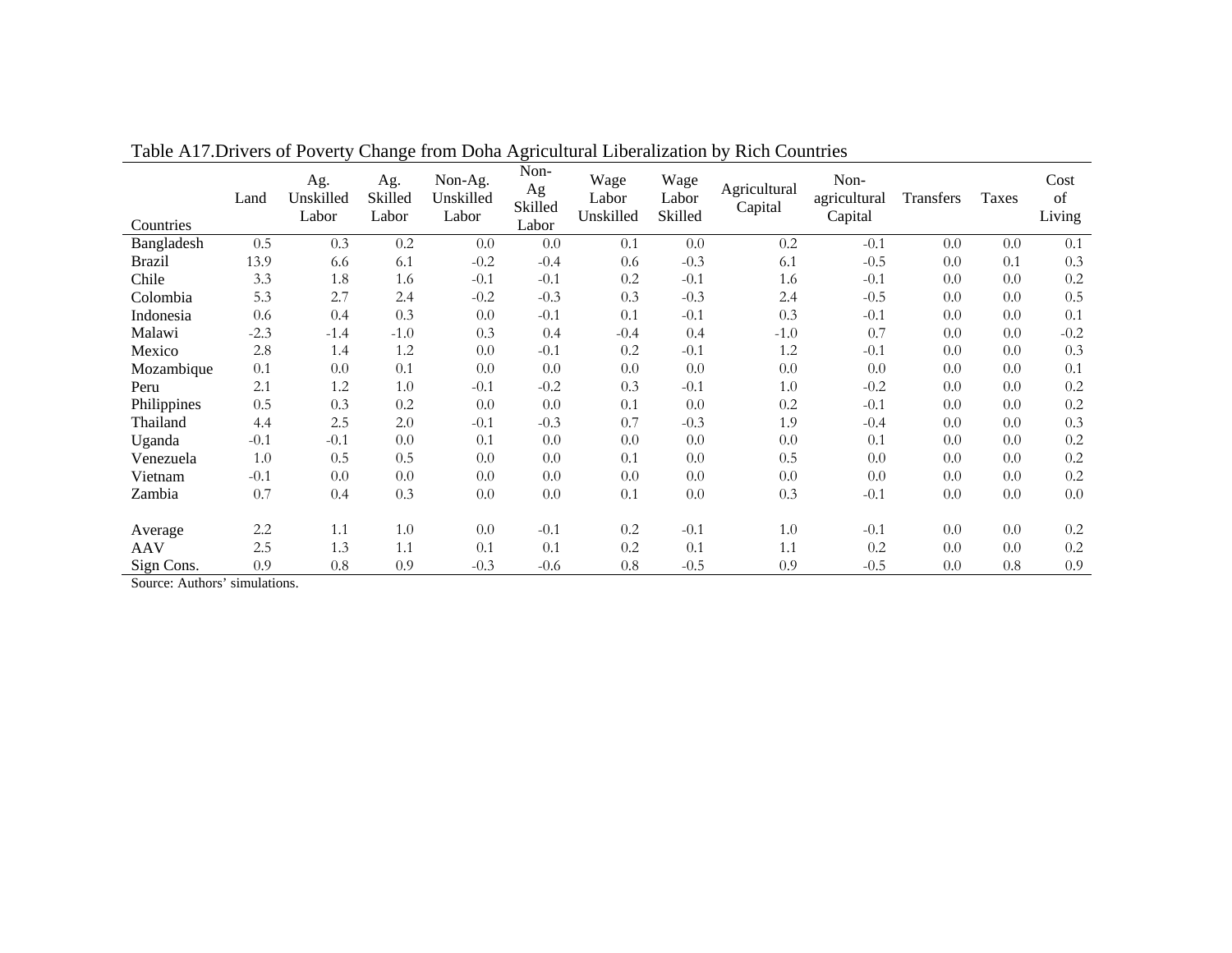Table A17.Drivers of Poverty Change from Doha Agricultural Liberalization by Rich Countries

| Countries | Land | Ag. Unskilled Labor | Ag. Skilled Labor | Non-Ag. Unskilled Labor | Non-Ag Skilled Labor | Wage Labor Unskilled | Wage Labor Skilled | Agricultural Capital | Non-agricultural Capital | Transfers | Taxes | Cost of Living |
|---|---|---|---|---|---|---|---|---|---|---|---|---|
| Bangladesh | 0.5 | 0.3 | 0.2 | 0.0 | 0.0 | 0.1 | 0.0 | 0.2 | -0.1 | 0.0 | 0.0 | 0.1 |
| Brazil | 13.9 | 6.6 | 6.1 | -0.2 | -0.4 | 0.6 | -0.3 | 6.1 | -0.5 | 0.0 | 0.1 | 0.3 |
| Chile | 3.3 | 1.8 | 1.6 | -0.1 | -0.1 | 0.2 | -0.1 | 1.6 | -0.1 | 0.0 | 0.0 | 0.2 |
| Colombia | 5.3 | 2.7 | 2.4 | -0.2 | -0.3 | 0.3 | -0.3 | 2.4 | -0.5 | 0.0 | 0.0 | 0.5 |
| Indonesia | 0.6 | 0.4 | 0.3 | 0.0 | -0.1 | 0.1 | -0.1 | 0.3 | -0.1 | 0.0 | 0.0 | 0.1 |
| Malawi | -2.3 | -1.4 | -1.0 | 0.3 | 0.4 | -0.4 | 0.4 | -1.0 | 0.7 | 0.0 | 0.0 | -0.2 |
| Mexico | 2.8 | 1.4 | 1.2 | 0.0 | -0.1 | 0.2 | -0.1 | 1.2 | -0.1 | 0.0 | 0.0 | 0.3 |
| Mozambique | 0.1 | 0.0 | 0.1 | 0.0 | 0.0 | 0.0 | 0.0 | 0.0 | 0.0 | 0.0 | 0.0 | 0.1 |
| Peru | 2.1 | 1.2 | 1.0 | -0.1 | -0.2 | 0.3 | -0.1 | 1.0 | -0.2 | 0.0 | 0.0 | 0.2 |
| Philippines | 0.5 | 0.3 | 0.2 | 0.0 | 0.0 | 0.1 | 0.0 | 0.2 | -0.1 | 0.0 | 0.0 | 0.2 |
| Thailand | 4.4 | 2.5 | 2.0 | -0.1 | -0.3 | 0.7 | -0.3 | 1.9 | -0.4 | 0.0 | 0.0 | 0.3 |
| Uganda | -0.1 | -0.1 | 0.0 | 0.1 | 0.0 | 0.0 | 0.0 | 0.0 | 0.1 | 0.0 | 0.0 | 0.2 |
| Venezuela | 1.0 | 0.5 | 0.5 | 0.0 | 0.0 | 0.1 | 0.0 | 0.5 | 0.0 | 0.0 | 0.0 | 0.2 |
| Vietnam | -0.1 | 0.0 | 0.0 | 0.0 | 0.0 | 0.0 | 0.0 | 0.0 | 0.0 | 0.0 | 0.0 | 0.2 |
| Zambia | 0.7 | 0.4 | 0.3 | 0.0 | 0.0 | 0.1 | 0.0 | 0.3 | -0.1 | 0.0 | 0.0 | 0.0 |
| | | | | | | | | | | | | |
| Average | 2.2 | 1.1 | 1.0 | 0.0 | -0.1 | 0.2 | -0.1 | 1.0 | -0.1 | 0.0 | 0.0 | 0.2 |
| AAV | 2.5 | 1.3 | 1.1 | 0.1 | 0.1 | 0.2 | 0.1 | 1.1 | 0.2 | 0.0 | 0.0 | 0.2 |
| Sign Cons. | 0.9 | 0.8 | 0.9 | -0.3 | -0.6 | 0.8 | -0.5 | 0.9 | -0.5 | 0.0 | 0.8 | 0.9 |

Source: Authors' simulations.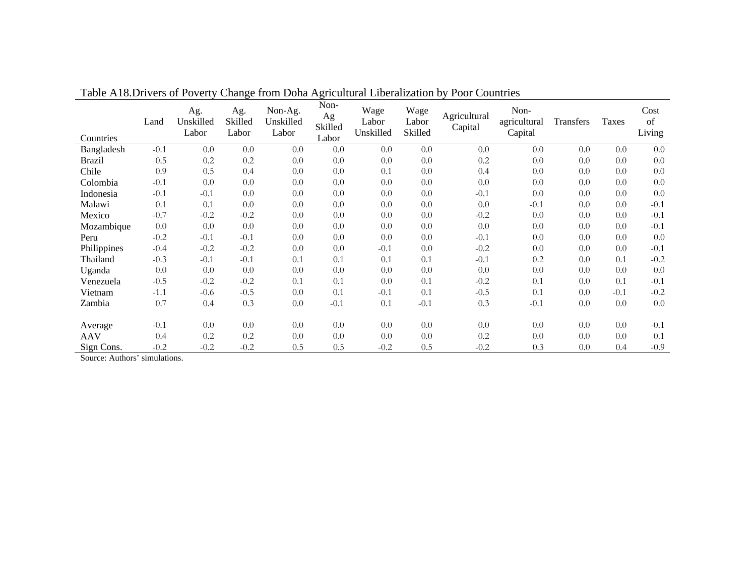Table A18.Drivers of Poverty Change from Doha Agricultural Liberalization by Poor Countries

| Countries | Land | Ag. Unskilled Labor | Ag. Skilled Labor | Non-Ag. Unskilled Labor | Non-Ag Skilled Labor | Wage Labor Unskilled | Wage Labor Skilled | Agricultural Capital | Non-agricultural Capital | Transfers | Taxes | Cost of Living |
|---|---|---|---|---|---|---|---|---|---|---|---|---|
| Bangladesh | -0.1 | 0.0 | 0.0 | 0.0 | 0.0 | 0.0 | 0.0 | 0.0 | 0.0 | 0.0 | 0.0 | 0.0 |
| Brazil | 0.5 | 0.2 | 0.2 | 0.0 | 0.0 | 0.0 | 0.0 | 0.2 | 0.0 | 0.0 | 0.0 | 0.0 |
| Chile | 0.9 | 0.5 | 0.4 | 0.0 | 0.0 | 0.1 | 0.0 | 0.4 | 0.0 | 0.0 | 0.0 | 0.0 |
| Colombia | -0.1 | 0.0 | 0.0 | 0.0 | 0.0 | 0.0 | 0.0 | 0.0 | 0.0 | 0.0 | 0.0 | 0.0 |
| Indonesia | -0.1 | -0.1 | 0.0 | 0.0 | 0.0 | 0.0 | 0.0 | -0.1 | 0.0 | 0.0 | 0.0 | 0.0 |
| Malawi | 0.1 | 0.1 | 0.0 | 0.0 | 0.0 | 0.0 | 0.0 | 0.0 | -0.1 | 0.0 | 0.0 | -0.1 |
| Mexico | -0.7 | -0.2 | -0.2 | 0.0 | 0.0 | 0.0 | 0.0 | -0.2 | 0.0 | 0.0 | 0.0 | -0.1 |
| Mozambique | 0.0 | 0.0 | 0.0 | 0.0 | 0.0 | 0.0 | 0.0 | 0.0 | 0.0 | 0.0 | 0.0 | -0.1 |
| Peru | -0.2 | -0.1 | -0.1 | 0.0 | 0.0 | 0.0 | 0.0 | -0.1 | 0.0 | 0.0 | 0.0 | 0.0 |
| Philippines | -0.4 | -0.2 | -0.2 | 0.0 | 0.0 | -0.1 | 0.0 | -0.2 | 0.0 | 0.0 | 0.0 | -0.1 |
| Thailand | -0.3 | -0.1 | -0.1 | 0.1 | 0.1 | 0.1 | 0.1 | -0.1 | 0.2 | 0.0 | 0.1 | -0.2 |
| Uganda | 0.0 | 0.0 | 0.0 | 0.0 | 0.0 | 0.0 | 0.0 | 0.0 | 0.0 | 0.0 | 0.0 | 0.0 |
| Venezuela | -0.5 | -0.2 | -0.2 | 0.1 | 0.1 | 0.0 | 0.1 | -0.2 | 0.1 | 0.0 | 0.1 | -0.1 |
| Vietnam | -1.1 | -0.6 | -0.5 | 0.0 | 0.1 | -0.1 | 0.1 | -0.5 | 0.1 | 0.0 | -0.1 | -0.2 |
| Zambia | 0.7 | 0.4 | 0.3 | 0.0 | -0.1 | 0.1 | -0.1 | 0.3 | -0.1 | 0.0 | 0.0 | 0.0 |
| | | | | | | | | | | | | |
| Average | -0.1 | 0.0 | 0.0 | 0.0 | 0.0 | 0.0 | 0.0 | 0.0 | 0.0 | 0.0 | 0.0 | -0.1 |
| AAV | 0.4 | 0.2 | 0.2 | 0.0 | 0.0 | 0.0 | 0.0 | 0.2 | 0.0 | 0.0 | 0.0 | 0.1 |
| Sign Cons. | -0.2 | -0.2 | -0.2 | 0.5 | 0.5 | -0.2 | 0.5 | -0.2 | 0.3 | 0.0 | 0.4 | -0.9 |

Source: Authors' simulations.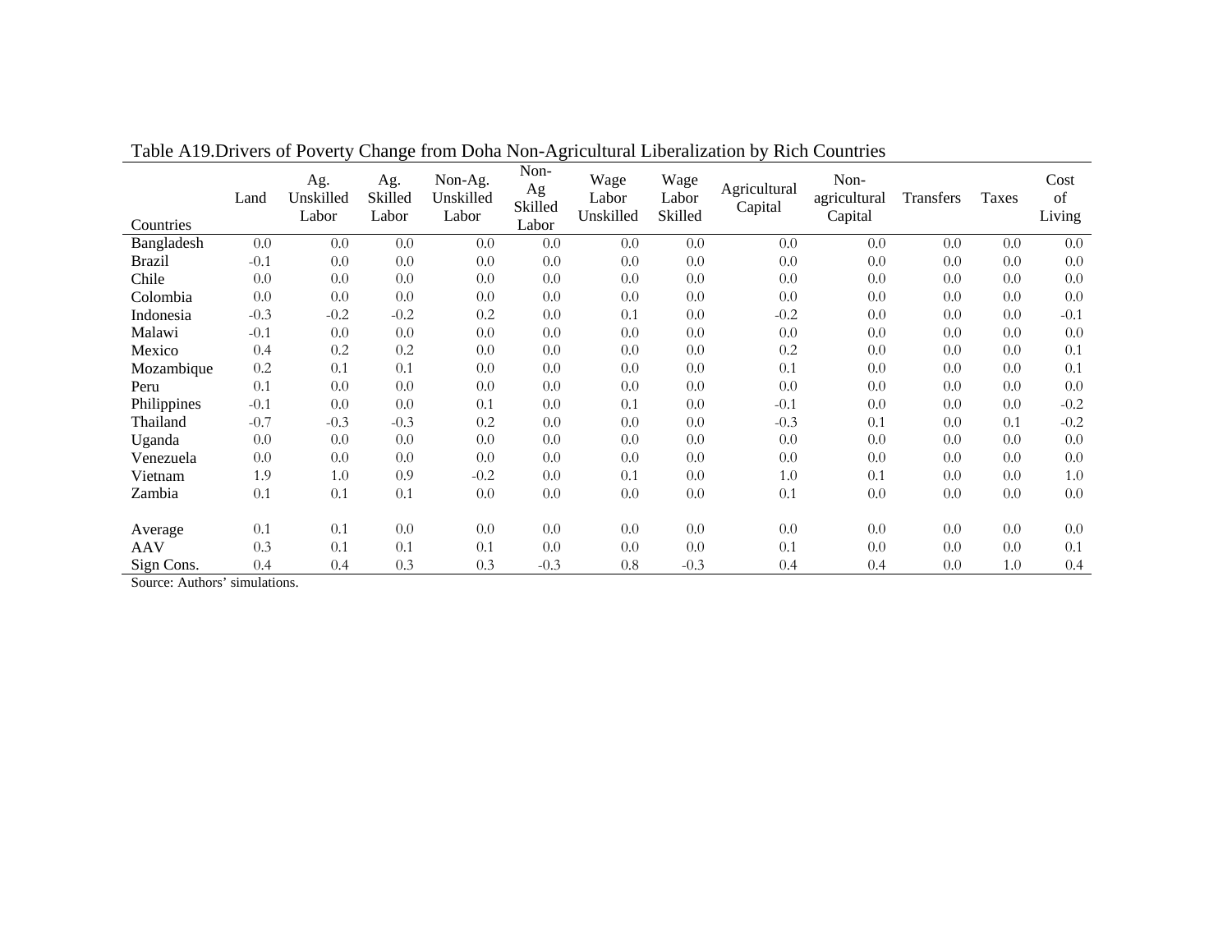Table A19.Drivers of Poverty Change from Doha Non-Agricultural Liberalization by Rich Countries

| Countries | Land | Ag. Unskilled Labor | Ag. Skilled Labor | Non-Ag. Unskilled Labor | Non-Ag Skilled Labor | Wage Labor Unskilled | Wage Labor Skilled | Agricultural Capital | Non-agricultural Capital | Transfers | Taxes | Cost of Living |
|---|---|---|---|---|---|---|---|---|---|---|---|---|
| Bangladesh | 0.0 | 0.0 | 0.0 | 0.0 | 0.0 | 0.0 | 0.0 | 0.0 | 0.0 | 0.0 | 0.0 | 0.0 |
| Brazil | -0.1 | 0.0 | 0.0 | 0.0 | 0.0 | 0.0 | 0.0 | 0.0 | 0.0 | 0.0 | 0.0 | 0.0 |
| Chile | 0.0 | 0.0 | 0.0 | 0.0 | 0.0 | 0.0 | 0.0 | 0.0 | 0.0 | 0.0 | 0.0 | 0.0 |
| Colombia | 0.0 | 0.0 | 0.0 | 0.0 | 0.0 | 0.0 | 0.0 | 0.0 | 0.0 | 0.0 | 0.0 | 0.0 |
| Indonesia | -0.3 | -0.2 | -0.2 | 0.2 | 0.0 | 0.1 | 0.0 | -0.2 | 0.0 | 0.0 | 0.0 | -0.1 |
| Malawi | -0.1 | 0.0 | 0.0 | 0.0 | 0.0 | 0.0 | 0.0 | 0.0 | 0.0 | 0.0 | 0.0 | 0.0 |
| Mexico | 0.4 | 0.2 | 0.2 | 0.0 | 0.0 | 0.0 | 0.0 | 0.2 | 0.0 | 0.0 | 0.0 | 0.1 |
| Mozambique | 0.2 | 0.1 | 0.1 | 0.0 | 0.0 | 0.0 | 0.0 | 0.1 | 0.0 | 0.0 | 0.0 | 0.1 |
| Peru | 0.1 | 0.0 | 0.0 | 0.0 | 0.0 | 0.0 | 0.0 | 0.0 | 0.0 | 0.0 | 0.0 | 0.0 |
| Philippines | -0.1 | 0.0 | 0.0 | 0.1 | 0.0 | 0.1 | 0.0 | -0.1 | 0.0 | 0.0 | 0.0 | -0.2 |
| Thailand | -0.7 | -0.3 | -0.3 | 0.2 | 0.0 | 0.0 | 0.0 | -0.3 | 0.1 | 0.0 | 0.1 | -0.2 |
| Uganda | 0.0 | 0.0 | 0.0 | 0.0 | 0.0 | 0.0 | 0.0 | 0.0 | 0.0 | 0.0 | 0.0 | 0.0 |
| Venezuela | 0.0 | 0.0 | 0.0 | 0.0 | 0.0 | 0.0 | 0.0 | 0.0 | 0.0 | 0.0 | 0.0 | 0.0 |
| Vietnam | 1.9 | 1.0 | 0.9 | -0.2 | 0.0 | 0.1 | 0.0 | 1.0 | 0.1 | 0.0 | 0.0 | 1.0 |
| Zambia | 0.1 | 0.1 | 0.1 | 0.0 | 0.0 | 0.0 | 0.0 | 0.1 | 0.0 | 0.0 | 0.0 | 0.0 |
| | | | | | | | | | | | | |
| Average | 0.1 | 0.1 | 0.0 | 0.0 | 0.0 | 0.0 | 0.0 | 0.0 | 0.0 | 0.0 | 0.0 | 0.0 |
| AAV | 0.3 | 0.1 | 0.1 | 0.1 | 0.0 | 0.0 | 0.0 | 0.1 | 0.0 | 0.0 | 0.0 | 0.1 |
| Sign Cons. | 0.4 | 0.4 | 0.3 | 0.3 | -0.3 | 0.8 | -0.3 | 0.4 | 0.4 | 0.0 | 1.0 | 0.4 |

Source: Authors' simulations.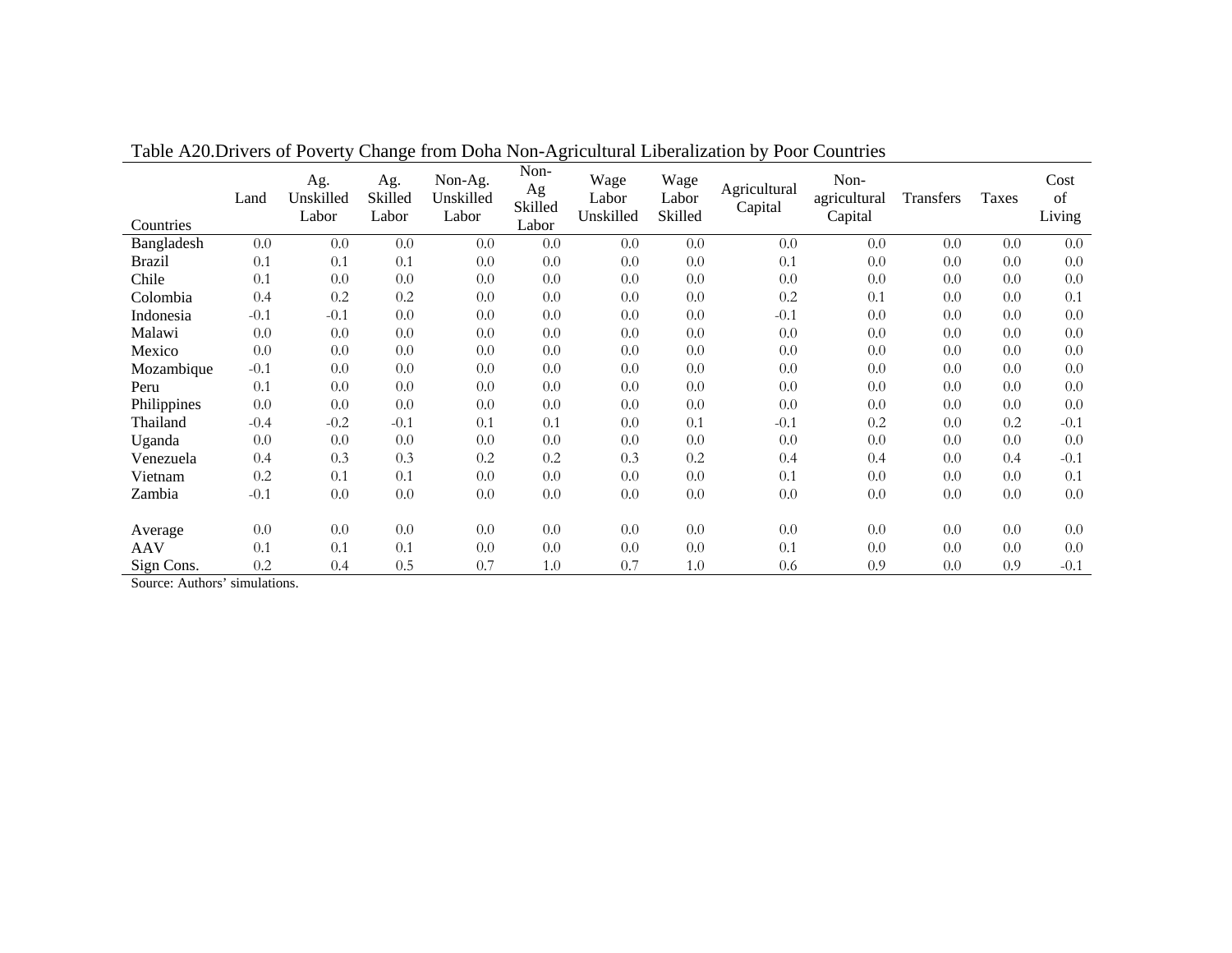Table A20.Drivers of Poverty Change from Doha Non-Agricultural Liberalization by Poor Countries

| Countries | Land | Ag. Unskilled Labor | Ag. Skilled Labor | Non-Ag. Unskilled Labor | Non-Ag Skilled Labor | Wage Labor Unskilled | Wage Labor Skilled | Agricultural Capital | Non-agricultural Capital | Transfers | Taxes | Cost of Living |
|---|---|---|---|---|---|---|---|---|---|---|---|---|
| Bangladesh | 0.0 | 0.0 | 0.0 | 0.0 | 0.0 | 0.0 | 0.0 | 0.0 | 0.0 | 0.0 | 0.0 | 0.0 |
| Brazil | 0.1 | 0.1 | 0.1 | 0.0 | 0.0 | 0.0 | 0.0 | 0.1 | 0.0 | 0.0 | 0.0 | 0.0 |
| Chile | 0.1 | 0.0 | 0.0 | 0.0 | 0.0 | 0.0 | 0.0 | 0.0 | 0.0 | 0.0 | 0.0 | 0.0 |
| Colombia | 0.4 | 0.2 | 0.2 | 0.0 | 0.0 | 0.0 | 0.0 | 0.2 | 0.1 | 0.0 | 0.0 | 0.1 |
| Indonesia | -0.1 | -0.1 | 0.0 | 0.0 | 0.0 | 0.0 | 0.0 | -0.1 | 0.0 | 0.0 | 0.0 | 0.0 |
| Malawi | 0.0 | 0.0 | 0.0 | 0.0 | 0.0 | 0.0 | 0.0 | 0.0 | 0.0 | 0.0 | 0.0 | 0.0 |
| Mexico | 0.0 | 0.0 | 0.0 | 0.0 | 0.0 | 0.0 | 0.0 | 0.0 | 0.0 | 0.0 | 0.0 | 0.0 |
| Mozambique | -0.1 | 0.0 | 0.0 | 0.0 | 0.0 | 0.0 | 0.0 | 0.0 | 0.0 | 0.0 | 0.0 | 0.0 |
| Peru | 0.1 | 0.0 | 0.0 | 0.0 | 0.0 | 0.0 | 0.0 | 0.0 | 0.0 | 0.0 | 0.0 | 0.0 |
| Philippines | 0.0 | 0.0 | 0.0 | 0.0 | 0.0 | 0.0 | 0.0 | 0.0 | 0.0 | 0.0 | 0.0 | 0.0 |
| Thailand | -0.4 | -0.2 | -0.1 | 0.1 | 0.1 | 0.0 | 0.1 | -0.1 | 0.2 | 0.0 | 0.2 | -0.1 |
| Uganda | 0.0 | 0.0 | 0.0 | 0.0 | 0.0 | 0.0 | 0.0 | 0.0 | 0.0 | 0.0 | 0.0 | 0.0 |
| Venezuela | 0.4 | 0.3 | 0.3 | 0.2 | 0.2 | 0.3 | 0.2 | 0.4 | 0.4 | 0.0 | 0.4 | -0.1 |
| Vietnam | 0.2 | 0.1 | 0.1 | 0.0 | 0.0 | 0.0 | 0.0 | 0.1 | 0.0 | 0.0 | 0.0 | 0.1 |
| Zambia | -0.1 | 0.0 | 0.0 | 0.0 | 0.0 | 0.0 | 0.0 | 0.0 | 0.0 | 0.0 | 0.0 | 0.0 |
| | | | | | | | | | | | | |
| Average | 0.0 | 0.0 | 0.0 | 0.0 | 0.0 | 0.0 | 0.0 | 0.0 | 0.0 | 0.0 | 0.0 | 0.0 |
| AAV | 0.1 | 0.1 | 0.1 | 0.0 | 0.0 | 0.0 | 0.0 | 0.1 | 0.0 | 0.0 | 0.0 | 0.0 |
| Sign Cons. | 0.2 | 0.4 | 0.5 | 0.7 | 1.0 | 0.7 | 1.0 | 0.6 | 0.9 | 0.0 | 0.9 | -0.1 |

Source: Authors' simulations.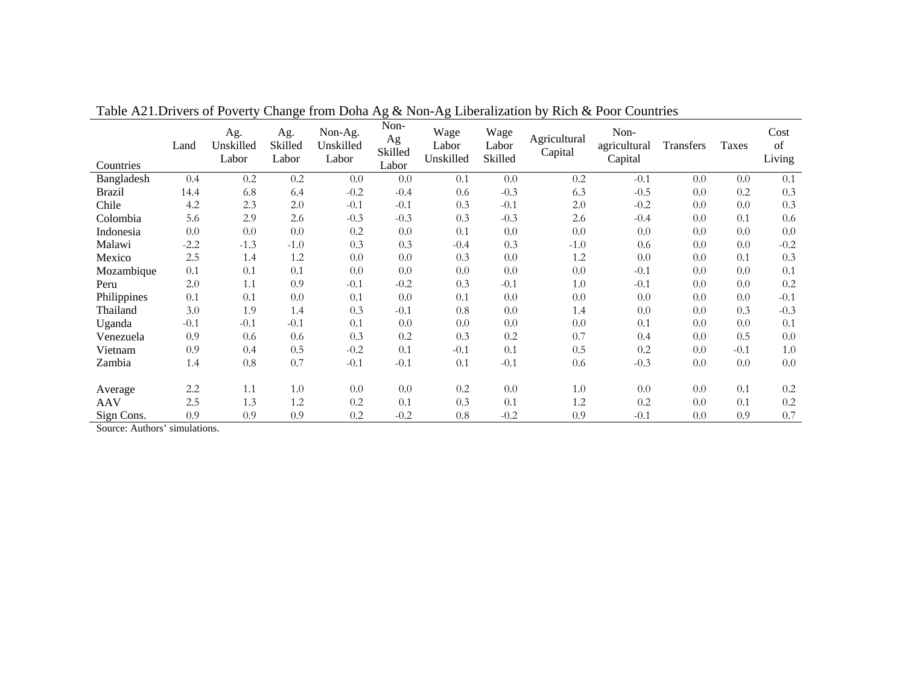Table A21.Drivers of Poverty Change from Doha Ag & Non-Ag Liberalization by Rich & Poor Countries

| Countries | Land | Ag. Unskilled Labor | Ag. Skilled Labor | Non-Ag. Unskilled Labor | Non-Ag Skilled Labor | Wage Labor Unskilled | Wage Labor Skilled | Agricultural Capital | Non-agricultural Capital | Transfers | Taxes | Cost of Living |
|---|---|---|---|---|---|---|---|---|---|---|---|---|
| Bangladesh | 0.4 | 0.2 | 0.2 | 0.0 | 0.0 | 0.1 | 0.0 | 0.2 | -0.1 | 0.0 | 0.0 | 0.1 |
| Brazil | 14.4 | 6.8 | 6.4 | -0.2 | -0.4 | 0.6 | -0.3 | 6.3 | -0.5 | 0.0 | 0.2 | 0.3 |
| Chile | 4.2 | 2.3 | 2.0 | -0.1 | -0.1 | 0.3 | -0.1 | 2.0 | -0.2 | 0.0 | 0.0 | 0.3 |
| Colombia | 5.6 | 2.9 | 2.6 | -0.3 | -0.3 | 0.3 | -0.3 | 2.6 | -0.4 | 0.0 | 0.1 | 0.6 |
| Indonesia | 0.0 | 0.0 | 0.0 | 0.2 | 0.0 | 0.1 | 0.0 | 0.0 | 0.0 | 0.0 | 0.0 | 0.0 |
| Malawi | -2.2 | -1.3 | -1.0 | 0.3 | 0.3 | -0.4 | 0.3 | -1.0 | 0.6 | 0.0 | 0.0 | -0.2 |
| Mexico | 2.5 | 1.4 | 1.2 | 0.0 | 0.0 | 0.3 | 0.0 | 1.2 | 0.0 | 0.0 | 0.1 | 0.3 |
| Mozambique | 0.1 | 0.1 | 0.1 | 0.0 | 0.0 | 0.0 | 0.0 | 0.0 | -0.1 | 0.0 | 0.0 | 0.1 |
| Peru | 2.0 | 1.1 | 0.9 | -0.1 | -0.2 | 0.3 | -0.1 | 1.0 | -0.1 | 0.0 | 0.0 | 0.2 |
| Philippines | 0.1 | 0.1 | 0.0 | 0.1 | 0.0 | 0.1 | 0.0 | 0.0 | 0.0 | 0.0 | 0.0 | -0.1 |
| Thailand | 3.0 | 1.9 | 1.4 | 0.3 | -0.1 | 0.8 | 0.0 | 1.4 | 0.0 | 0.0 | 0.3 | -0.3 |
| Uganda | -0.1 | -0.1 | -0.1 | 0.1 | 0.0 | 0.0 | 0.0 | 0.0 | 0.1 | 0.0 | 0.0 | 0.1 |
| Venezuela | 0.9 | 0.6 | 0.6 | 0.3 | 0.2 | 0.3 | 0.2 | 0.7 | 0.4 | 0.0 | 0.5 | 0.0 |
| Vietnam | 0.9 | 0.4 | 0.5 | -0.2 | 0.1 | -0.1 | 0.1 | 0.5 | 0.2 | 0.0 | -0.1 | 1.0 |
| Zambia | 1.4 | 0.8 | 0.7 | -0.1 | -0.1 | 0.1 | -0.1 | 0.6 | -0.3 | 0.0 | 0.0 | 0.0 |
| | | | | | | | | | | | | |
| Average | 2.2 | 1.1 | 1.0 | 0.0 | 0.0 | 0.2 | 0.0 | 1.0 | 0.0 | 0.0 | 0.1 | 0.2 |
| AAV | 2.5 | 1.3 | 1.2 | 0.2 | 0.1 | 0.3 | 0.1 | 1.2 | 0.2 | 0.0 | 0.1 | 0.2 |
| Sign Cons. | 0.9 | 0.9 | 0.9 | 0.2 | -0.2 | 0.8 | -0.2 | 0.9 | -0.1 | 0.0 | 0.9 | 0.7 |

Source: Authors' simulations.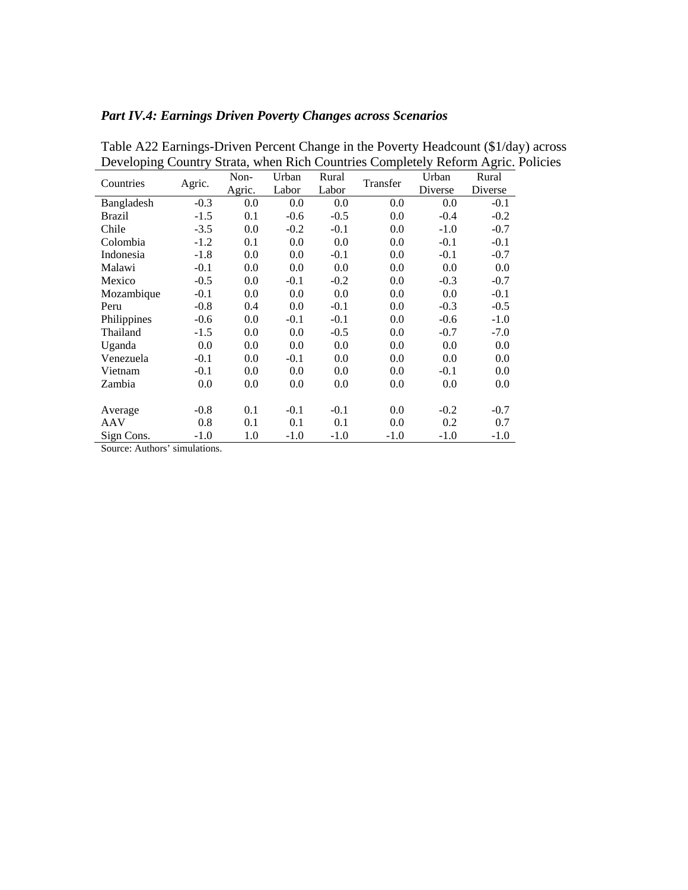### *Part IV.4: Earnings Driven Poverty Changes across Scenarios*

Table A22 Earnings-Driven Percent Change in the Poverty Headcount ($1/day) across Developing Country Strata, when Rich Countries Completely Reform Agric. Policies

| Countries | Agric. | Non-Agric. | Urban Labor | Rural Labor | Transfer | Urban Diverse | Rural Diverse |
|---|---|---|---|---|---|---|---|
| Bangladesh | -0.3 | 0.0 | 0.0 | 0.0 | 0.0 | 0.0 | -0.1 |
| Brazil | -1.5 | 0.1 | -0.6 | -0.5 | 0.0 | -0.4 | -0.2 |
| Chile | -3.5 | 0.0 | -0.2 | -0.1 | 0.0 | -1.0 | -0.7 |
| Colombia | -1.2 | 0.1 | 0.0 | 0.0 | 0.0 | -0.1 | -0.1 |
| Indonesia | -1.8 | 0.0 | 0.0 | -0.1 | 0.0 | -0.1 | -0.7 |
| Malawi | -0.1 | 0.0 | 0.0 | 0.0 | 0.0 | 0.0 | 0.0 |
| Mexico | -0.5 | 0.0 | -0.1 | -0.2 | 0.0 | -0.3 | -0.7 |
| Mozambique | -0.1 | 0.0 | 0.0 | 0.0 | 0.0 | 0.0 | -0.1 |
| Peru | -0.8 | 0.4 | 0.0 | -0.1 | 0.0 | -0.3 | -0.5 |
| Philippines | -0.6 | 0.0 | -0.1 | -0.1 | 0.0 | -0.6 | -1.0 |
| Thailand | -1.5 | 0.0 | 0.0 | -0.5 | 0.0 | -0.7 | -7.0 |
| Uganda | 0.0 | 0.0 | 0.0 | 0.0 | 0.0 | 0.0 | 0.0 |
| Venezuela | -0.1 | 0.0 | -0.1 | 0.0 | 0.0 | 0.0 | 0.0 |
| Vietnam | -0.1 | 0.0 | 0.0 | 0.0 | 0.0 | -0.1 | 0.0 |
| Zambia | 0.0 | 0.0 | 0.0 | 0.0 | 0.0 | 0.0 | 0.0 |
| | | | | | | | |
| Average | -0.8 | 0.1 | -0.1 | -0.1 | 0.0 | -0.2 | -0.7 |
| AAV | 0.8 | 0.1 | 0.1 | 0.1 | 0.0 | 0.2 | 0.7 |
| Sign Cons. | -1.0 | 1.0 | -1.0 | -1.0 | -1.0 | -1.0 | -1.0 |

Source: Authors' simulations.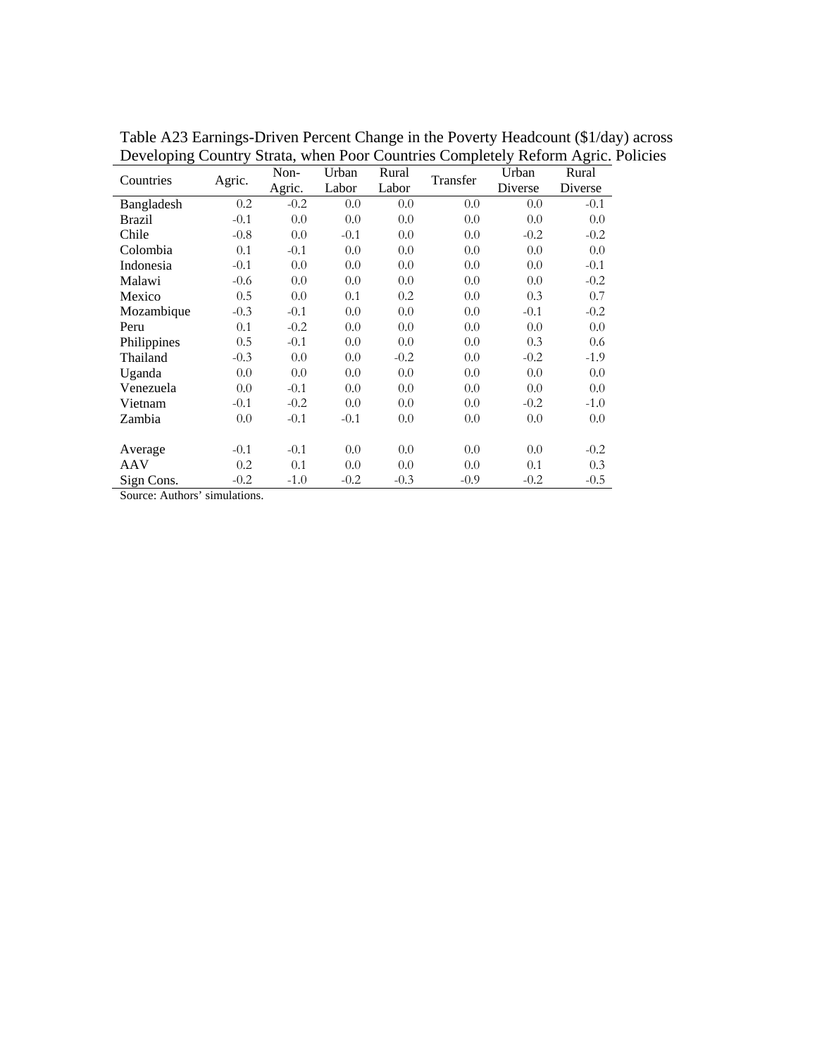Table A23 Earnings-Driven Percent Change in the Poverty Headcount ($1/day) across Developing Country Strata, when Poor Countries Completely Reform Agric. Policies

| Countries | Agric. | Non-Agric. | Urban Labor | Rural Labor | Transfer | Urban Diverse | Rural Diverse |
|---|---|---|---|---|---|---|---|
| Bangladesh | 0.2 | -0.2 | 0.0 | 0.0 | 0.0 | 0.0 | -0.1 |
| Brazil | -0.1 | 0.0 | 0.0 | 0.0 | 0.0 | 0.0 | 0.0 |
| Chile | -0.8 | 0.0 | -0.1 | 0.0 | 0.0 | -0.2 | -0.2 |
| Colombia | 0.1 | -0.1 | 0.0 | 0.0 | 0.0 | 0.0 | 0.0 |
| Indonesia | -0.1 | 0.0 | 0.0 | 0.0 | 0.0 | 0.0 | -0.1 |
| Malawi | -0.6 | 0.0 | 0.0 | 0.0 | 0.0 | 0.0 | -0.2 |
| Mexico | 0.5 | 0.0 | 0.1 | 0.2 | 0.0 | 0.3 | 0.7 |
| Mozambique | -0.3 | -0.1 | 0.0 | 0.0 | 0.0 | -0.1 | -0.2 |
| Peru | 0.1 | -0.2 | 0.0 | 0.0 | 0.0 | 0.0 | 0.0 |
| Philippines | 0.5 | -0.1 | 0.0 | 0.0 | 0.0 | 0.3 | 0.6 |
| Thailand | -0.3 | 0.0 | 0.0 | -0.2 | 0.0 | -0.2 | -1.9 |
| Uganda | 0.0 | 0.0 | 0.0 | 0.0 | 0.0 | 0.0 | 0.0 |
| Venezuela | 0.0 | -0.1 | 0.0 | 0.0 | 0.0 | 0.0 | 0.0 |
| Vietnam | -0.1 | -0.2 | 0.0 | 0.0 | 0.0 | -0.2 | -1.0 |
| Zambia | 0.0 | -0.1 | -0.1 | 0.0 | 0.0 | 0.0 | 0.0 |
| | | | | | | | |
| Average | -0.1 | -0.1 | 0.0 | 0.0 | 0.0 | 0.0 | -0.2 |
| AAV | 0.2 | 0.1 | 0.0 | 0.0 | 0.0 | 0.1 | 0.3 |
| Sign Cons. | -0.2 | -1.0 | -0.2 | -0.3 | -0.9 | -0.2 | -0.5 |

Source: Authors' simulations.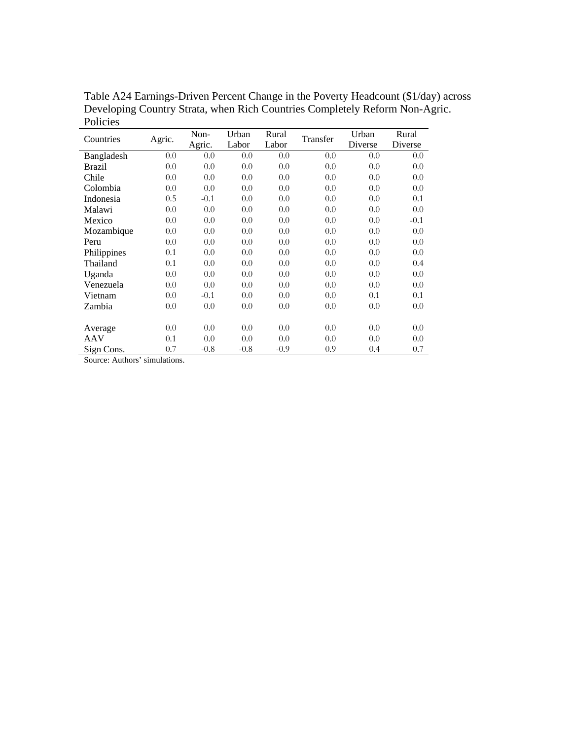Table A24 Earnings-Driven Percent Change in the Poverty Headcount ($1/day) across Developing Country Strata, when Rich Countries Completely Reform Non-Agric. Policies

| Countries | Agric. | Non-Agric. | Urban Labor | Rural Labor | Transfer | Urban Diverse | Rural Diverse |
|---|---|---|---|---|---|---|---|
| Bangladesh | 0.0 | 0.0 | 0.0 | 0.0 | 0.0 | 0.0 | 0.0 |
| Brazil | 0.0 | 0.0 | 0.0 | 0.0 | 0.0 | 0.0 | 0.0 |
| Chile | 0.0 | 0.0 | 0.0 | 0.0 | 0.0 | 0.0 | 0.0 |
| Colombia | 0.0 | 0.0 | 0.0 | 0.0 | 0.0 | 0.0 | 0.0 |
| Indonesia | 0.5 | -0.1 | 0.0 | 0.0 | 0.0 | 0.0 | 0.1 |
| Malawi | 0.0 | 0.0 | 0.0 | 0.0 | 0.0 | 0.0 | 0.0 |
| Mexico | 0.0 | 0.0 | 0.0 | 0.0 | 0.0 | 0.0 | -0.1 |
| Mozambique | 0.0 | 0.0 | 0.0 | 0.0 | 0.0 | 0.0 | 0.0 |
| Peru | 0.0 | 0.0 | 0.0 | 0.0 | 0.0 | 0.0 | 0.0 |
| Philippines | 0.1 | 0.0 | 0.0 | 0.0 | 0.0 | 0.0 | 0.0 |
| Thailand | 0.1 | 0.0 | 0.0 | 0.0 | 0.0 | 0.0 | 0.4 |
| Uganda | 0.0 | 0.0 | 0.0 | 0.0 | 0.0 | 0.0 | 0.0 |
| Venezuela | 0.0 | 0.0 | 0.0 | 0.0 | 0.0 | 0.0 | 0.0 |
| Vietnam | 0.0 | -0.1 | 0.0 | 0.0 | 0.0 | 0.1 | 0.1 |
| Zambia | 0.0 | 0.0 | 0.0 | 0.0 | 0.0 | 0.0 | 0.0 |
| | | | | | | | |
| Average | 0.0 | 0.0 | 0.0 | 0.0 | 0.0 | 0.0 | 0.0 |
| AAV | 0.1 | 0.0 | 0.0 | 0.0 | 0.0 | 0.0 | 0.0 |
| Sign Cons. | 0.7 | -0.8 | -0.8 | -0.9 | 0.9 | 0.4 | 0.7 |

Source: Authors' simulations.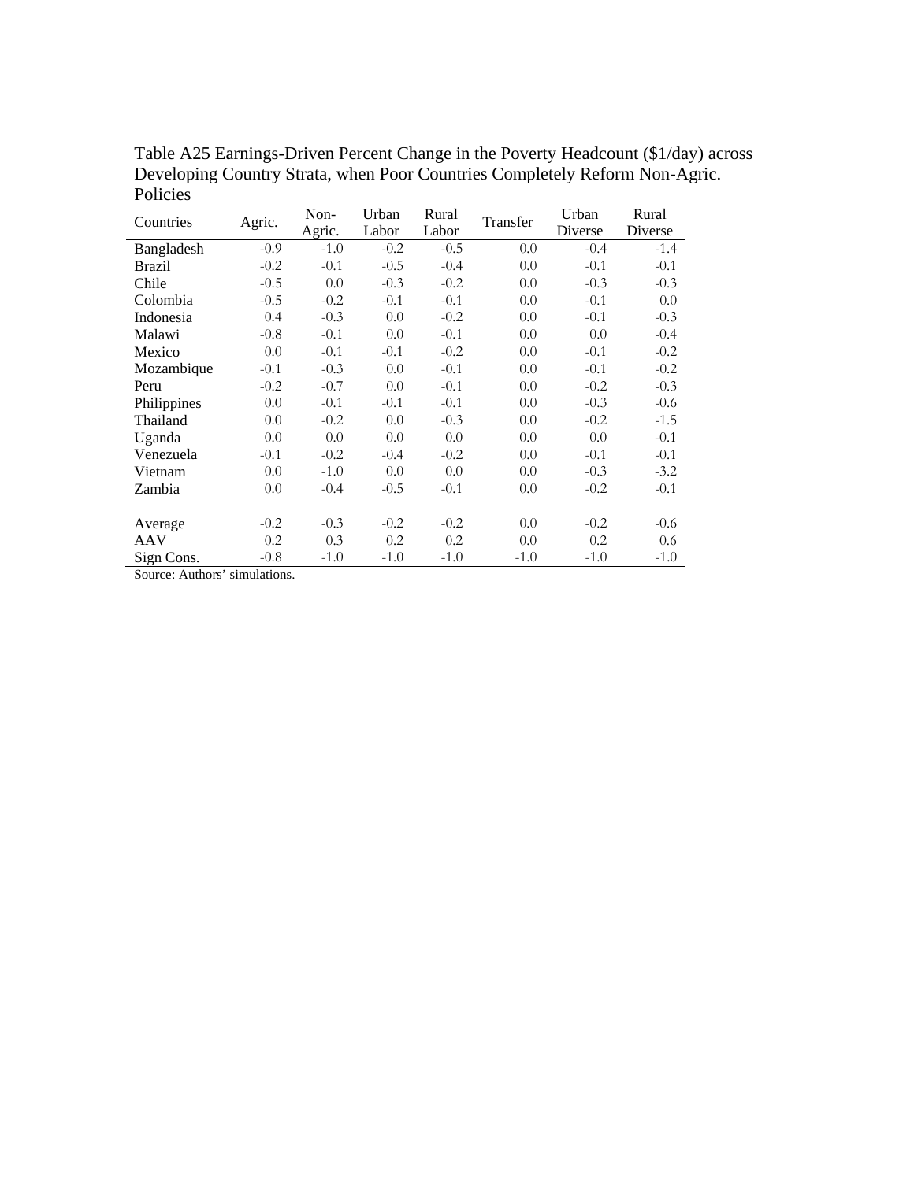Table A25 Earnings-Driven Percent Change in the Poverty Headcount ($1/day) across Developing Country Strata, when Poor Countries Completely Reform Non-Agric. Policies

| Countries | Agric. | Non-Agric. | Urban Labor | Rural Labor | Transfer | Urban Diverse | Rural Diverse |
|---|---|---|---|---|---|---|---|
| Bangladesh | -0.9 | -1.0 | -0.2 | -0.5 | 0.0 | -0.4 | -1.4 |
| Brazil | -0.2 | -0.1 | -0.5 | -0.4 | 0.0 | -0.1 | -0.1 |
| Chile | -0.5 | 0.0 | -0.3 | -0.2 | 0.0 | -0.3 | -0.3 |
| Colombia | -0.5 | -0.2 | -0.1 | -0.1 | 0.0 | -0.1 | 0.0 |
| Indonesia | 0.4 | -0.3 | 0.0 | -0.2 | 0.0 | -0.1 | -0.3 |
| Malawi | -0.8 | -0.1 | 0.0 | -0.1 | 0.0 | 0.0 | -0.4 |
| Mexico | 0.0 | -0.1 | -0.1 | -0.2 | 0.0 | -0.1 | -0.2 |
| Mozambique | -0.1 | -0.3 | 0.0 | -0.1 | 0.0 | -0.1 | -0.2 |
| Peru | -0.2 | -0.7 | 0.0 | -0.1 | 0.0 | -0.2 | -0.3 |
| Philippines | 0.0 | -0.1 | -0.1 | -0.1 | 0.0 | -0.3 | -0.6 |
| Thailand | 0.0 | -0.2 | 0.0 | -0.3 | 0.0 | -0.2 | -1.5 |
| Uganda | 0.0 | 0.0 | 0.0 | 0.0 | 0.0 | 0.0 | -0.1 |
| Venezuela | -0.1 | -0.2 | -0.4 | -0.2 | 0.0 | -0.1 | -0.1 |
| Vietnam | 0.0 | -1.0 | 0.0 | 0.0 | 0.0 | -0.3 | -3.2 |
| Zambia | 0.0 | -0.4 | -0.5 | -0.1 | 0.0 | -0.2 | -0.1 |
| | | | | | | | |
| Average | -0.2 | -0.3 | -0.2 | -0.2 | 0.0 | -0.2 | -0.6 |
| AAV | 0.2 | 0.3 | 0.2 | 0.2 | 0.0 | 0.2 | 0.6 |
| Sign Cons. | -0.8 | -1.0 | -1.0 | -1.0 | -1.0 | -1.0 | -1.0 |

Source: Authors' simulations.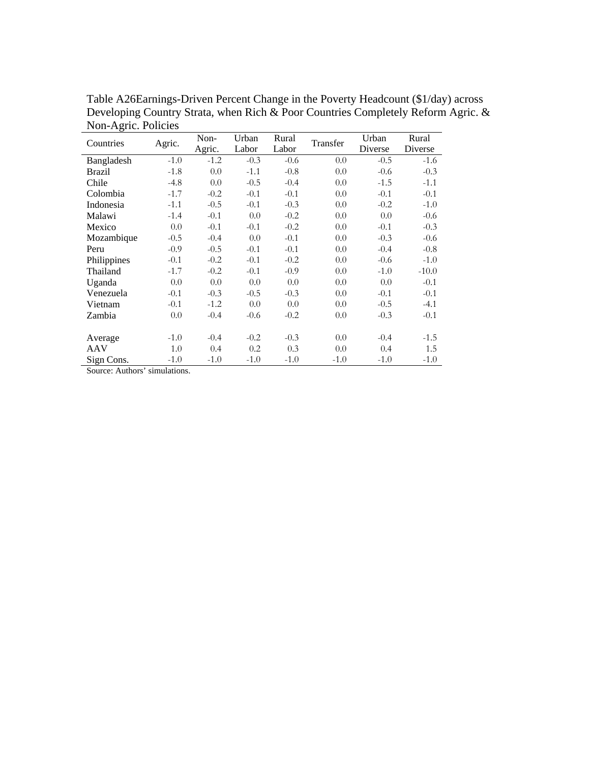Table A26Earnings-Driven Percent Change in the Poverty Headcount ($1/day) across Developing Country Strata, when Rich & Poor Countries Completely Reform Agric. & Non-Agric. Policies

| Countries | Agric. | Non-Agric. | Urban Labor | Rural Labor | Transfer | Urban Diverse | Rural Diverse |
|---|---|---|---|---|---|---|---|
| Bangladesh | -1.0 | -1.2 | -0.3 | -0.6 | 0.0 | -0.5 | -1.6 |
| Brazil | -1.8 | 0.0 | -1.1 | -0.8 | 0.0 | -0.6 | -0.3 |
| Chile | -4.8 | 0.0 | -0.5 | -0.4 | 0.0 | -1.5 | -1.1 |
| Colombia | -1.7 | -0.2 | -0.1 | -0.1 | 0.0 | -0.1 | -0.1 |
| Indonesia | -1.1 | -0.5 | -0.1 | -0.3 | 0.0 | -0.2 | -1.0 |
| Malawi | -1.4 | -0.1 | 0.0 | -0.2 | 0.0 | 0.0 | -0.6 |
| Mexico | 0.0 | -0.1 | -0.1 | -0.2 | 0.0 | -0.1 | -0.3 |
| Mozambique | -0.5 | -0.4 | 0.0 | -0.1 | 0.0 | -0.3 | -0.6 |
| Peru | -0.9 | -0.5 | -0.1 | -0.1 | 0.0 | -0.4 | -0.8 |
| Philippines | -0.1 | -0.2 | -0.1 | -0.2 | 0.0 | -0.6 | -1.0 |
| Thailand | -1.7 | -0.2 | -0.1 | -0.9 | 0.0 | -1.0 | -10.0 |
| Uganda | 0.0 | 0.0 | 0.0 | 0.0 | 0.0 | 0.0 | -0.1 |
| Venezuela | -0.1 | -0.3 | -0.5 | -0.3 | 0.0 | -0.1 | -0.1 |
| Vietnam | -0.1 | -1.2 | 0.0 | 0.0 | 0.0 | -0.5 | -4.1 |
| Zambia | 0.0 | -0.4 | -0.6 | -0.2 | 0.0 | -0.3 | -0.1 |
| | | | | | | | |
| Average | -1.0 | -0.4 | -0.2 | -0.3 | 0.0 | -0.4 | -1.5 |
| AAV | 1.0 | 0.4 | 0.2 | 0.3 | 0.0 | 0.4 | 1.5 |
| Sign Cons. | -1.0 | -1.0 | -1.0 | -1.0 | -1.0 | -1.0 | -1.0 |

Source: Authors' simulations.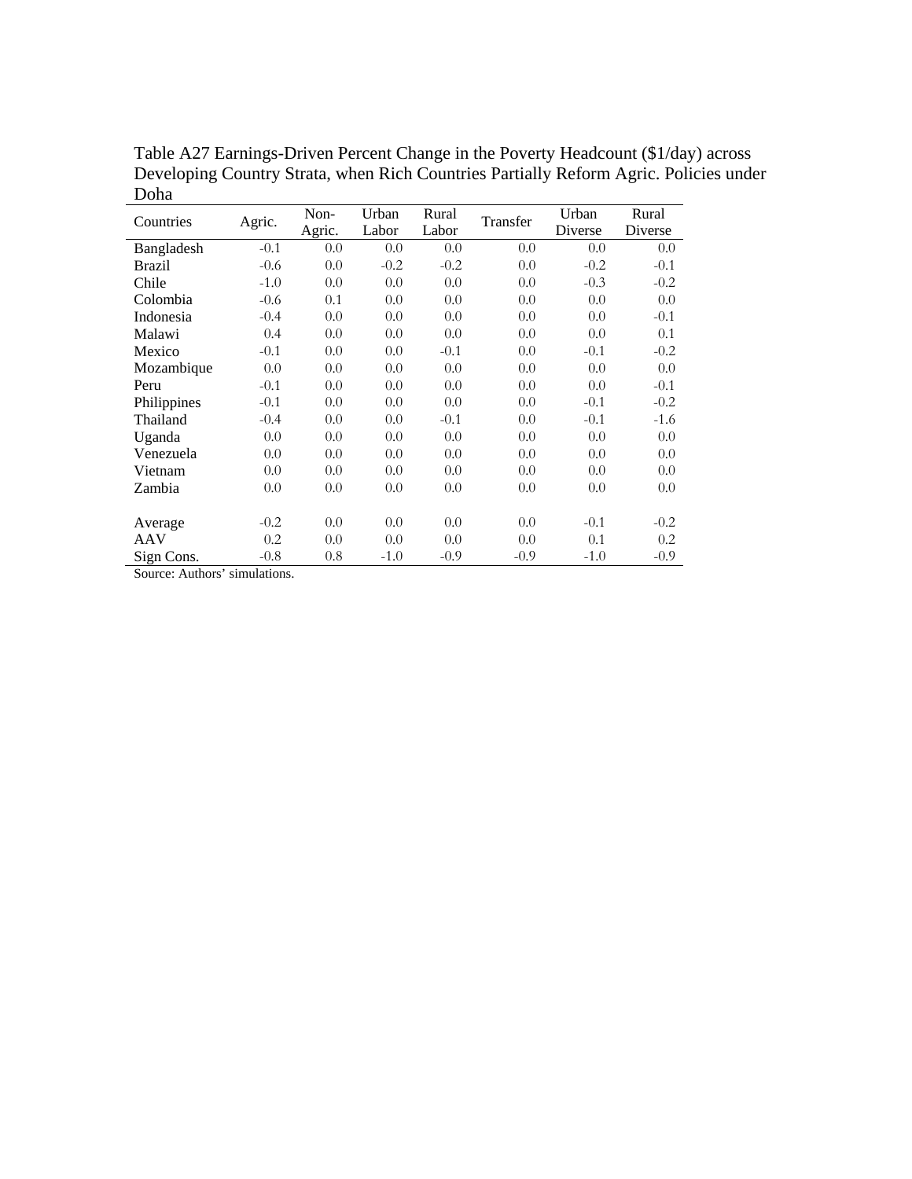Table A27 Earnings-Driven Percent Change in the Poverty Headcount ($1/day) across Developing Country Strata, when Rich Countries Partially Reform Agric. Policies under Doha

| Countries | Agric. | Non-Agric. | Urban Labor | Rural Labor | Transfer | Urban Diverse | Rural Diverse |
|---|---|---|---|---|---|---|---|
| Bangladesh | -0.1 | 0.0 | 0.0 | 0.0 | 0.0 | 0.0 | 0.0 |
| Brazil | -0.6 | 0.0 | -0.2 | -0.2 | 0.0 | -0.2 | -0.1 |
| Chile | -1.0 | 0.0 | 0.0 | 0.0 | 0.0 | -0.3 | -0.2 |
| Colombia | -0.6 | 0.1 | 0.0 | 0.0 | 0.0 | 0.0 | 0.0 |
| Indonesia | -0.4 | 0.0 | 0.0 | 0.0 | 0.0 | 0.0 | -0.1 |
| Malawi | 0.4 | 0.0 | 0.0 | 0.0 | 0.0 | 0.0 | 0.1 |
| Mexico | -0.1 | 0.0 | 0.0 | -0.1 | 0.0 | -0.1 | -0.2 |
| Mozambique | 0.0 | 0.0 | 0.0 | 0.0 | 0.0 | 0.0 | 0.0 |
| Peru | -0.1 | 0.0 | 0.0 | 0.0 | 0.0 | 0.0 | -0.1 |
| Philippines | -0.1 | 0.0 | 0.0 | 0.0 | 0.0 | -0.1 | -0.2 |
| Thailand | -0.4 | 0.0 | 0.0 | -0.1 | 0.0 | -0.1 | -1.6 |
| Uganda | 0.0 | 0.0 | 0.0 | 0.0 | 0.0 | 0.0 | 0.0 |
| Venezuela | 0.0 | 0.0 | 0.0 | 0.0 | 0.0 | 0.0 | 0.0 |
| Vietnam | 0.0 | 0.0 | 0.0 | 0.0 | 0.0 | 0.0 | 0.0 |
| Zambia | 0.0 | 0.0 | 0.0 | 0.0 | 0.0 | 0.0 | 0.0 |
| | | | | | | | |
| Average | -0.2 | 0.0 | 0.0 | 0.0 | 0.0 | -0.1 | -0.2 |
| AAV | 0.2 | 0.0 | 0.0 | 0.0 | 0.0 | 0.1 | 0.2 |
| Sign Cons. | -0.8 | 0.8 | -1.0 | -0.9 | -0.9 | -1.0 | -0.9 |

Source: Authors' simulations.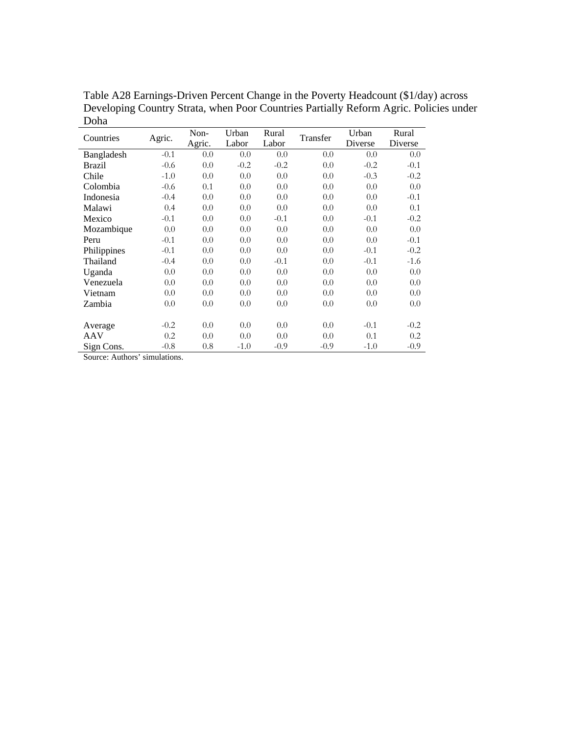Table A28 Earnings-Driven Percent Change in the Poverty Headcount ($1/day) across Developing Country Strata, when Poor Countries Partially Reform Agric. Policies under Doha

| Countries | Agric. | Non-Agric. | Urban Labor | Rural Labor | Transfer | Urban Diverse | Rural Diverse |
|---|---|---|---|---|---|---|---|
| Bangladesh | -0.1 | 0.0 | 0.0 | 0.0 | 0.0 | 0.0 | 0.0 |
| Brazil | -0.6 | 0.0 | -0.2 | -0.2 | 0.0 | -0.2 | -0.1 |
| Chile | -1.0 | 0.0 | 0.0 | 0.0 | 0.0 | -0.3 | -0.2 |
| Colombia | -0.6 | 0.1 | 0.0 | 0.0 | 0.0 | 0.0 | 0.0 |
| Indonesia | -0.4 | 0.0 | 0.0 | 0.0 | 0.0 | 0.0 | -0.1 |
| Malawi | 0.4 | 0.0 | 0.0 | 0.0 | 0.0 | 0.0 | 0.1 |
| Mexico | -0.1 | 0.0 | 0.0 | -0.1 | 0.0 | -0.1 | -0.2 |
| Mozambique | 0.0 | 0.0 | 0.0 | 0.0 | 0.0 | 0.0 | 0.0 |
| Peru | -0.1 | 0.0 | 0.0 | 0.0 | 0.0 | 0.0 | -0.1 |
| Philippines | -0.1 | 0.0 | 0.0 | 0.0 | 0.0 | -0.1 | -0.2 |
| Thailand | -0.4 | 0.0 | 0.0 | -0.1 | 0.0 | -0.1 | -1.6 |
| Uganda | 0.0 | 0.0 | 0.0 | 0.0 | 0.0 | 0.0 | 0.0 |
| Venezuela | 0.0 | 0.0 | 0.0 | 0.0 | 0.0 | 0.0 | 0.0 |
| Vietnam | 0.0 | 0.0 | 0.0 | 0.0 | 0.0 | 0.0 | 0.0 |
| Zambia | 0.0 | 0.0 | 0.0 | 0.0 | 0.0 | 0.0 | 0.0 |
| | | | | | | | |
| Average | -0.2 | 0.0 | 0.0 | 0.0 | 0.0 | -0.1 | -0.2 |
| AAV | 0.2 | 0.0 | 0.0 | 0.0 | 0.0 | 0.1 | 0.2 |
| Sign Cons. | -0.8 | 0.8 | -1.0 | -0.9 | -0.9 | -1.0 | -0.9 |

Source: Authors' simulations.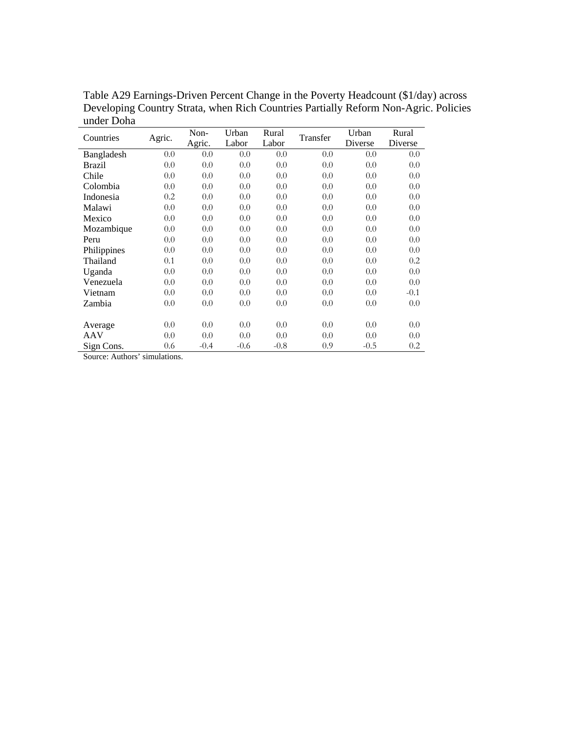Table A29 Earnings-Driven Percent Change in the Poverty Headcount ($1/day) across Developing Country Strata, when Rich Countries Partially Reform Non-Agric. Policies under Doha

| Countries | Agric. | Non-Agric. | Urban Labor | Rural Labor | Transfer | Urban Diverse | Rural Diverse |
|---|---|---|---|---|---|---|---|
| Bangladesh | 0.0 | 0.0 | 0.0 | 0.0 | 0.0 | 0.0 | 0.0 |
| Brazil | 0.0 | 0.0 | 0.0 | 0.0 | 0.0 | 0.0 | 0.0 |
| Chile | 0.0 | 0.0 | 0.0 | 0.0 | 0.0 | 0.0 | 0.0 |
| Colombia | 0.0 | 0.0 | 0.0 | 0.0 | 0.0 | 0.0 | 0.0 |
| Indonesia | 0.2 | 0.0 | 0.0 | 0.0 | 0.0 | 0.0 | 0.0 |
| Malawi | 0.0 | 0.0 | 0.0 | 0.0 | 0.0 | 0.0 | 0.0 |
| Mexico | 0.0 | 0.0 | 0.0 | 0.0 | 0.0 | 0.0 | 0.0 |
| Mozambique | 0.0 | 0.0 | 0.0 | 0.0 | 0.0 | 0.0 | 0.0 |
| Peru | 0.0 | 0.0 | 0.0 | 0.0 | 0.0 | 0.0 | 0.0 |
| Philippines | 0.0 | 0.0 | 0.0 | 0.0 | 0.0 | 0.0 | 0.0 |
| Thailand | 0.1 | 0.0 | 0.0 | 0.0 | 0.0 | 0.0 | 0.2 |
| Uganda | 0.0 | 0.0 | 0.0 | 0.0 | 0.0 | 0.0 | 0.0 |
| Venezuela | 0.0 | 0.0 | 0.0 | 0.0 | 0.0 | 0.0 | 0.0 |
| Vietnam | 0.0 | 0.0 | 0.0 | 0.0 | 0.0 | 0.0 | -0.1 |
| Zambia | 0.0 | 0.0 | 0.0 | 0.0 | 0.0 | 0.0 | 0.0 |
| | | | | | | | |
| Average | 0.0 | 0.0 | 0.0 | 0.0 | 0.0 | 0.0 | 0.0 |
| AAV | 0.0 | 0.0 | 0.0 | 0.0 | 0.0 | 0.0 | 0.0 |
| Sign Cons. | 0.6 | -0.4 | -0.6 | -0.8 | 0.9 | -0.5 | 0.2 |

Source: Authors' simulations.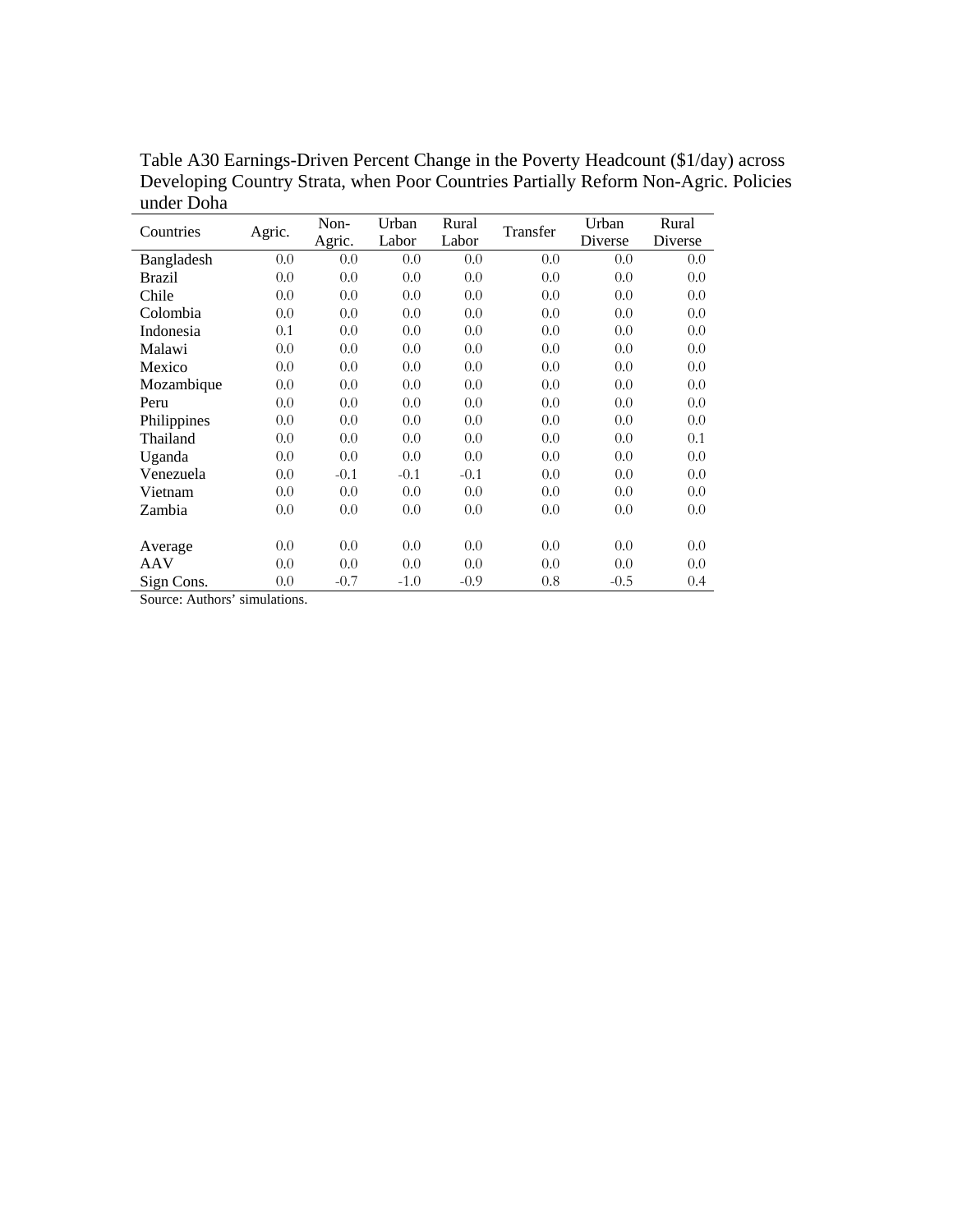Table A30 Earnings-Driven Percent Change in the Poverty Headcount ($1/day) across Developing Country Strata, when Poor Countries Partially Reform Non-Agric. Policies under Doha

| Countries | Agric. | Non-Agric. | Urban Labor | Rural Labor | Transfer | Urban Diverse | Rural Diverse |
|---|---|---|---|---|---|---|---|
| Bangladesh | 0.0 | 0.0 | 0.0 | 0.0 | 0.0 | 0.0 | 0.0 |
| Brazil | 0.0 | 0.0 | 0.0 | 0.0 | 0.0 | 0.0 | 0.0 |
| Chile | 0.0 | 0.0 | 0.0 | 0.0 | 0.0 | 0.0 | 0.0 |
| Colombia | 0.0 | 0.0 | 0.0 | 0.0 | 0.0 | 0.0 | 0.0 |
| Indonesia | 0.1 | 0.0 | 0.0 | 0.0 | 0.0 | 0.0 | 0.0 |
| Malawi | 0.0 | 0.0 | 0.0 | 0.0 | 0.0 | 0.0 | 0.0 |
| Mexico | 0.0 | 0.0 | 0.0 | 0.0 | 0.0 | 0.0 | 0.0 |
| Mozambique | 0.0 | 0.0 | 0.0 | 0.0 | 0.0 | 0.0 | 0.0 |
| Peru | 0.0 | 0.0 | 0.0 | 0.0 | 0.0 | 0.0 | 0.0 |
| Philippines | 0.0 | 0.0 | 0.0 | 0.0 | 0.0 | 0.0 | 0.0 |
| Thailand | 0.0 | 0.0 | 0.0 | 0.0 | 0.0 | 0.0 | 0.1 |
| Uganda | 0.0 | 0.0 | 0.0 | 0.0 | 0.0 | 0.0 | 0.0 |
| Venezuela | 0.0 | -0.1 | -0.1 | -0.1 | 0.0 | 0.0 | 0.0 |
| Vietnam | 0.0 | 0.0 | 0.0 | 0.0 | 0.0 | 0.0 | 0.0 |
| Zambia | 0.0 | 0.0 | 0.0 | 0.0 | 0.0 | 0.0 | 0.0 |
| | | | | | | | |
| Average | 0.0 | 0.0 | 0.0 | 0.0 | 0.0 | 0.0 | 0.0 |
| AAV | 0.0 | 0.0 | 0.0 | 0.0 | 0.0 | 0.0 | 0.0 |
| Sign Cons. | 0.0 | -0.7 | -1.0 | -0.9 | 0.8 | -0.5 | 0.4 |

Source: Authors' simulations.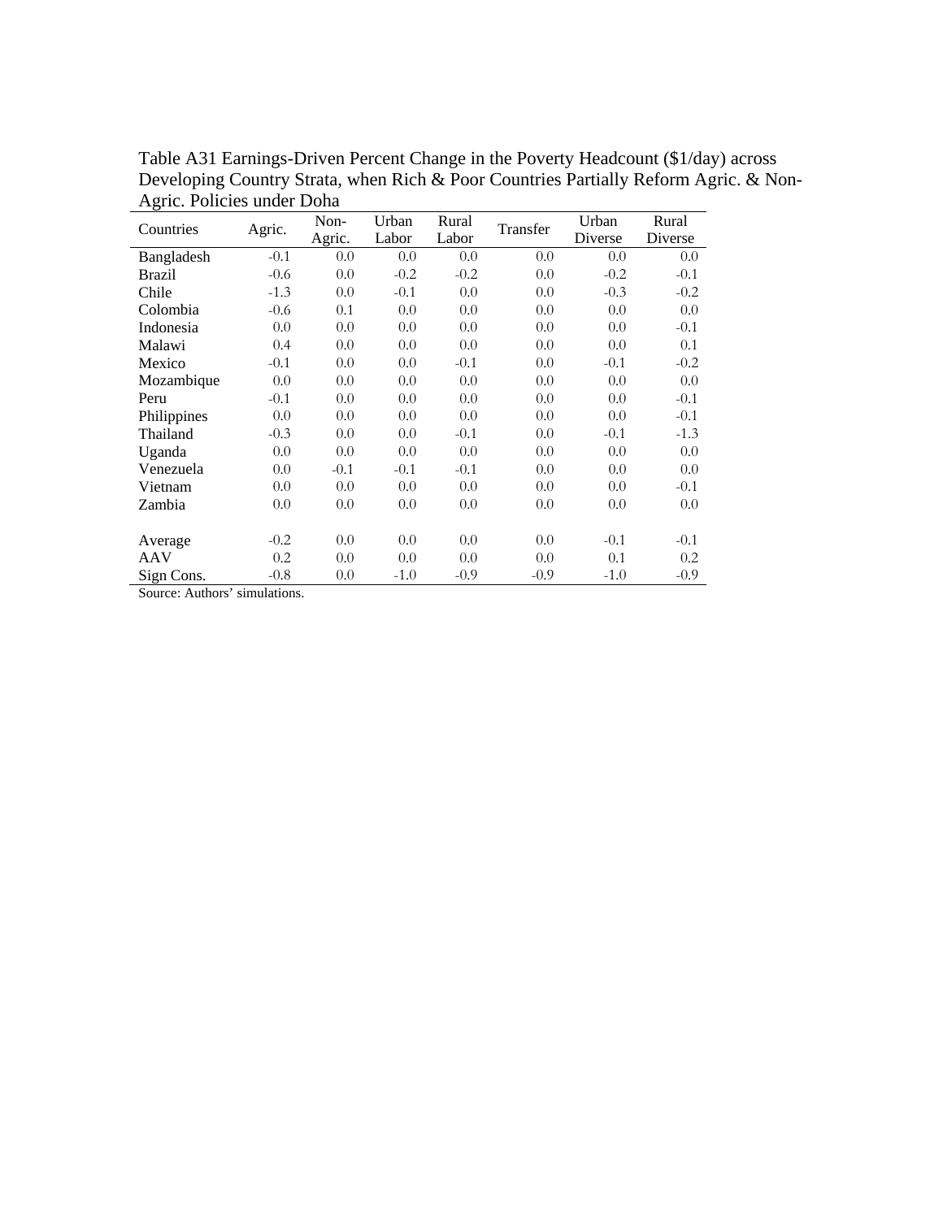Table A31 Earnings-Driven Percent Change in the Poverty Headcount ($1/day) across Developing Country Strata, when Rich & Poor Countries Partially Reform Agric. & Non-Agric. Policies under Doha

| Countries | Agric. | Non-Agric. | Urban Labor | Rural Labor | Transfer | Urban Diverse | Rural Diverse |
|---|---|---|---|---|---|---|---|
| Bangladesh | -0.1 | 0.0 | 0.0 | 0.0 | 0.0 | 0.0 | 0.0 |
| Brazil | -0.6 | 0.0 | -0.2 | -0.2 | 0.0 | -0.2 | -0.1 |
| Chile | -1.3 | 0.0 | -0.1 | 0.0 | 0.0 | -0.3 | -0.2 |
| Colombia | -0.6 | 0.1 | 0.0 | 0.0 | 0.0 | 0.0 | 0.0 |
| Indonesia | 0.0 | 0.0 | 0.0 | 0.0 | 0.0 | 0.0 | -0.1 |
| Malawi | 0.4 | 0.0 | 0.0 | 0.0 | 0.0 | 0.0 | 0.1 |
| Mexico | -0.1 | 0.0 | 0.0 | -0.1 | 0.0 | -0.1 | -0.2 |
| Mozambique | 0.0 | 0.0 | 0.0 | 0.0 | 0.0 | 0.0 | 0.0 |
| Peru | -0.1 | 0.0 | 0.0 | 0.0 | 0.0 | 0.0 | -0.1 |
| Philippines | 0.0 | 0.0 | 0.0 | 0.0 | 0.0 | 0.0 | -0.1 |
| Thailand | -0.3 | 0.0 | 0.0 | -0.1 | 0.0 | -0.1 | -1.3 |
| Uganda | 0.0 | 0.0 | 0.0 | 0.0 | 0.0 | 0.0 | 0.0 |
| Venezuela | 0.0 | -0.1 | -0.1 | -0.1 | 0.0 | 0.0 | 0.0 |
| Vietnam | 0.0 | 0.0 | 0.0 | 0.0 | 0.0 | 0.0 | -0.1 |
| Zambia | 0.0 | 0.0 | 0.0 | 0.0 | 0.0 | 0.0 | 0.0 |
| | | | | | | | |
| Average | -0.2 | 0.0 | 0.0 | 0.0 | 0.0 | -0.1 | -0.1 |
| AAV | 0.2 | 0.0 | 0.0 | 0.0 | 0.0 | 0.1 | 0.2 |
| Sign Cons. | -0.8 | 0.0 | -1.0 | -0.9 | -0.9 | -1.0 | -0.9 |

Source: Authors' simulations.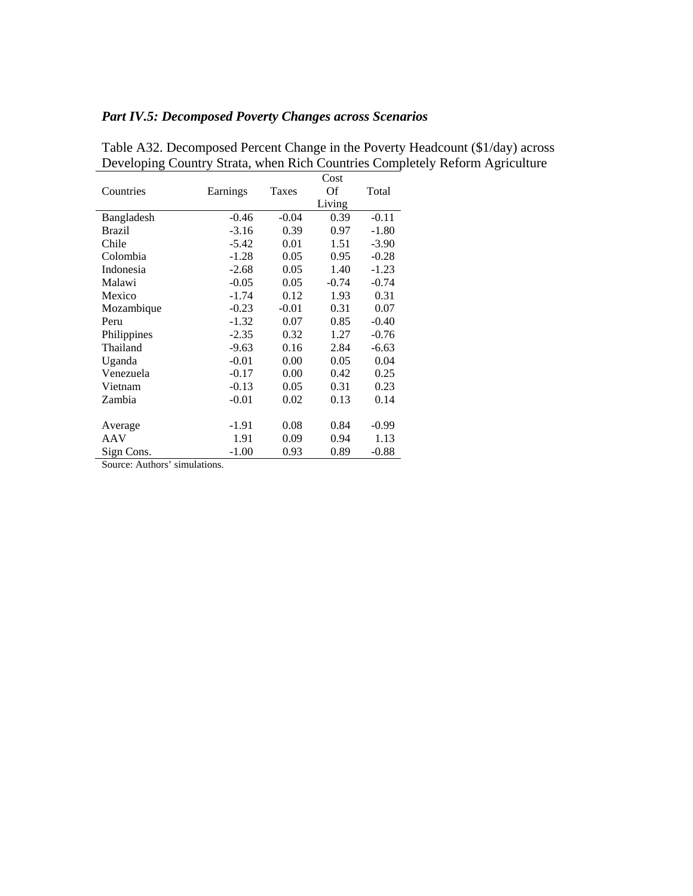### *Part IV.5: Decomposed Poverty Changes across Scenarios*

Table A32. Decomposed Percent Change in the Poverty Headcount ($1/day) across Developing Country Strata, when Rich Countries Completely Reform Agriculture

| Countries | Earnings | Taxes | Cost Of Living | Total |
|---|---|---|---|---|
| Bangladesh | -0.46 | -0.04 | 0.39 | -0.11 |
| Brazil | -3.16 | 0.39 | 0.97 | -1.80 |
| Chile | -5.42 | 0.01 | 1.51 | -3.90 |
| Colombia | -1.28 | 0.05 | 0.95 | -0.28 |
| Indonesia | -2.68 | 0.05 | 1.40 | -1.23 |
| Malawi | -0.05 | 0.05 | -0.74 | -0.74 |
| Mexico | -1.74 | 0.12 | 1.93 | 0.31 |
| Mozambique | -0.23 | -0.01 | 0.31 | 0.07 |
| Peru | -1.32 | 0.07 | 0.85 | -0.40 |
| Philippines | -2.35 | 0.32 | 1.27 | -0.76 |
| Thailand | -9.63 | 0.16 | 2.84 | -6.63 |
| Uganda | -0.01 | 0.00 | 0.05 | 0.04 |
| Venezuela | -0.17 | 0.00 | 0.42 | 0.25 |
| Vietnam | -0.13 | 0.05 | 0.31 | 0.23 |
| Zambia | -0.01 | 0.02 | 0.13 | 0.14 |
| | | | | |
| Average | -1.91 | 0.08 | 0.84 | -0.99 |
| AAV | 1.91 | 0.09 | 0.94 | 1.13 |
| Sign Cons. | -1.00 | 0.93 | 0.89 | -0.88 |

Source: Authors' simulations.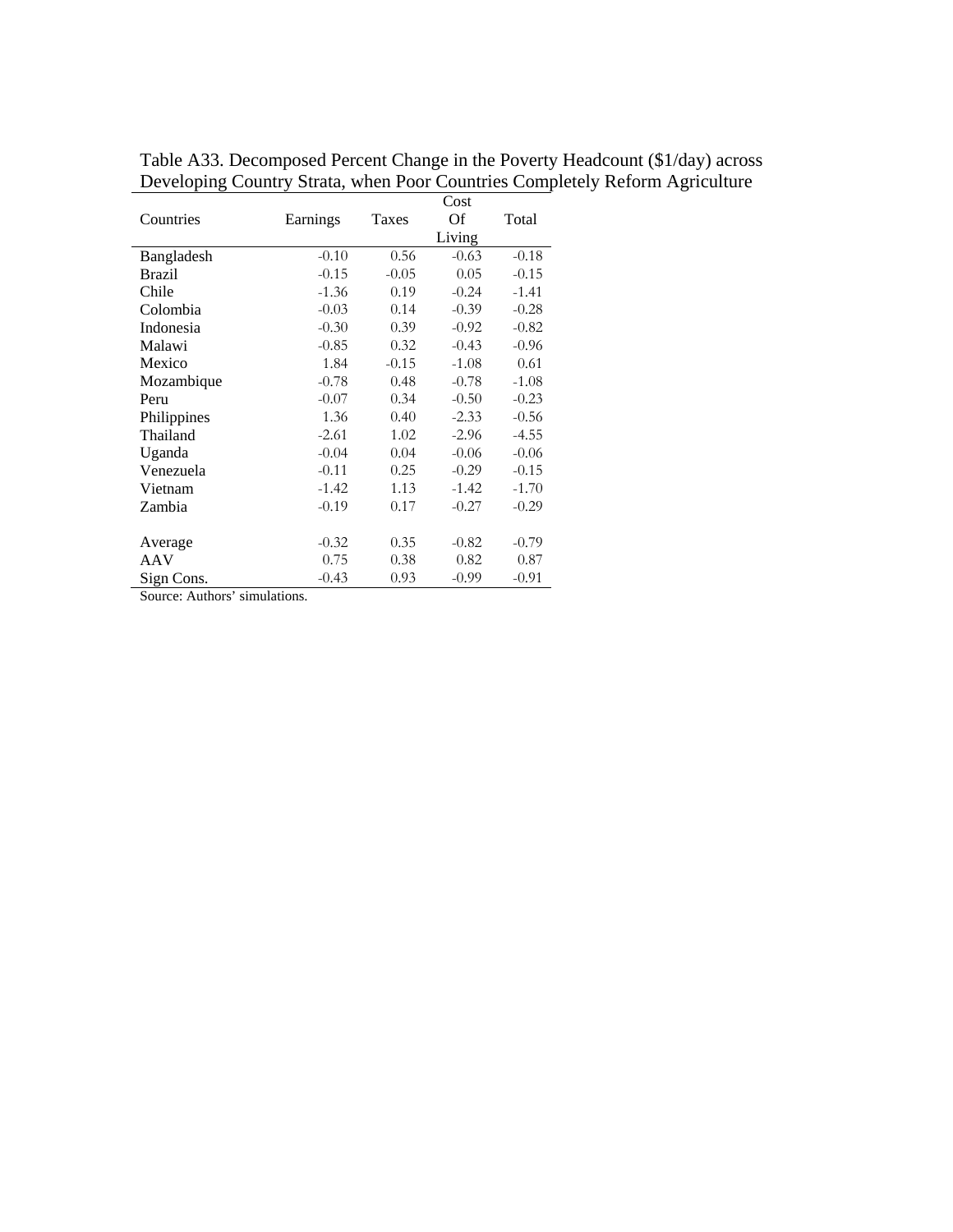Table A33. Decomposed Percent Change in the Poverty Headcount ($1/day) across Developing Country Strata, when Poor Countries Completely Reform Agriculture

| Countries | Earnings | Taxes | Cost Of Living | Total |
|---|---|---|---|---|
| Bangladesh | -0.10 | 0.56 | -0.63 | -0.18 |
| Brazil | -0.15 | -0.05 | 0.05 | -0.15 |
| Chile | -1.36 | 0.19 | -0.24 | -1.41 |
| Colombia | -0.03 | 0.14 | -0.39 | -0.28 |
| Indonesia | -0.30 | 0.39 | -0.92 | -0.82 |
| Malawi | -0.85 | 0.32 | -0.43 | -0.96 |
| Mexico | 1.84 | -0.15 | -1.08 | 0.61 |
| Mozambique | -0.78 | 0.48 | -0.78 | -1.08 |
| Peru | -0.07 | 0.34 | -0.50 | -0.23 |
| Philippines | 1.36 | 0.40 | -2.33 | -0.56 |
| Thailand | -2.61 | 1.02 | -2.96 | -4.55 |
| Uganda | -0.04 | 0.04 | -0.06 | -0.06 |
| Venezuela | -0.11 | 0.25 | -0.29 | -0.15 |
| Vietnam | -1.42 | 1.13 | -1.42 | -1.70 |
| Zambia | -0.19 | 0.17 | -0.27 | -0.29 |
| | | | | |
| Average | -0.32 | 0.35 | -0.82 | -0.79 |
| AAV | 0.75 | 0.38 | 0.82 | 0.87 |
| Sign Cons. | -0.43 | 0.93 | -0.99 | -0.91 |

Source: Authors' simulations.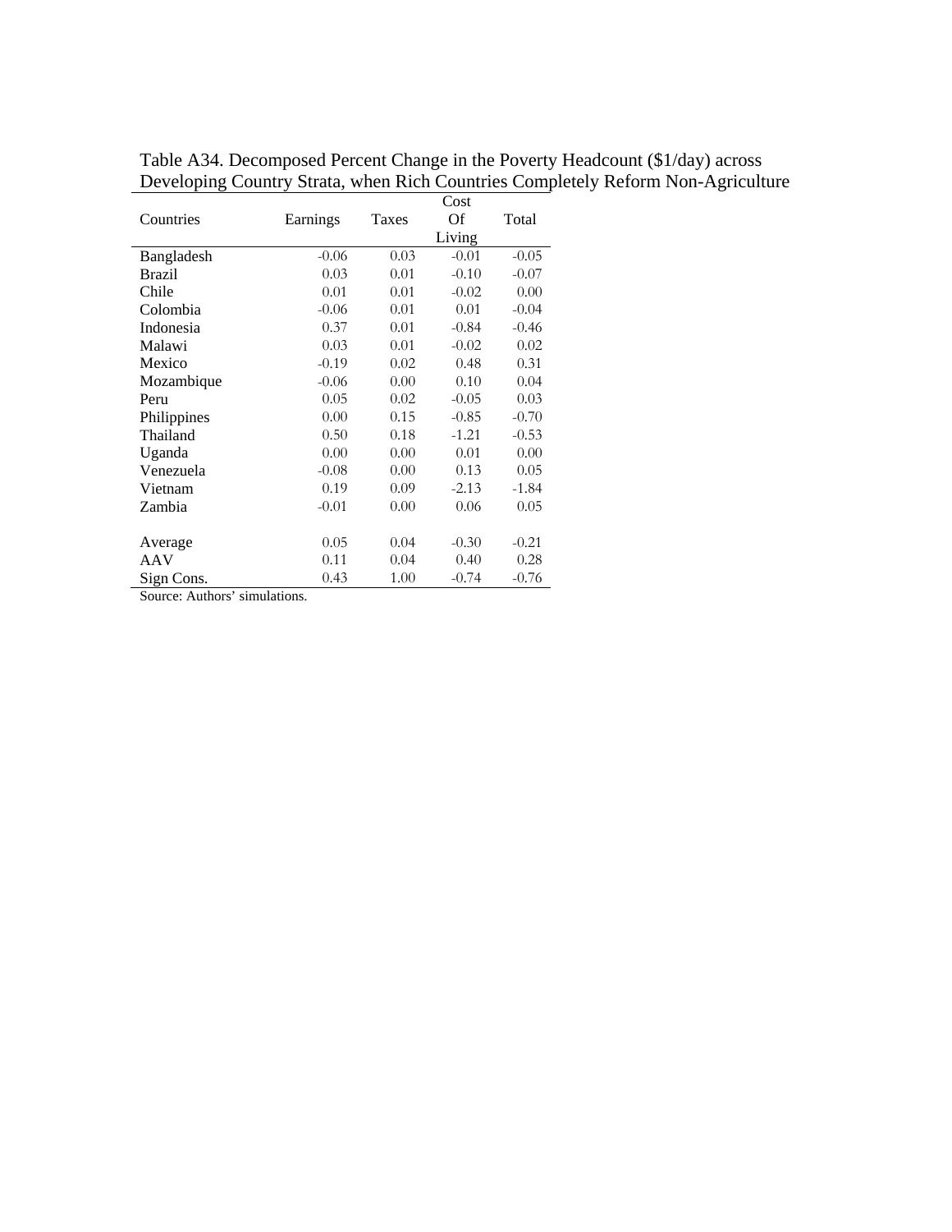Table A34. Decomposed Percent Change in the Poverty Headcount ($1/day) across Developing Country Strata, when Rich Countries Completely Reform Non-Agriculture

| Countries | Earnings | Taxes | Cost Of Living | Total |
|---|---|---|---|---|
| Bangladesh | -0.06 | 0.03 | -0.01 | -0.05 |
| Brazil | 0.03 | 0.01 | -0.10 | -0.07 |
| Chile | 0.01 | 0.01 | -0.02 | 0.00 |
| Colombia | -0.06 | 0.01 | 0.01 | -0.04 |
| Indonesia | 0.37 | 0.01 | -0.84 | -0.46 |
| Malawi | 0.03 | 0.01 | -0.02 | 0.02 |
| Mexico | -0.19 | 0.02 | 0.48 | 0.31 |
| Mozambique | -0.06 | 0.00 | 0.10 | 0.04 |
| Peru | 0.05 | 0.02 | -0.05 | 0.03 |
| Philippines | 0.00 | 0.15 | -0.85 | -0.70 |
| Thailand | 0.50 | 0.18 | -1.21 | -0.53 |
| Uganda | 0.00 | 0.00 | 0.01 | 0.00 |
| Venezuela | -0.08 | 0.00 | 0.13 | 0.05 |
| Vietnam | 0.19 | 0.09 | -2.13 | -1.84 |
| Zambia | -0.01 | 0.00 | 0.06 | 0.05 |
| | | | | |
| Average | 0.05 | 0.04 | -0.30 | -0.21 |
| AAV | 0.11 | 0.04 | 0.40 | 0.28 |
| Sign Cons. | 0.43 | 1.00 | -0.74 | -0.76 |

Source: Authors' simulations.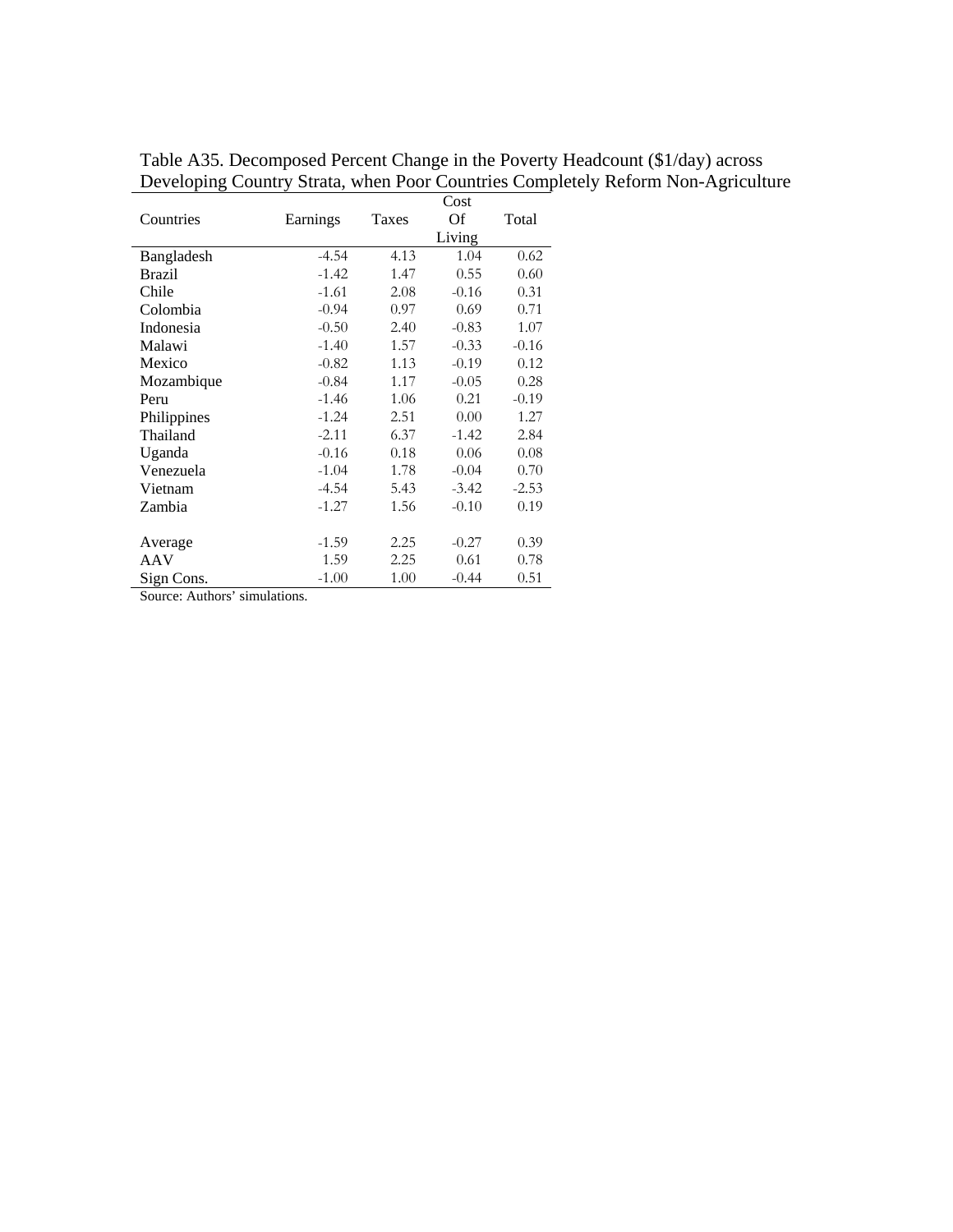Table A35. Decomposed Percent Change in the Poverty Headcount ($1/day) across Developing Country Strata, when Poor Countries Completely Reform Non-Agriculture

| Countries | Earnings | Taxes | Cost Of Living | Total |
|---|---|---|---|---|
| Bangladesh | -4.54 | 4.13 | 1.04 | 0.62 |
| Brazil | -1.42 | 1.47 | 0.55 | 0.60 |
| Chile | -1.61 | 2.08 | -0.16 | 0.31 |
| Colombia | -0.94 | 0.97 | 0.69 | 0.71 |
| Indonesia | -0.50 | 2.40 | -0.83 | 1.07 |
| Malawi | -1.40 | 1.57 | -0.33 | -0.16 |
| Mexico | -0.82 | 1.13 | -0.19 | 0.12 |
| Mozambique | -0.84 | 1.17 | -0.05 | 0.28 |
| Peru | -1.46 | 1.06 | 0.21 | -0.19 |
| Philippines | -1.24 | 2.51 | 0.00 | 1.27 |
| Thailand | -2.11 | 6.37 | -1.42 | 2.84 |
| Uganda | -0.16 | 0.18 | 0.06 | 0.08 |
| Venezuela | -1.04 | 1.78 | -0.04 | 0.70 |
| Vietnam | -4.54 | 5.43 | -3.42 | -2.53 |
| Zambia | -1.27 | 1.56 | -0.10 | 0.19 |
| | | | | |
| Average | -1.59 | 2.25 | -0.27 | 0.39 |
| AAV | 1.59 | 2.25 | 0.61 | 0.78 |
| Sign Cons. | -1.00 | 1.00 | -0.44 | 0.51 |

Source: Authors' simulations.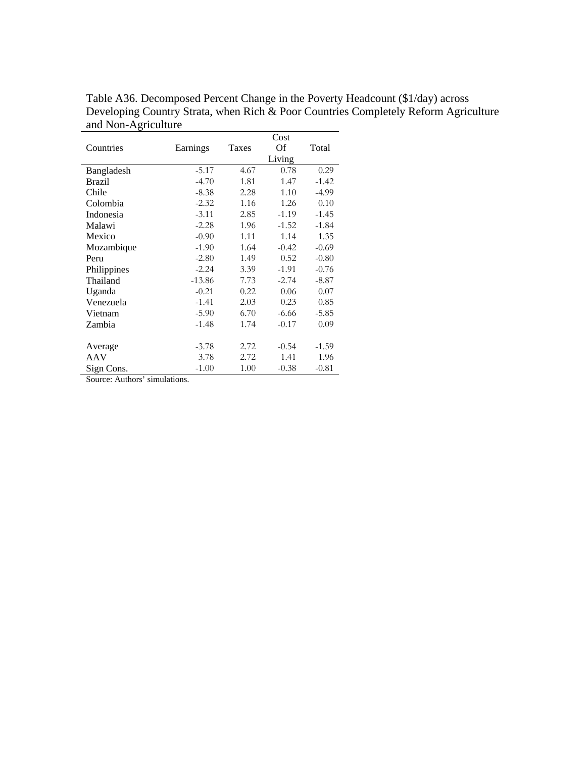Table A36. Decomposed Percent Change in the Poverty Headcount ($1/day) across Developing Country Strata, when Rich & Poor Countries Completely Reform Agriculture and Non-Agriculture

| Countries | Earnings | Taxes | Cost Of Living | Total |
|---|---|---|---|---|
| Bangladesh | -5.17 | 4.67 | 0.78 | 0.29 |
| Brazil | -4.70 | 1.81 | 1.47 | -1.42 |
| Chile | -8.38 | 2.28 | 1.10 | -4.99 |
| Colombia | -2.32 | 1.16 | 1.26 | 0.10 |
| Indonesia | -3.11 | 2.85 | -1.19 | -1.45 |
| Malawi | -2.28 | 1.96 | -1.52 | -1.84 |
| Mexico | -0.90 | 1.11 | 1.14 | 1.35 |
| Mozambique | -1.90 | 1.64 | -0.42 | -0.69 |
| Peru | -2.80 | 1.49 | 0.52 | -0.80 |
| Philippines | -2.24 | 3.39 | -1.91 | -0.76 |
| Thailand | -13.86 | 7.73 | -2.74 | -8.87 |
| Uganda | -0.21 | 0.22 | 0.06 | 0.07 |
| Venezuela | -1.41 | 2.03 | 0.23 | 0.85 |
| Vietnam | -5.90 | 6.70 | -6.66 | -5.85 |
| Zambia | -1.48 | 1.74 | -0.17 | 0.09 |
| | | | | |
| Average | -3.78 | 2.72 | -0.54 | -1.59 |
| AAV | 3.78 | 2.72 | 1.41 | 1.96 |
| Sign Cons. | -1.00 | 1.00 | -0.38 | -0.81 |

Source: Authors' simulations.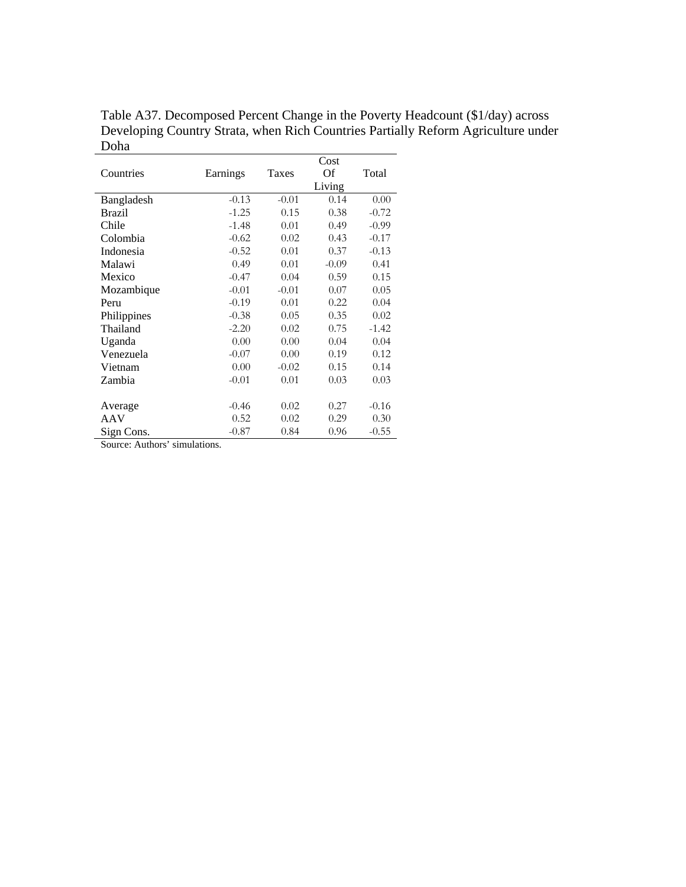Table A37. Decomposed Percent Change in the Poverty Headcount ($1/day) across Developing Country Strata, when Rich Countries Partially Reform Agriculture under Doha

| Countries | Earnings | Taxes | Cost Of Living | Total |
|---|---|---|---|---|
| Bangladesh | -0.13 | -0.01 | 0.14 | 0.00 |
| Brazil | -1.25 | 0.15 | 0.38 | -0.72 |
| Chile | -1.48 | 0.01 | 0.49 | -0.99 |
| Colombia | -0.62 | 0.02 | 0.43 | -0.17 |
| Indonesia | -0.52 | 0.01 | 0.37 | -0.13 |
| Malawi | 0.49 | 0.01 | -0.09 | 0.41 |
| Mexico | -0.47 | 0.04 | 0.59 | 0.15 |
| Mozambique | -0.01 | -0.01 | 0.07 | 0.05 |
| Peru | -0.19 | 0.01 | 0.22 | 0.04 |
| Philippines | -0.38 | 0.05 | 0.35 | 0.02 |
| Thailand | -2.20 | 0.02 | 0.75 | -1.42 |
| Uganda | 0.00 | 0.00 | 0.04 | 0.04 |
| Venezuela | -0.07 | 0.00 | 0.19 | 0.12 |
| Vietnam | 0.00 | -0.02 | 0.15 | 0.14 |
| Zambia | -0.01 | 0.01 | 0.03 | 0.03 |
| | | | | |
| Average | -0.46 | 0.02 | 0.27 | -0.16 |
| AAV | 0.52 | 0.02 | 0.29 | 0.30 |
| Sign Cons. | -0.87 | 0.84 | 0.96 | -0.55 |

Source: Authors' simulations.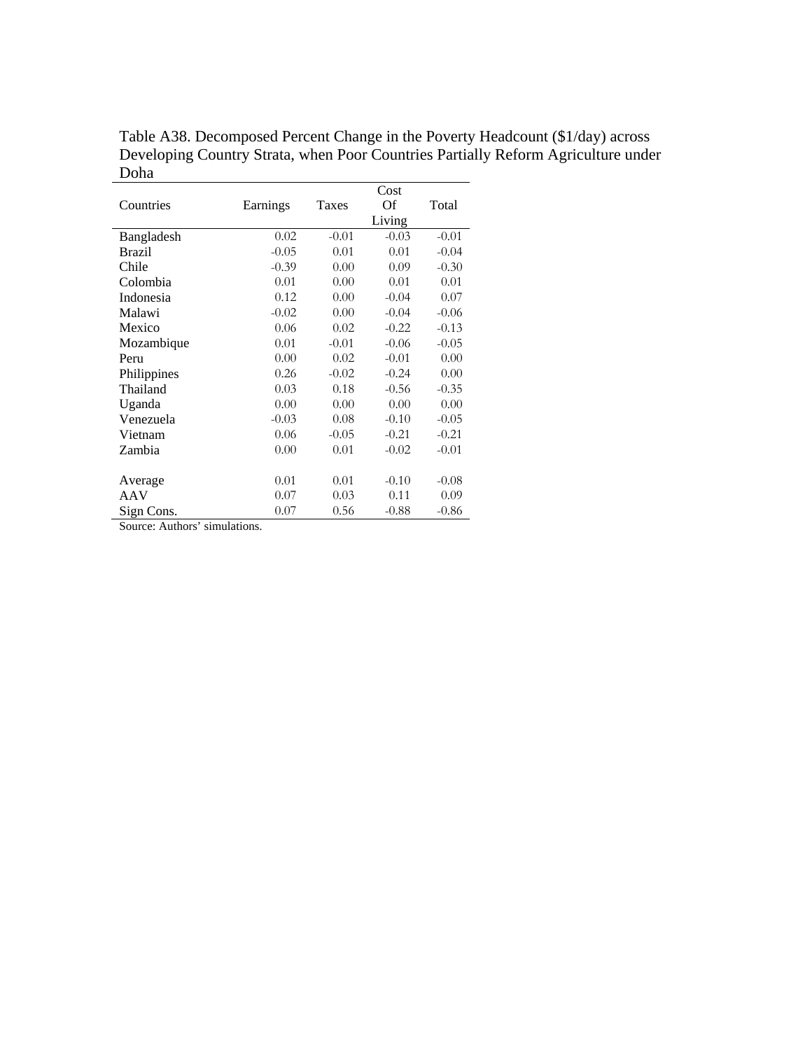Table A38. Decomposed Percent Change in the Poverty Headcount ($1/day) across Developing Country Strata, when Poor Countries Partially Reform Agriculture under Doha

| Countries | Earnings | Taxes | Cost Of Living | Total |
|---|---|---|---|---|
| Bangladesh | 0.02 | -0.01 | -0.03 | -0.01 |
| Brazil | -0.05 | 0.01 | 0.01 | -0.04 |
| Chile | -0.39 | 0.00 | 0.09 | -0.30 |
| Colombia | 0.01 | 0.00 | 0.01 | 0.01 |
| Indonesia | 0.12 | 0.00 | -0.04 | 0.07 |
| Malawi | -0.02 | 0.00 | -0.04 | -0.06 |
| Mexico | 0.06 | 0.02 | -0.22 | -0.13 |
| Mozambique | 0.01 | -0.01 | -0.06 | -0.05 |
| Peru | 0.00 | 0.02 | -0.01 | 0.00 |
| Philippines | 0.26 | -0.02 | -0.24 | 0.00 |
| Thailand | 0.03 | 0.18 | -0.56 | -0.35 |
| Uganda | 0.00 | 0.00 | 0.00 | 0.00 |
| Venezuela | -0.03 | 0.08 | -0.10 | -0.05 |
| Vietnam | 0.06 | -0.05 | -0.21 | -0.21 |
| Zambia | 0.00 | 0.01 | -0.02 | -0.01 |
| | | | | |
| Average | 0.01 | 0.01 | -0.10 | -0.08 |
| AAV | 0.07 | 0.03 | 0.11 | 0.09 |
| Sign Cons. | 0.07 | 0.56 | -0.88 | -0.86 |

Source: Authors' simulations.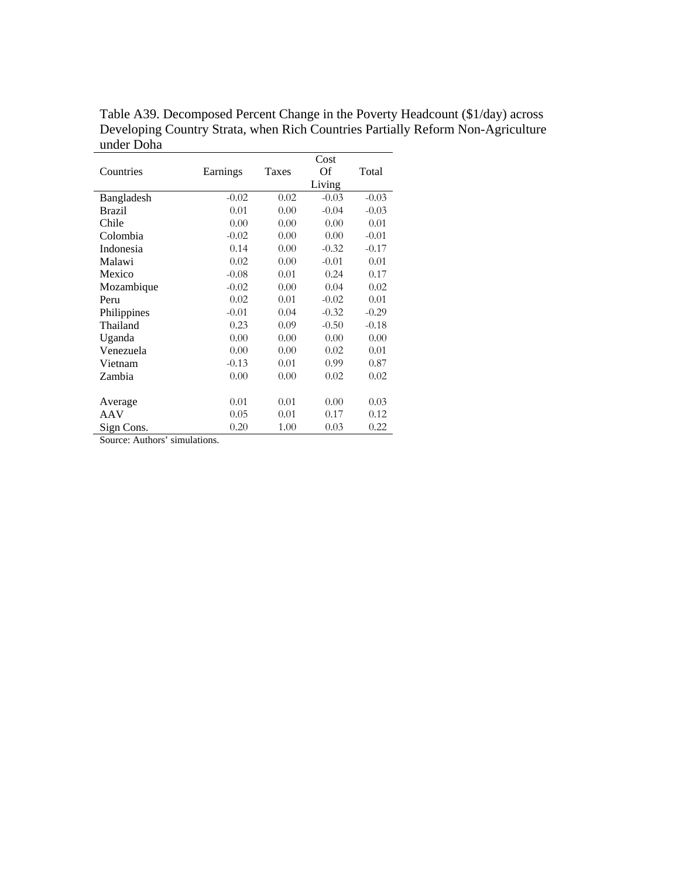Table A39. Decomposed Percent Change in the Poverty Headcount ($1/day) across Developing Country Strata, when Rich Countries Partially Reform Non-Agriculture under Doha

| Countries | Earnings | Taxes | Cost Of Living | Total |
|---|---|---|---|---|
| Bangladesh | -0.02 | 0.02 | -0.03 | -0.03 |
| Brazil | 0.01 | 0.00 | -0.04 | -0.03 |
| Chile | 0.00 | 0.00 | 0.00 | 0.01 |
| Colombia | -0.02 | 0.00 | 0.00 | -0.01 |
| Indonesia | 0.14 | 0.00 | -0.32 | -0.17 |
| Malawi | 0.02 | 0.00 | -0.01 | 0.01 |
| Mexico | -0.08 | 0.01 | 0.24 | 0.17 |
| Mozambique | -0.02 | 0.00 | 0.04 | 0.02 |
| Peru | 0.02 | 0.01 | -0.02 | 0.01 |
| Philippines | -0.01 | 0.04 | -0.32 | -0.29 |
| Thailand | 0.23 | 0.09 | -0.50 | -0.18 |
| Uganda | 0.00 | 0.00 | 0.00 | 0.00 |
| Venezuela | 0.00 | 0.00 | 0.02 | 0.01 |
| Vietnam | -0.13 | 0.01 | 0.99 | 0.87 |
| Zambia | 0.00 | 0.00 | 0.02 | 0.02 |
| | | | | |
| Average | 0.01 | 0.01 | 0.00 | 0.03 |
| AAV | 0.05 | 0.01 | 0.17 | 0.12 |
| Sign Cons. | 0.20 | 1.00 | 0.03 | 0.22 |

Source: Authors' simulations.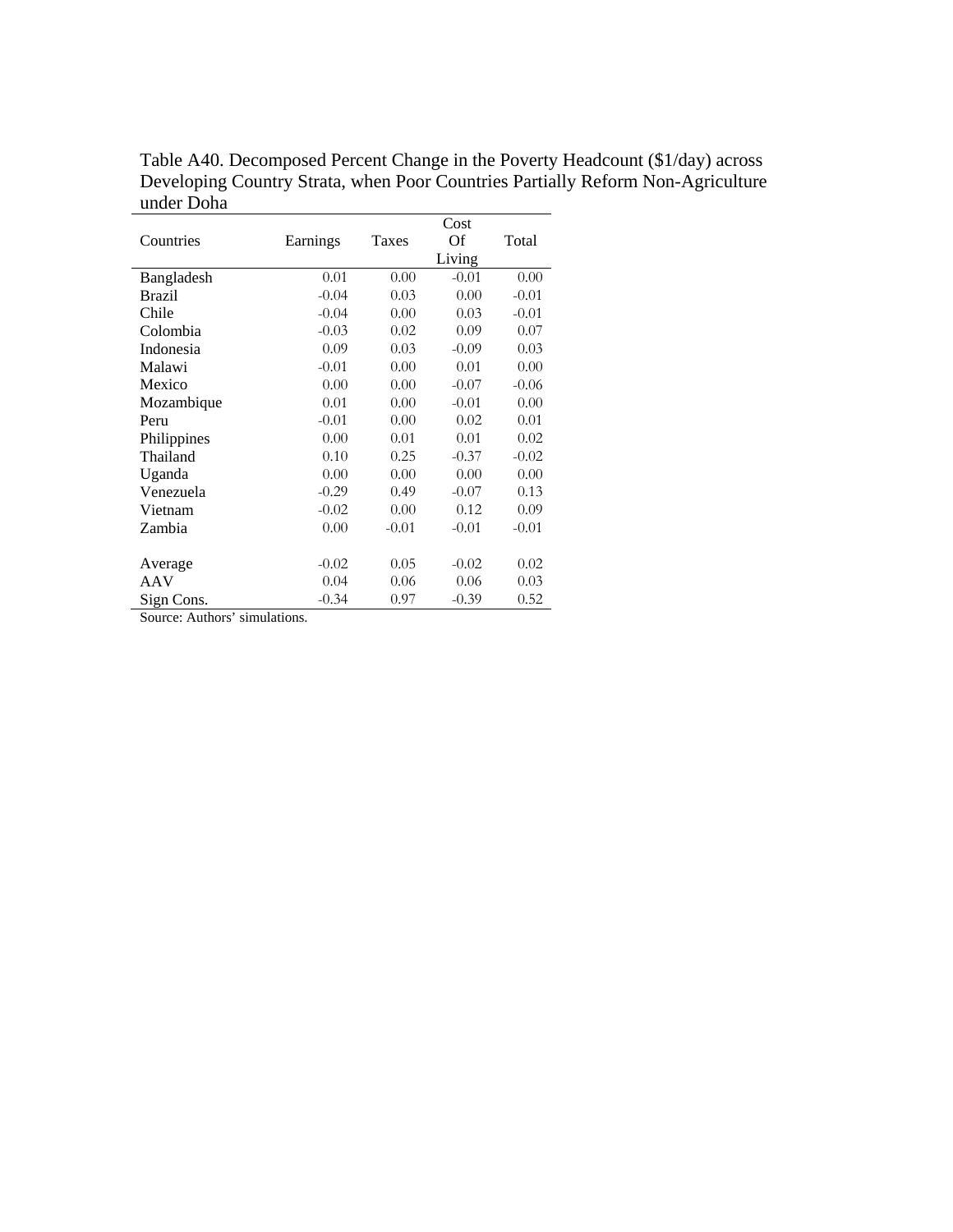Table A40. Decomposed Percent Change in the Poverty Headcount ($1/day) across Developing Country Strata, when Poor Countries Partially Reform Non-Agriculture under Doha

| Countries | Earnings | Taxes | Cost Of Living | Total |
|---|---|---|---|---|
| Bangladesh | 0.01 | 0.00 | -0.01 | 0.00 |
| Brazil | -0.04 | 0.03 | 0.00 | -0.01 |
| Chile | -0.04 | 0.00 | 0.03 | -0.01 |
| Colombia | -0.03 | 0.02 | 0.09 | 0.07 |
| Indonesia | 0.09 | 0.03 | -0.09 | 0.03 |
| Malawi | -0.01 | 0.00 | 0.01 | 0.00 |
| Mexico | 0.00 | 0.00 | -0.07 | -0.06 |
| Mozambique | 0.01 | 0.00 | -0.01 | 0.00 |
| Peru | -0.01 | 0.00 | 0.02 | 0.01 |
| Philippines | 0.00 | 0.01 | 0.01 | 0.02 |
| Thailand | 0.10 | 0.25 | -0.37 | -0.02 |
| Uganda | 0.00 | 0.00 | 0.00 | 0.00 |
| Venezuela | -0.29 | 0.49 | -0.07 | 0.13 |
| Vietnam | -0.02 | 0.00 | 0.12 | 0.09 |
| Zambia | 0.00 | -0.01 | -0.01 | -0.01 |
| | | | | |
| Average | -0.02 | 0.05 | -0.02 | 0.02 |
| AAV | 0.04 | 0.06 | 0.06 | 0.03 |
| Sign Cons. | -0.34 | 0.97 | -0.39 | 0.52 |

Source: Authors' simulations.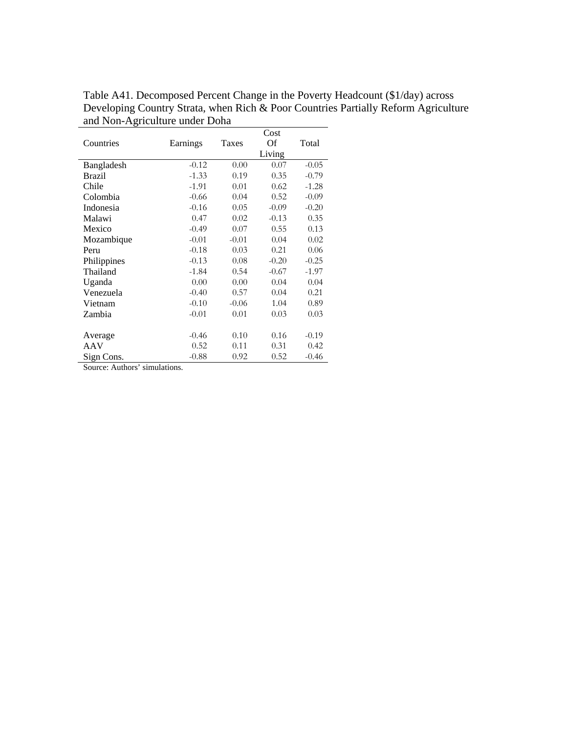Table A41. Decomposed Percent Change in the Poverty Headcount ($1/day) across Developing Country Strata, when Rich & Poor Countries Partially Reform Agriculture and Non-Agriculture under Doha

| Countries | Earnings | Taxes | Cost Of Living | Total |
|---|---|---|---|---|
| Bangladesh | -0.12 | 0.00 | 0.07 | -0.05 |
| Brazil | -1.33 | 0.19 | 0.35 | -0.79 |
| Chile | -1.91 | 0.01 | 0.62 | -1.28 |
| Colombia | -0.66 | 0.04 | 0.52 | -0.09 |
| Indonesia | -0.16 | 0.05 | -0.09 | -0.20 |
| Malawi | 0.47 | 0.02 | -0.13 | 0.35 |
| Mexico | -0.49 | 0.07 | 0.55 | 0.13 |
| Mozambique | -0.01 | -0.01 | 0.04 | 0.02 |
| Peru | -0.18 | 0.03 | 0.21 | 0.06 |
| Philippines | -0.13 | 0.08 | -0.20 | -0.25 |
| Thailand | -1.84 | 0.54 | -0.67 | -1.97 |
| Uganda | 0.00 | 0.00 | 0.04 | 0.04 |
| Venezuela | -0.40 | 0.57 | 0.04 | 0.21 |
| Vietnam | -0.10 | -0.06 | 1.04 | 0.89 |
| Zambia | -0.01 | 0.01 | 0.03 | 0.03 |
| | | | | |
| Average | -0.46 | 0.10 | 0.16 | -0.19 |
| AAV | 0.52 | 0.11 | 0.31 | 0.42 |
| Sign Cons. | -0.88 | 0.92 | 0.52 | -0.46 |

Source: Authors' simulations.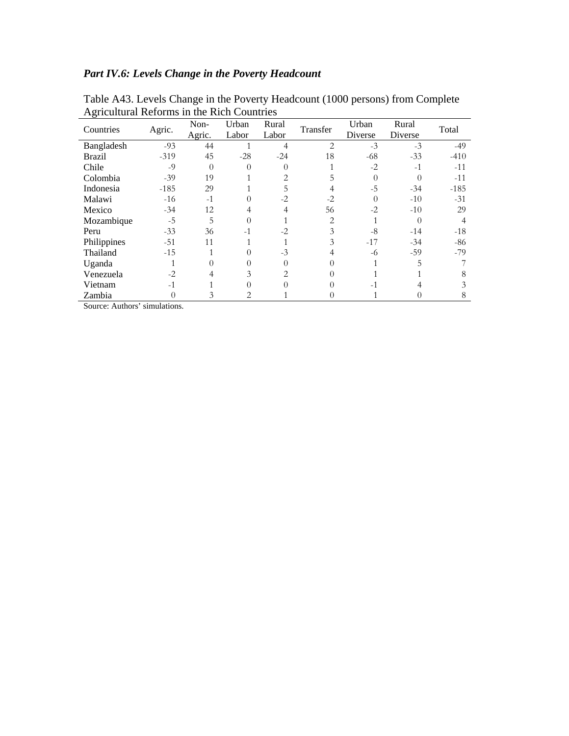### *Part IV.6: Levels Change in the Poverty Headcount*

Table A43. Levels Change in the Poverty Headcount (1000 persons) from Complete Agricultural Reforms in the Rich Countries

| Countries | Agric. | Non-Agric. | Urban Labor | Rural Labor | Transfer | Urban Diverse | Rural Diverse | Total |
|---|---|---|---|---|---|---|---|---|
| Bangladesh | -93 | 44 | 1 | 4 | 2 | -3 | -3 | -49 |
| Brazil | -319 | 45 | -28 | -24 | 18 | -68 | -33 | -410 |
| Chile | -9 | 0 | 0 | 0 | 1 | -2 | -1 | -11 |
| Colombia | -39 | 19 | 1 | 2 | 5 | 0 | 0 | -11 |
| Indonesia | -185 | 29 | 1 | 5 | 4 | -5 | -34 | -185 |
| Malawi | -16 | -1 | 0 | -2 | -2 | 0 | -10 | -31 |
| Mexico | -34 | 12 | 4 | 4 | 56 | -2 | -10 | 29 |
| Mozambique | -5 | 5 | 0 | 1 | 2 | 1 | 0 | 4 |
| Peru | -33 | 36 | -1 | -2 | 3 | -8 | -14 | -18 |
| Philippines | -51 | 11 | 1 | 1 | 3 | -17 | -34 | -86 |
| Thailand | -15 | 1 | 0 | -3 | 4 | -6 | -59 | -79 |
| Uganda | 1 | 0 | 0 | 0 | 0 | 1 | 5 | 7 |
| Venezuela | -2 | 4 | 3 | 2 | 0 | 1 | 1 | 8 |
| Vietnam | -1 | 1 | 0 | 0 | 0 | -1 | 4 | 3 |
| Zambia | 0 | 3 | 2 | 1 | 0 | 1 | 0 | 8 |

Source: Authors' simulations.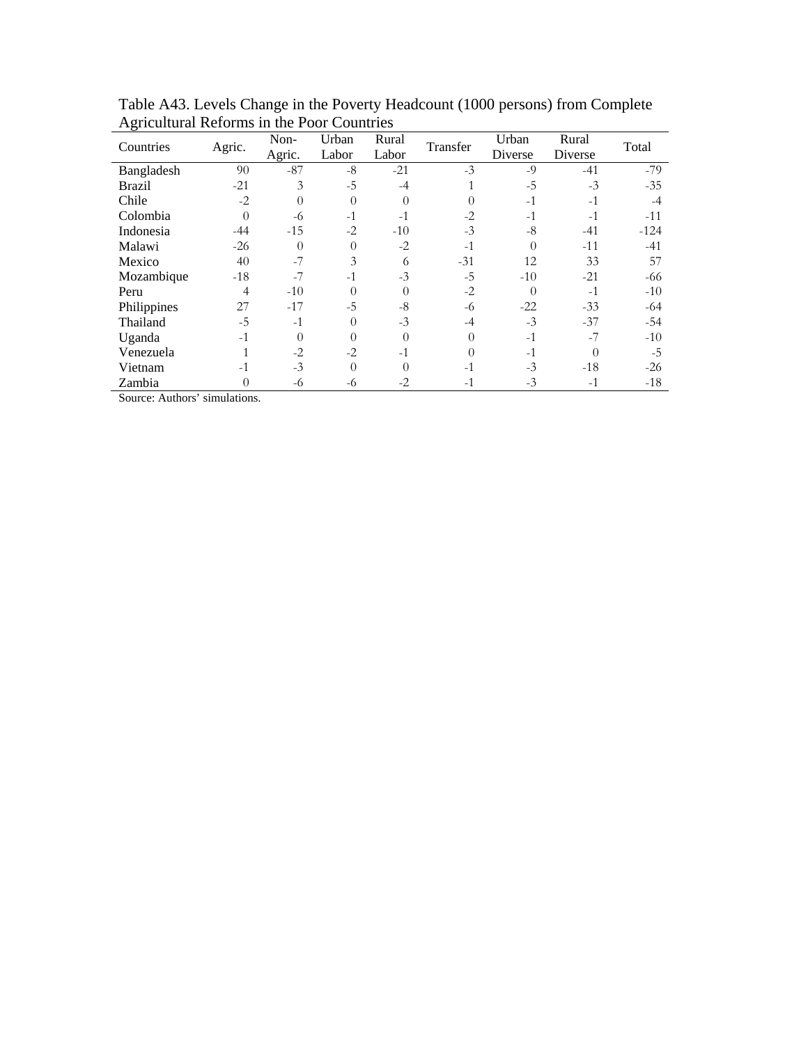Table A43. Levels Change in the Poverty Headcount (1000 persons) from Complete Agricultural Reforms in the Poor Countries

| Countries | Agric. | Non-Agric. | Urban Labor | Rural Labor | Transfer | Urban Diverse | Rural Diverse | Total |
|---|---|---|---|---|---|---|---|---|
| Bangladesh | 90 | -87 | -8 | -21 | -3 | -9 | -41 | -79 |
| Brazil | -21 | 3 | -5 | -4 | 1 | -5 | -3 | -35 |
| Chile | -2 | 0 | 0 | 0 | 0 | -1 | -1 | -4 |
| Colombia | 0 | -6 | -1 | -1 | -2 | -1 | -1 | -11 |
| Indonesia | -44 | -15 | -2 | -10 | -3 | -8 | -41 | -124 |
| Malawi | -26 | 0 | 0 | -2 | -1 | 0 | -11 | -41 |
| Mexico | 40 | -7 | 3 | 6 | -31 | 12 | 33 | 57 |
| Mozambique | -18 | -7 | -1 | -3 | -5 | -10 | -21 | -66 |
| Peru | 4 | -10 | 0 | 0 | -2 | 0 | -1 | -10 |
| Philippines | 27 | -17 | -5 | -8 | -6 | -22 | -33 | -64 |
| Thailand | -5 | -1 | 0 | -3 | -4 | -3 | -37 | -54 |
| Uganda | -1 | 0 | 0 | 0 | 0 | -1 | -7 | -10 |
| Venezuela | 1 | -2 | -2 | -1 | 0 | -1 | 0 | -5 |
| Vietnam | -1 | -3 | 0 | 0 | -1 | -3 | -18 | -26 |
| Zambia | 0 | -6 | -6 | -2 | -1 | -3 | -1 | -18 |

Source: Authors' simulations.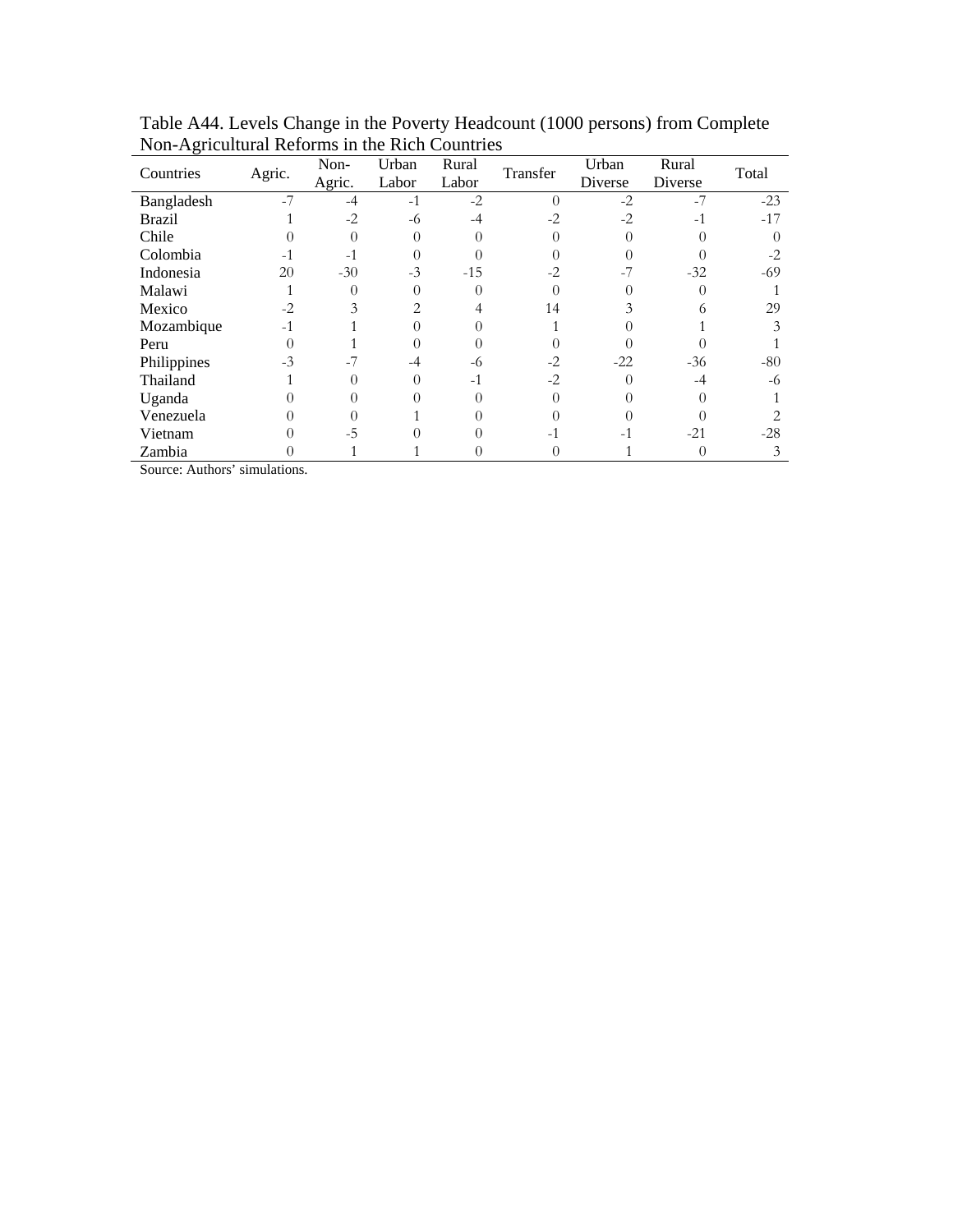Table A44. Levels Change in the Poverty Headcount (1000 persons) from Complete Non-Agricultural Reforms in the Rich Countries

| Countries | Agric. | Non-Agric. | Urban Labor | Rural Labor | Transfer | Urban Diverse | Rural Diverse | Total |
|---|---|---|---|---|---|---|---|---|
| Bangladesh | -7 | -4 | -1 | -2 | 0 | -2 | -7 | -23 |
| Brazil | 1 | -2 | -6 | -4 | -2 | -2 | -1 | -17 |
| Chile | 0 | 0 | 0 | 0 | 0 | 0 | 0 | 0 |
| Colombia | -1 | -1 | 0 | 0 | 0 | 0 | 0 | -2 |
| Indonesia | 20 | -30 | -3 | -15 | -2 | -7 | -32 | -69 |
| Malawi | 1 | 0 | 0 | 0 | 0 | 0 | 0 | 1 |
| Mexico | -2 | 3 | 2 | 4 | 14 | 3 | 6 | 29 |
| Mozambique | -1 | 1 | 0 | 0 | 1 | 0 | 1 | 3 |
| Peru | 0 | 1 | 0 | 0 | 0 | 0 | 0 | 1 |
| Philippines | -3 | -7 | -4 | -6 | -2 | -22 | -36 | -80 |
| Thailand | 1 | 0 | 0 | -1 | -2 | 0 | -4 | -6 |
| Uganda | 0 | 0 | 0 | 0 | 0 | 0 | 0 | 1 |
| Venezuela | 0 | 0 | 1 | 0 | 0 | 0 | 0 | 2 |
| Vietnam | 0 | -5 | 0 | 0 | -1 | -1 | -21 | -28 |
| Zambia | 0 | 1 | 1 | 0 | 0 | 1 | 0 | 3 |

Source: Authors' simulations.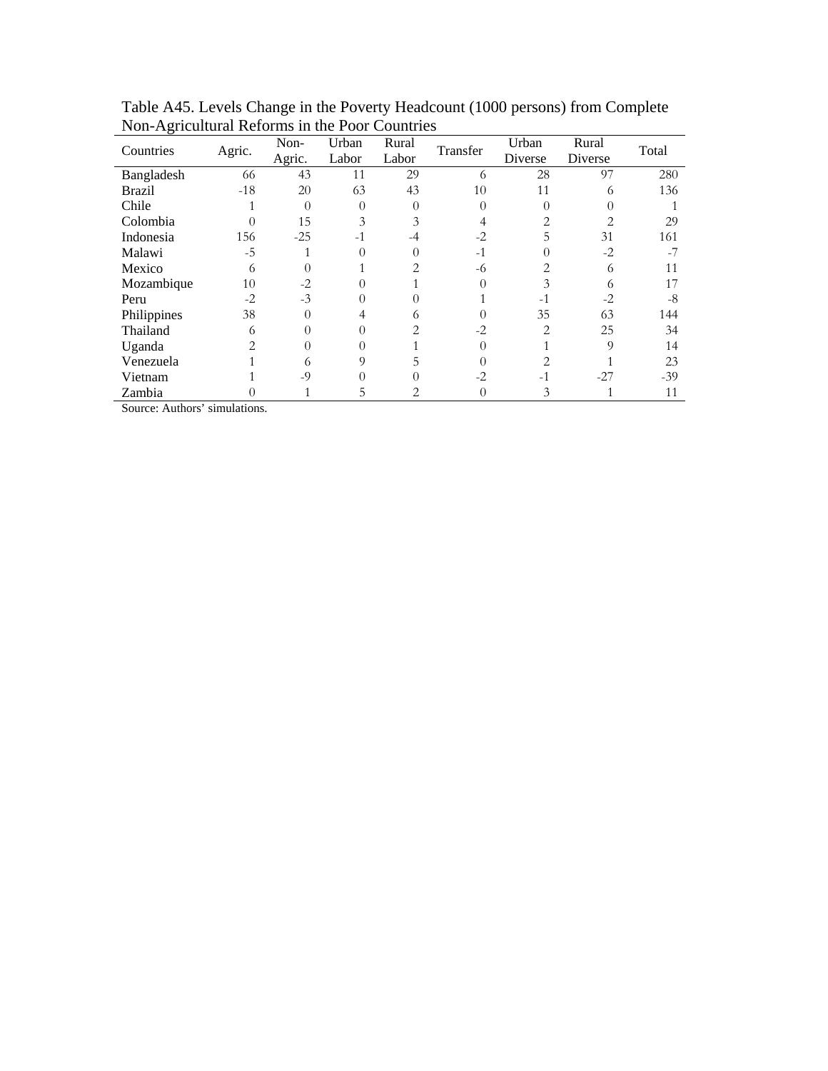Table A45. Levels Change in the Poverty Headcount (1000 persons) from Complete Non-Agricultural Reforms in the Poor Countries

| Countries | Agric. | Non-Agric. | Urban Labor | Rural Labor | Transfer | Urban Diverse | Rural Diverse | Total |
|---|---|---|---|---|---|---|---|---|
| Bangladesh | 66 | 43 | 11 | 29 | 6 | 28 | 97 | 280 |
| Brazil | -18 | 20 | 63 | 43 | 10 | 11 | 6 | 136 |
| Chile | 1 | 0 | 0 | 0 | 0 | 0 | 0 | 1 |
| Colombia | 0 | 15 | 3 | 3 | 4 | 2 | 2 | 29 |
| Indonesia | 156 | -25 | -1 | -4 | -2 | 5 | 31 | 161 |
| Malawi | -5 | 1 | 0 | 0 | -1 | 0 | -2 | -7 |
| Mexico | 6 | 0 | 1 | 2 | -6 | 2 | 6 | 11 |
| Mozambique | 10 | -2 | 0 | 1 | 0 | 3 | 6 | 17 |
| Peru | -2 | -3 | 0 | 0 | 1 | -1 | -2 | -8 |
| Philippines | 38 | 0 | 4 | 6 | 0 | 35 | 63 | 144 |
| Thailand | 6 | 0 | 0 | 2 | -2 | 2 | 25 | 34 |
| Uganda | 2 | 0 | 0 | 1 | 0 | 1 | 9 | 14 |
| Venezuela | 1 | 6 | 9 | 5 | 0 | 2 | 1 | 23 |
| Vietnam | 1 | -9 | 0 | 0 | -2 | -1 | -27 | -39 |
| Zambia | 0 | 1 | 5 | 2 | 0 | 3 | 1 | 11 |

Source: Authors' simulations.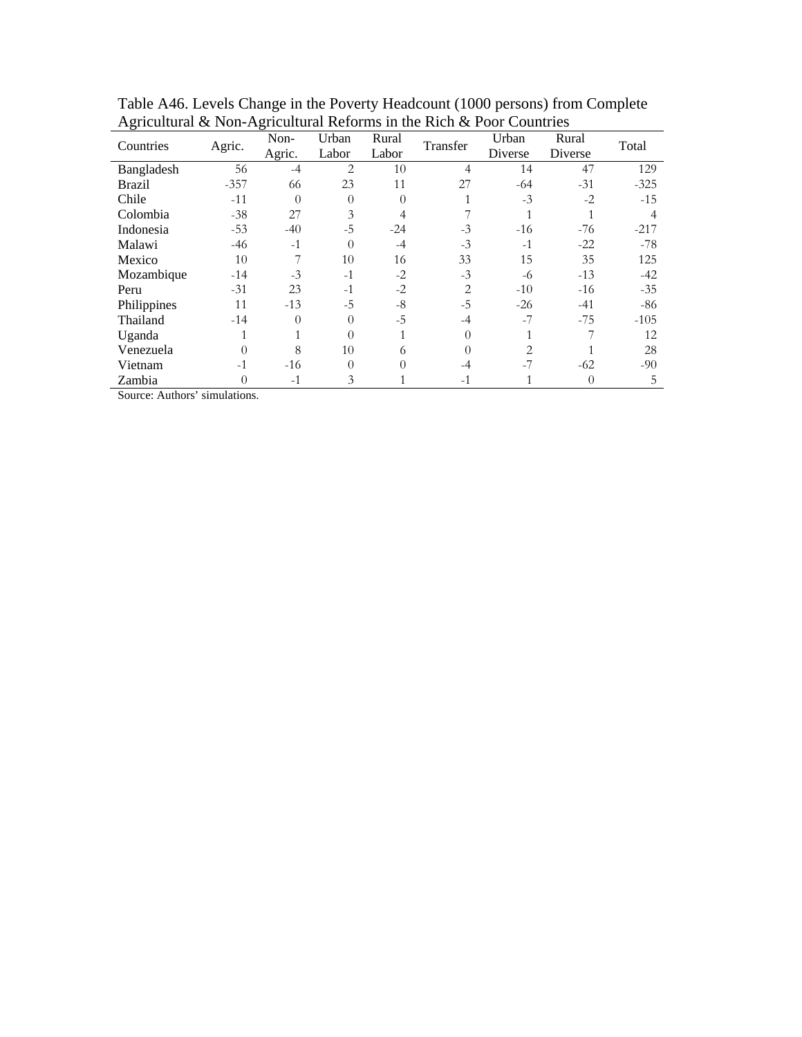Table A46. Levels Change in the Poverty Headcount (1000 persons) from Complete Agricultural & Non-Agricultural Reforms in the Rich & Poor Countries

| Countries | Agric. | Non-Agric. | Urban Labor | Rural Labor | Transfer | Urban Diverse | Rural Diverse | Total |
|---|---|---|---|---|---|---|---|---|
| Bangladesh | 56 | -4 | 2 | 10 | 4 | 14 | 47 | 129 |
| Brazil | -357 | 66 | 23 | 11 | 27 | -64 | -31 | -325 |
| Chile | -11 | 0 | 0 | 0 | 1 | -3 | -2 | -15 |
| Colombia | -38 | 27 | 3 | 4 | 7 | 1 | 1 | 4 |
| Indonesia | -53 | -40 | -5 | -24 | -3 | -16 | -76 | -217 |
| Malawi | -46 | -1 | 0 | -4 | -3 | -1 | -22 | -78 |
| Mexico | 10 | 7 | 10 | 16 | 33 | 15 | 35 | 125 |
| Mozambique | -14 | -3 | -1 | -2 | -3 | -6 | -13 | -42 |
| Peru | -31 | 23 | -1 | -2 | 2 | -10 | -16 | -35 |
| Philippines | 11 | -13 | -5 | -8 | -5 | -26 | -41 | -86 |
| Thailand | -14 | 0 | 0 | -5 | -4 | -7 | -75 | -105 |
| Uganda | 1 | 1 | 0 | 1 | 0 | 1 | 7 | 12 |
| Venezuela | 0 | 8 | 10 | 6 | 0 | 2 | 1 | 28 |
| Vietnam | -1 | -16 | 0 | 0 | -4 | -7 | -62 | -90 |
| Zambia | 0 | -1 | 3 | 1 | -1 | 1 | 0 | 5 |

Source: Authors' simulations.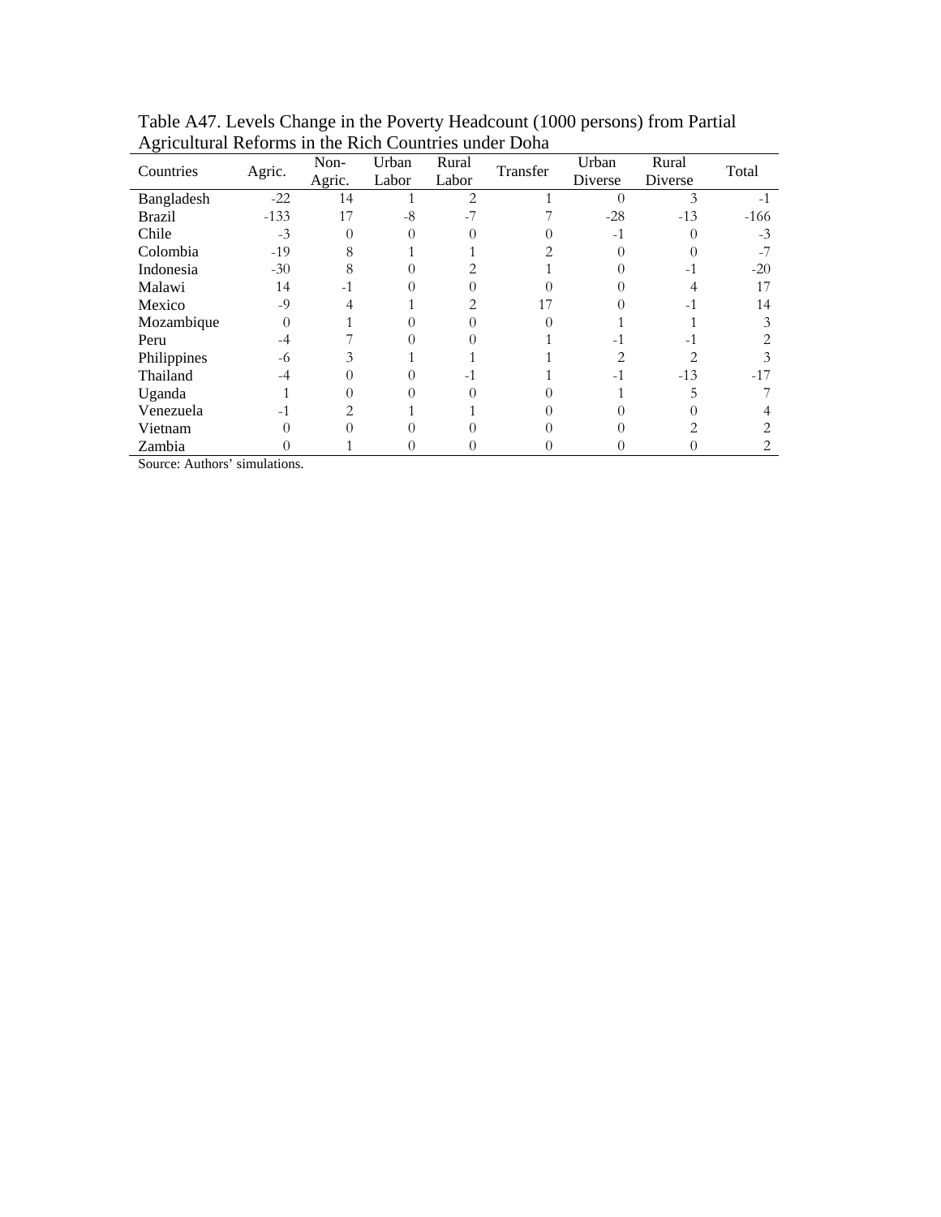Table A47. Levels Change in the Poverty Headcount (1000 persons) from Partial Agricultural Reforms in the Rich Countries under Doha

| Countries | Agric. | Non-Agric. | Urban Labor | Rural Labor | Transfer | Urban Diverse | Rural Diverse | Total |
|---|---|---|---|---|---|---|---|---|
| Bangladesh | -22 | 14 | 1 | 2 | 1 | 0 | 3 | -1 |
| Brazil | -133 | 17 | -8 | -7 | 7 | -28 | -13 | -166 |
| Chile | -3 | 0 | 0 | 0 | 0 | -1 | 0 | -3 |
| Colombia | -19 | 8 | 1 | 1 | 2 | 0 | 0 | -7 |
| Indonesia | -30 | 8 | 0 | 2 | 1 | 0 | -1 | -20 |
| Malawi | 14 | -1 | 0 | 0 | 0 | 0 | 4 | 17 |
| Mexico | -9 | 4 | 1 | 2 | 17 | 0 | -1 | 14 |
| Mozambique | 0 | 1 | 0 | 0 | 0 | 1 | 1 | 3 |
| Peru | -4 | 7 | 0 | 0 | 1 | -1 | -1 | 2 |
| Philippines | -6 | 3 | 1 | 1 | 1 | 2 | 2 | 3 |
| Thailand | -4 | 0 | 0 | -1 | 1 | -1 | -13 | -17 |
| Uganda | 1 | 0 | 0 | 0 | 0 | 1 | 5 | 7 |
| Venezuela | -1 | 2 | 1 | 1 | 0 | 0 | 0 | 4 |
| Vietnam | 0 | 0 | 0 | 0 | 0 | 0 | 2 | 2 |
| Zambia | 0 | 1 | 0 | 0 | 0 | 0 | 0 | 2 |

Source: Authors' simulations.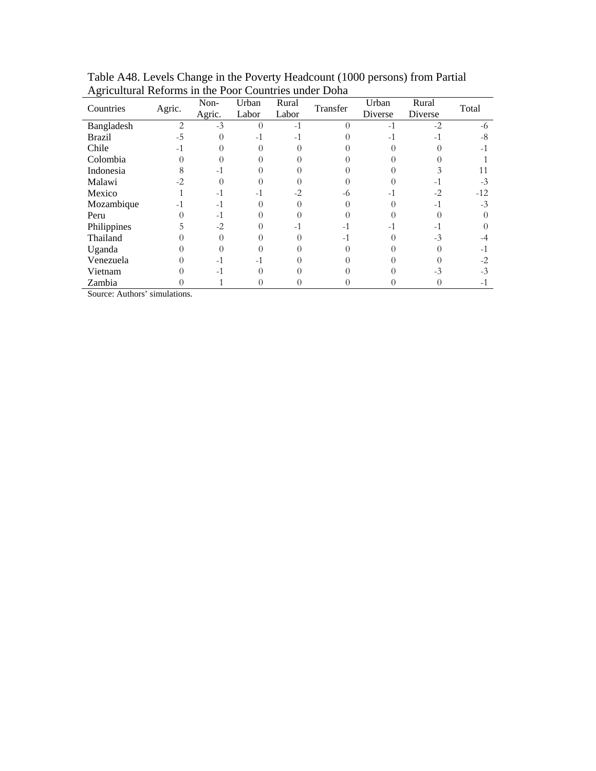Table A48. Levels Change in the Poverty Headcount (1000 persons) from Partial Agricultural Reforms in the Poor Countries under Doha

| Countries | Agric. | Non-Agric. | Urban Labor | Rural Labor | Transfer | Urban Diverse | Rural Diverse | Total |
|---|---|---|---|---|---|---|---|---|
| Bangladesh | 2 | -3 | 0 | -1 | 0 | -1 | -2 | -6 |
| Brazil | -5 | 0 | -1 | -1 | 0 | -1 | -1 | -8 |
| Chile | -1 | 0 | 0 | 0 | 0 | 0 | 0 | -1 |
| Colombia | 0 | 0 | 0 | 0 | 0 | 0 | 0 | 1 |
| Indonesia | 8 | -1 | 0 | 0 | 0 | 0 | 3 | 11 |
| Malawi | -2 | 0 | 0 | 0 | 0 | 0 | -1 | -3 |
| Mexico | 1 | -1 | -1 | -2 | -6 | -1 | -2 | -12 |
| Mozambique | -1 | -1 | 0 | 0 | 0 | 0 | -1 | -3 |
| Peru | 0 | -1 | 0 | 0 | 0 | 0 | 0 | 0 |
| Philippines | 5 | -2 | 0 | -1 | -1 | -1 | -1 | 0 |
| Thailand | 0 | 0 | 0 | 0 | -1 | 0 | -3 | -4 |
| Uganda | 0 | 0 | 0 | 0 | 0 | 0 | 0 | -1 |
| Venezuela | 0 | -1 | -1 | 0 | 0 | 0 | 0 | -2 |
| Vietnam | 0 | -1 | 0 | 0 | 0 | 0 | -3 | -3 |
| Zambia | 0 | 1 | 0 | 0 | 0 | 0 | 0 | -1 |

Source: Authors' simulations.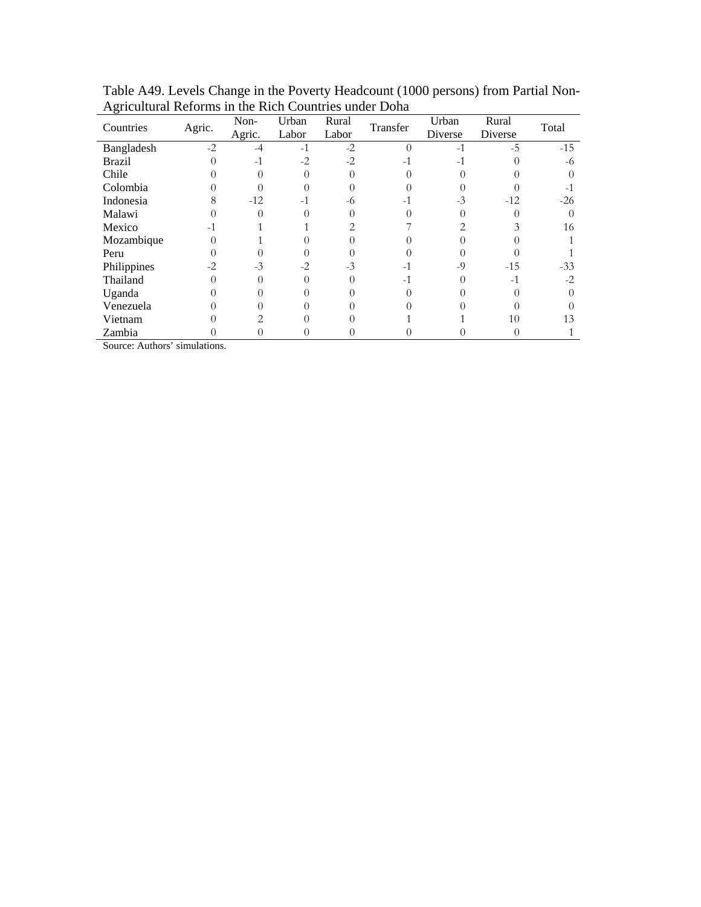Table A49. Levels Change in the Poverty Headcount (1000 persons) from Partial Non-Agricultural Reforms in the Rich Countries under Doha

| Countries | Agric. | Non-Agric. | Urban Labor | Rural Labor | Transfer | Urban Diverse | Rural Diverse | Total |
|---|---|---|---|---|---|---|---|---|
| Bangladesh | -2 | -4 | -1 | -2 | 0 | -1 | -5 | -15 |
| Brazil | 0 | -1 | -2 | -2 | -1 | -1 | 0 | -6 |
| Chile | 0 | 0 | 0 | 0 | 0 | 0 | 0 | 0 |
| Colombia | 0 | 0 | 0 | 0 | 0 | 0 | 0 | -1 |
| Indonesia | 8 | -12 | -1 | -6 | -1 | -3 | -12 | -26 |
| Malawi | 0 | 0 | 0 | 0 | 0 | 0 | 0 | 0 |
| Mexico | -1 | 1 | 1 | 2 | 7 | 2 | 3 | 16 |
| Mozambique | 0 | 1 | 0 | 0 | 0 | 0 | 0 | 1 |
| Peru | 0 | 0 | 0 | 0 | 0 | 0 | 0 | 1 |
| Philippines | -2 | -3 | -2 | -3 | -1 | -9 | -15 | -33 |
| Thailand | 0 | 0 | 0 | 0 | -1 | 0 | -1 | -2 |
| Uganda | 0 | 0 | 0 | 0 | 0 | 0 | 0 | 0 |
| Venezuela | 0 | 0 | 0 | 0 | 0 | 0 | 0 | 0 |
| Vietnam | 0 | 2 | 0 | 0 | 1 | 1 | 10 | 13 |
| Zambia | 0 | 0 | 0 | 0 | 0 | 0 | 0 | 1 |

Source: Authors' simulations.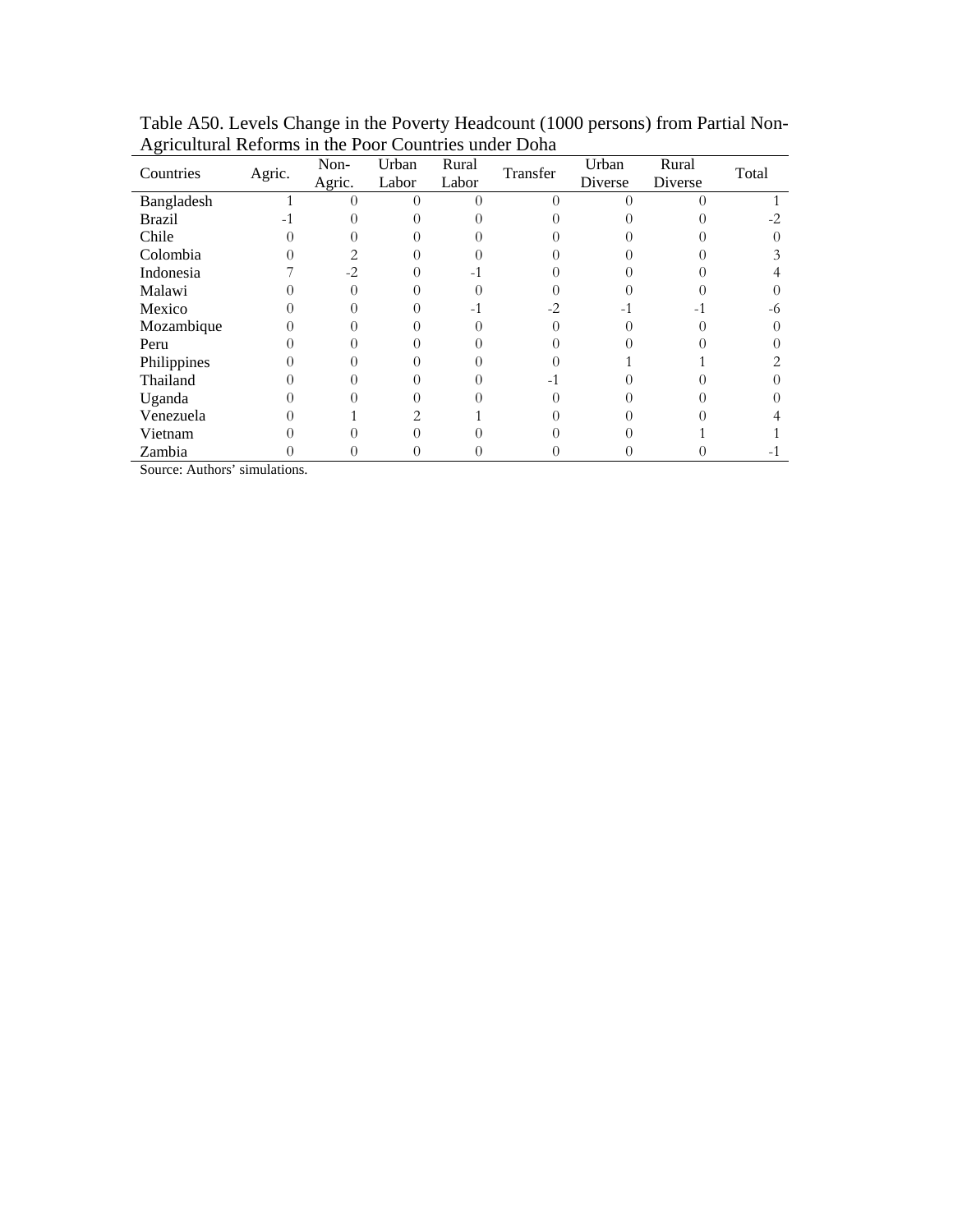Table A50. Levels Change in the Poverty Headcount (1000 persons) from Partial Non-Agricultural Reforms in the Poor Countries under Doha

| Countries | Agric. | Non-Agric. | Urban Labor | Rural Labor | Transfer | Urban Diverse | Rural Diverse | Total |
|---|---|---|---|---|---|---|---|---|
| Bangladesh | 1 | 0 | 0 | 0 | 0 | 0 | 0 | 1 |
| Brazil | -1 | 0 | 0 | 0 | 0 | 0 | 0 | -2 |
| Chile | 0 | 0 | 0 | 0 | 0 | 0 | 0 | 0 |
| Colombia | 0 | 2 | 0 | 0 | 0 | 0 | 0 | 3 |
| Indonesia | 7 | -2 | 0 | -1 | 0 | 0 | 0 | 4 |
| Malawi | 0 | 0 | 0 | 0 | 0 | 0 | 0 | 0 |
| Mexico | 0 | 0 | 0 | -1 | -2 | -1 | -1 | -6 |
| Mozambique | 0 | 0 | 0 | 0 | 0 | 0 | 0 | 0 |
| Peru | 0 | 0 | 0 | 0 | 0 | 0 | 0 | 0 |
| Philippines | 0 | 0 | 0 | 0 | 0 | 1 | 1 | 2 |
| Thailand | 0 | 0 | 0 | 0 | -1 | 0 | 0 | 0 |
| Uganda | 0 | 0 | 0 | 0 | 0 | 0 | 0 | 0 |
| Venezuela | 0 | 1 | 2 | 1 | 0 | 0 | 0 | 4 |
| Vietnam | 0 | 0 | 0 | 0 | 0 | 0 | 1 | 1 |
| Zambia | 0 | 0 | 0 | 0 | 0 | 0 | 0 | -1 |

Source: Authors' simulations.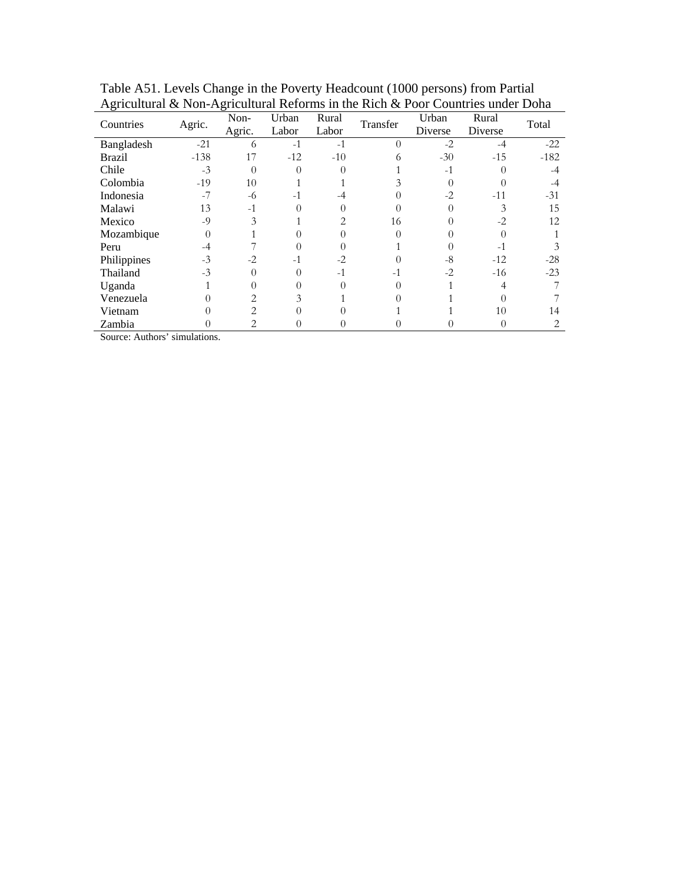Table A51. Levels Change in the Poverty Headcount (1000 persons) from Partial Agricultural & Non-Agricultural Reforms in the Rich & Poor Countries under Doha

| Countries | Agric. | Non-Agric. | Urban Labor | Rural Labor | Transfer | Urban Diverse | Rural Diverse | Total |
|---|---|---|---|---|---|---|---|---|
| Bangladesh | -21 | 6 | -1 | -1 | 0 | -2 | -4 | -22 |
| Brazil | -138 | 17 | -12 | -10 | 6 | -30 | -15 | -182 |
| Chile | -3 | 0 | 0 | 0 | 1 | -1 | 0 | -4 |
| Colombia | -19 | 10 | 1 | 1 | 3 | 0 | 0 | -4 |
| Indonesia | -7 | -6 | -1 | -4 | 0 | -2 | -11 | -31 |
| Malawi | 13 | -1 | 0 | 0 | 0 | 0 | 3 | 15 |
| Mexico | -9 | 3 | 1 | 2 | 16 | 0 | -2 | 12 |
| Mozambique | 0 | 1 | 0 | 0 | 0 | 0 | 0 | 1 |
| Peru | -4 | 7 | 0 | 0 | 1 | 0 | -1 | 3 |
| Philippines | -3 | -2 | -1 | -2 | 0 | -8 | -12 | -28 |
| Thailand | -3 | 0 | 0 | -1 | -1 | -2 | -16 | -23 |
| Uganda | 1 | 0 | 0 | 0 | 0 | 1 | 4 | 7 |
| Venezuela | 0 | 2 | 3 | 1 | 0 | 1 | 0 | 7 |
| Vietnam | 0 | 2 | 0 | 0 | 1 | 1 | 10 | 14 |
| Zambia | 0 | 2 | 0 | 0 | 0 | 0 | 0 | 2 |

Source: Authors' simulations.